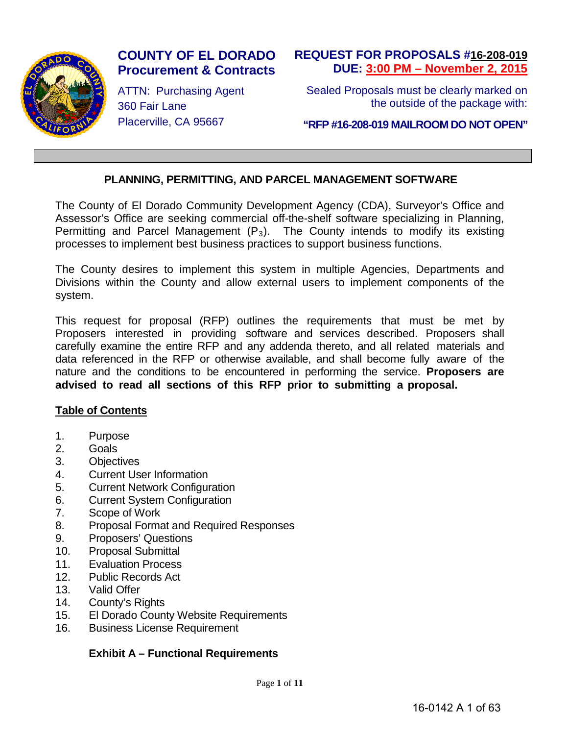**COUNTY OF EL DORADO**
**Procurement & Contracts**

ATTN: Purchasing Agent
360 Fair Lane
Placerville, CA 95667

**REQUEST FOR PROPOSALS #16-208-019**
**DUE: 3:00 PM – November 2, 2015**

Sealed Proposals must be clearly marked on the outside of the package with:

**"RFP #16-208-019 MAILROOM DO NOT OPEN"**

# PLANNING, PERMITTING, AND PARCEL MANAGEMENT SOFTWARE

The County of El Dorado Community Development Agency (CDA), Surveyor's Office and Assessor's Office are seeking commercial off-the-shelf software specializing in Planning, Permitting and Parcel Management ($P_3$). The County intends to modify its existing processes to implement best business practices to support business functions.

The County desires to implement this system in multiple Agencies, Departments and Divisions within the County and allow external users to implement components of the system.

This request for proposal (RFP) outlines the requirements that must be met by Proposers interested in providing software and services described. Proposers shall carefully examine the entire RFP and any addenda thereto, and all related materials and data referenced in the RFP or otherwise available, and shall become fully aware of the nature and the conditions to be encountered in performing the service. **Proposers are advised to read all sections of this RFP prior to submitting a proposal.**

## Table of Contents

1. Purpose
2. Goals
3. Objectives
4. Current User Information
5. Current Network Configuration
6. Current System Configuration
7. Scope of Work
8. Proposal Format and Required Responses
9. Proposers' Questions
10. Proposal Submittal
11. Evaluation Process
12. Public Records Act
13. Valid Offer
14. County's Rights
15. El Dorado County Website Requirements
16. Business License Requirement

**Exhibit A – Functional Requirements**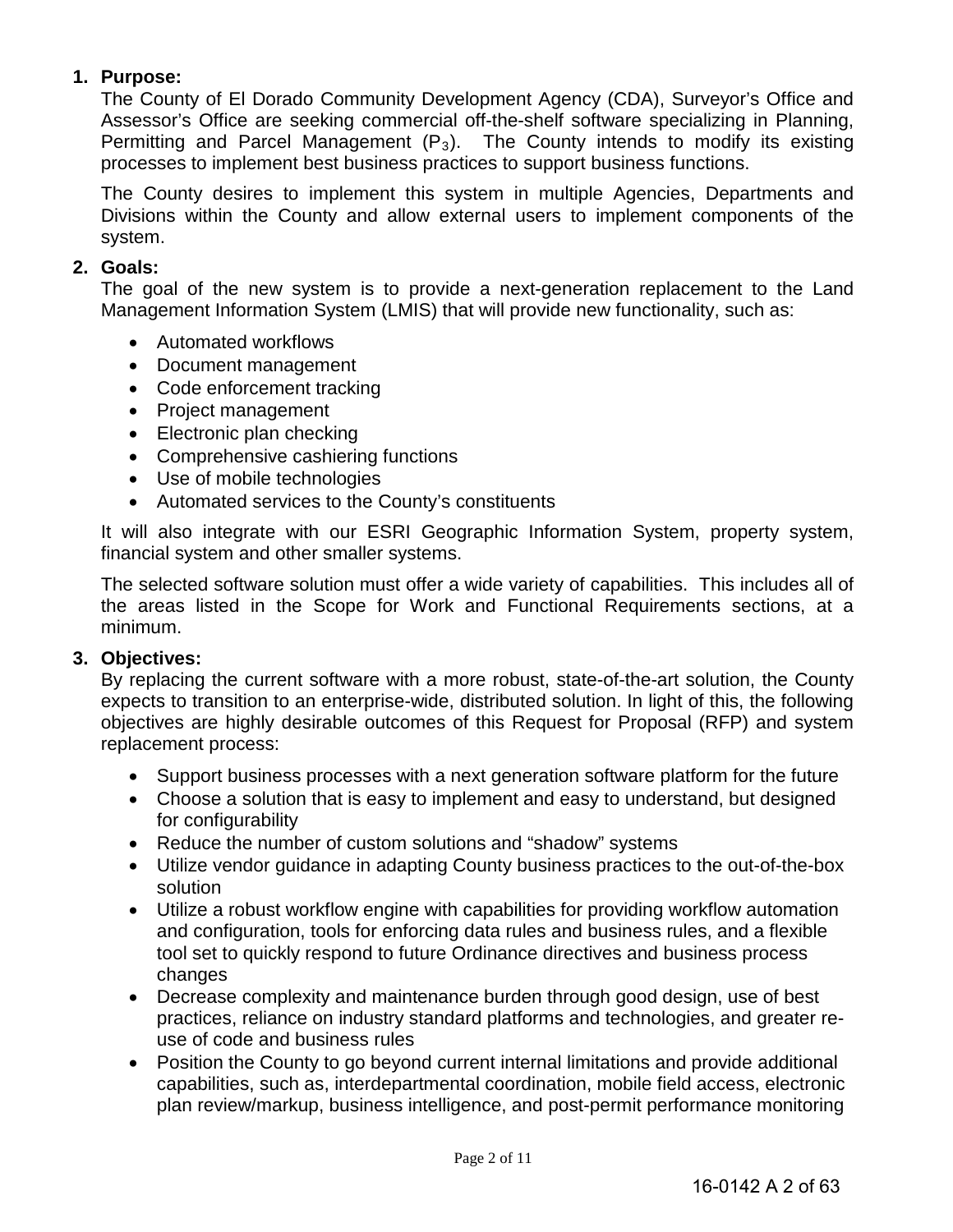1. **Purpose:**
   The County of El Dorado Community Development Agency (CDA), Surveyor's Office and Assessor's Office are seeking commercial off-the-shelf software specializing in Planning, Permitting and Parcel Management ($P_3$). The County intends to modify its existing processes to implement best business practices to support business functions.

   The County desires to implement this system in multiple Agencies, Departments and Divisions within the County and allow external users to implement components of the system.

2. **Goals:**
   The goal of the new system is to provide a next-generation replacement to the Land Management Information System (LMIS) that will provide new functionality, such as:

   - Automated workflows
   - Document management
   - Code enforcement tracking
   - Project management
   - Electronic plan checking
   - Comprehensive cashiering functions
   - Use of mobile technologies
   - Automated services to the County's constituents

   It will also integrate with our ESRI Geographic Information System, property system, financial system and other smaller systems.

   The selected software solution must offer a wide variety of capabilities. This includes all of the areas listed in the Scope for Work and Functional Requirements sections, at a minimum.

3. **Objectives:**
   By replacing the current software with a more robust, state-of-the-art solution, the County expects to transition to an enterprise-wide, distributed solution. In light of this, the following objectives are highly desirable outcomes of this Request for Proposal (RFP) and system replacement process:

   - Support business processes with a next generation software platform for the future
   - Choose a solution that is easy to implement and easy to understand, but designed for configurability
   - Reduce the number of custom solutions and "shadow" systems
   - Utilize vendor guidance in adapting County business practices to the out-of-the-box solution
   - Utilize a robust workflow engine with capabilities for providing workflow automation and configuration, tools for enforcing data rules and business rules, and a flexible tool set to quickly respond to future Ordinance directives and business process changes
   - Decrease complexity and maintenance burden through good design, use of best practices, reliance on industry standard platforms and technologies, and greater re-use of code and business rules
   - Position the County to go beyond current internal limitations and provide additional capabilities, such as, interdepartmental coordination, mobile field access, electronic plan review/markup, business intelligence, and post-permit performance monitoring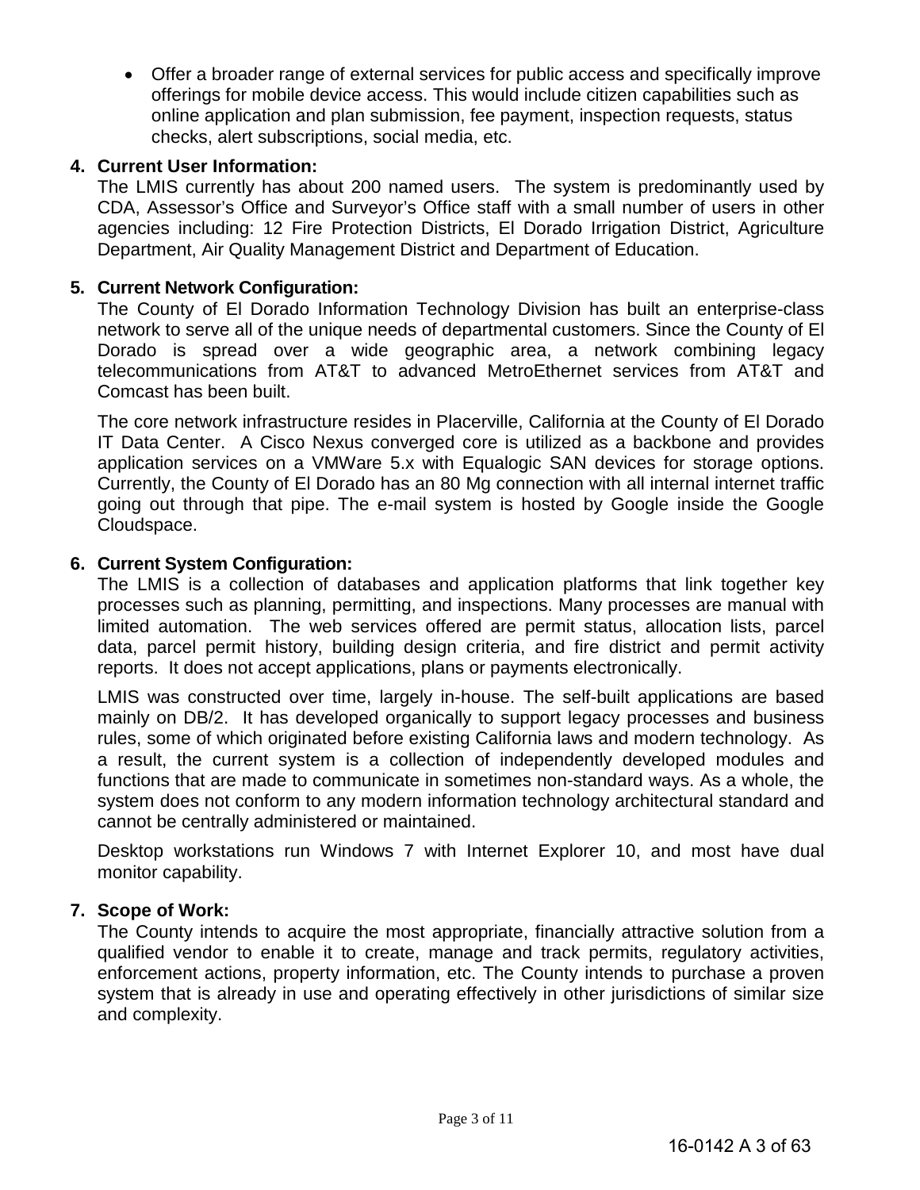- Offer a broader range of external services for public access and specifically improve offerings for mobile device access. This would include citizen capabilities such as online application and plan submission, fee payment, inspection requests, status checks, alert subscriptions, social media, etc.

**4. Current User Information:**

The LMIS currently has about 200 named users. The system is predominantly used by CDA, Assessor's Office and Surveyor's Office staff with a small number of users in other agencies including: 12 Fire Protection Districts, El Dorado Irrigation District, Agriculture Department, Air Quality Management District and Department of Education.

**5. Current Network Configuration:**

The County of El Dorado Information Technology Division has built an enterprise-class network to serve all of the unique needs of departmental customers. Since the County of El Dorado is spread over a wide geographic area, a network combining legacy telecommunications from AT&T to advanced MetroEthernet services from AT&T and Comcast has been built.

The core network infrastructure resides in Placerville, California at the County of El Dorado IT Data Center. A Cisco Nexus converged core is utilized as a backbone and provides application services on a VMWare 5.x with Equalogic SAN devices for storage options. Currently, the County of El Dorado has an 80 Mg connection with all internal internet traffic going out through that pipe. The e-mail system is hosted by Google inside the Google Cloudspace.

**6. Current System Configuration:**

The LMIS is a collection of databases and application platforms that link together key processes such as planning, permitting, and inspections. Many processes are manual with limited automation. The web services offered are permit status, allocation lists, parcel data, parcel permit history, building design criteria, and fire district and permit activity reports. It does not accept applications, plans or payments electronically.

LMIS was constructed over time, largely in-house. The self-built applications are based mainly on DB/2. It has developed organically to support legacy processes and business rules, some of which originated before existing California laws and modern technology. As a result, the current system is a collection of independently developed modules and functions that are made to communicate in sometimes non-standard ways. As a whole, the system does not conform to any modern information technology architectural standard and cannot be centrally administered or maintained.

Desktop workstations run Windows 7 with Internet Explorer 10, and most have dual monitor capability.

**7. Scope of Work:**

The County intends to acquire the most appropriate, financially attractive solution from a qualified vendor to enable it to create, manage and track permits, regulatory activities, enforcement actions, property information, etc. The County intends to purchase a proven system that is already in use and operating effectively in other jurisdictions of similar size and complexity.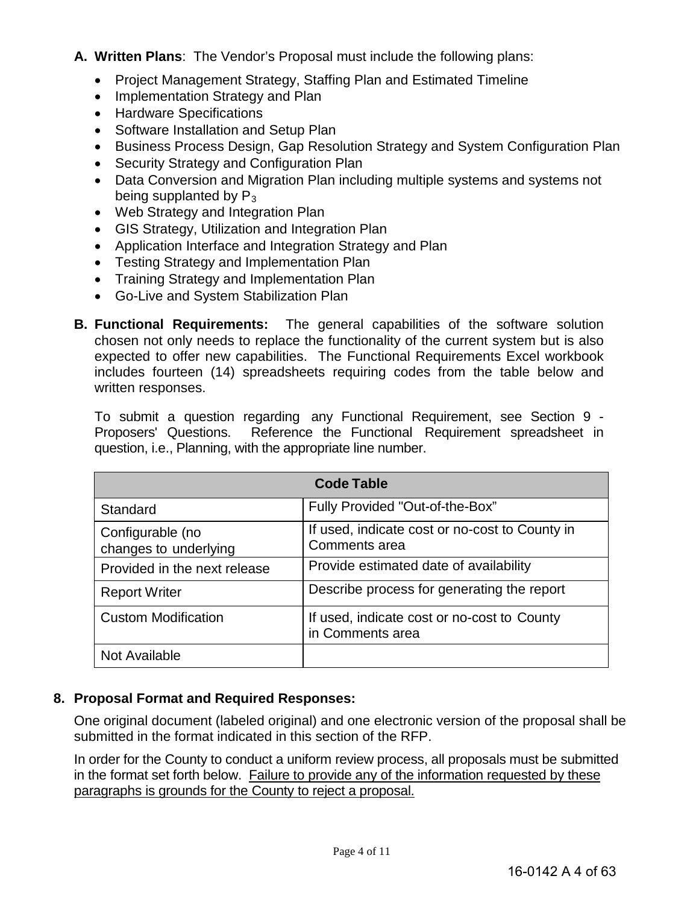**A. Written Plans**: The Vendor's Proposal must include the following plans:

- Project Management Strategy, Staffing Plan and Estimated Timeline
- Implementation Strategy and Plan
- Hardware Specifications
- Software Installation and Setup Plan
- Business Process Design, Gap Resolution Strategy and System Configuration Plan
- Security Strategy and Configuration Plan
- Data Conversion and Migration Plan including multiple systems and systems not being supplanted by $P_3$
- Web Strategy and Integration Plan
- GIS Strategy, Utilization and Integration Plan
- Application Interface and Integration Strategy and Plan
- Testing Strategy and Implementation Plan
- Training Strategy and Implementation Plan
- Go-Live and System Stabilization Plan

**B. Functional Requirements:** The general capabilities of the software solution chosen not only needs to replace the functionality of the current system but is also expected to offer new capabilities. The Functional Requirements Excel workbook includes fourteen (14) spreadsheets requiring codes from the table below and written responses.

To submit a question regarding any Functional Requirement, see Section 9 - Proposers' Questions. Reference the Functional Requirement spreadsheet in question, i.e., Planning, with the appropriate line number.

| Code Table | |
|---|---|
| Standard | Fully Provided "Out-of-the-Box" |
| Configurable (no changes to underlying | If used, indicate cost or no-cost to County in Comments area |
| Provided in the next release | Provide estimated date of availability |
| Report Writer | Describe process for generating the report |
| Custom Modification | If used, indicate cost or no-cost to County in Comments area |
| Not Available | |

## 8. Proposal Format and Required Responses:

One original document (labeled original) and one electronic version of the proposal shall be submitted in the format indicated in this section of the RFP.

In order for the County to conduct a uniform review process, all proposals must be submitted in the format set forth below. Failure to provide any of the information requested by these paragraphs is grounds for the County to reject a proposal.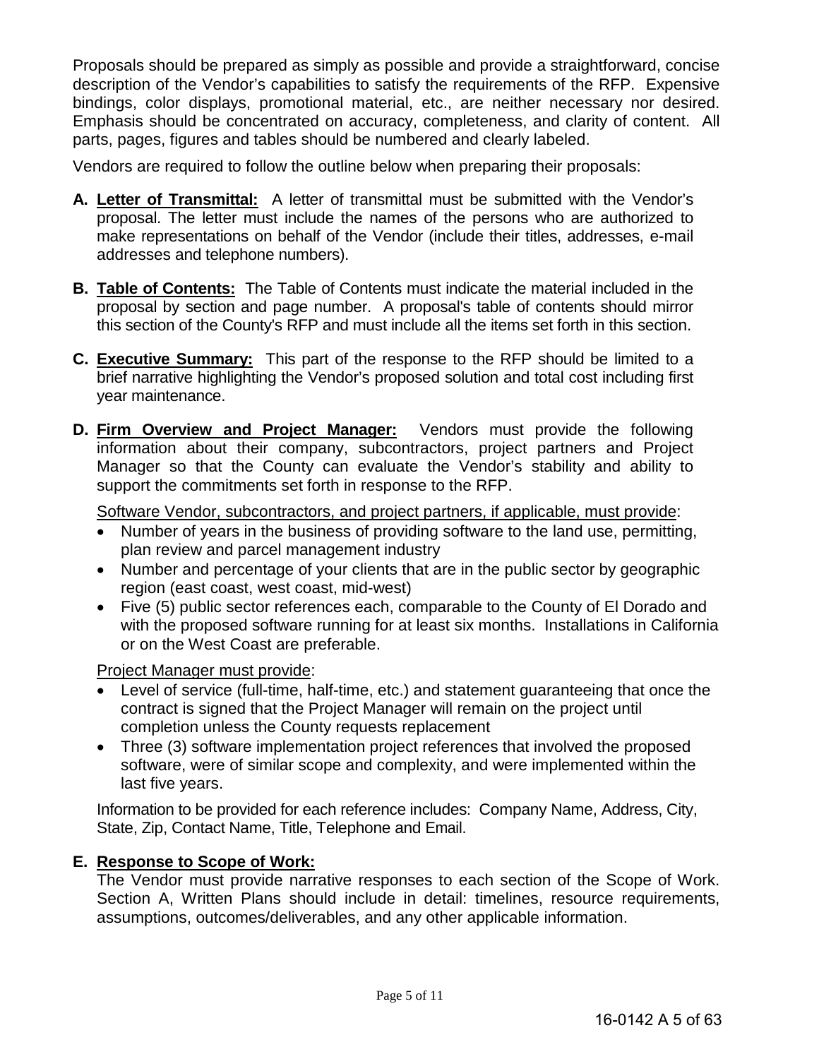Proposals should be prepared as simply as possible and provide a straightforward, concise description of the Vendor's capabilities to satisfy the requirements of the RFP. Expensive bindings, color displays, promotional material, etc., are neither necessary nor desired. Emphasis should be concentrated on accuracy, completeness, and clarity of content. All parts, pages, figures and tables should be numbered and clearly labeled.

Vendors are required to follow the outline below when preparing their proposals:

**A. Letter of Transmittal:** A letter of transmittal must be submitted with the Vendor's proposal. The letter must include the names of the persons who are authorized to make representations on behalf of the Vendor (include their titles, addresses, e-mail addresses and telephone numbers).

**B. Table of Contents:** The Table of Contents must indicate the material included in the proposal by section and page number. A proposal's table of contents should mirror this section of the County's RFP and must include all the items set forth in this section.

**C. Executive Summary:** This part of the response to the RFP should be limited to a brief narrative highlighting the Vendor's proposed solution and total cost including first year maintenance.

**D. Firm Overview and Project Manager:** Vendors must provide the following information about their company, subcontractors, project partners and Project Manager so that the County can evaluate the Vendor's stability and ability to support the commitments set forth in response to the RFP.

Software Vendor, subcontractors, and project partners, if applicable, must provide:

- Number of years in the business of providing software to the land use, permitting, plan review and parcel management industry
- Number and percentage of your clients that are in the public sector by geographic region (east coast, west coast, mid-west)
- Five (5) public sector references each, comparable to the County of El Dorado and with the proposed software running for at least six months. Installations in California or on the West Coast are preferable.

Project Manager must provide:

- Level of service (full-time, half-time, etc.) and statement guaranteeing that once the contract is signed that the Project Manager will remain on the project until completion unless the County requests replacement
- Three (3) software implementation project references that involved the proposed software, were of similar scope and complexity, and were implemented within the last five years.

Information to be provided for each reference includes: Company Name, Address, City, State, Zip, Contact Name, Title, Telephone and Email.

**E. Response to Scope of Work:**

The Vendor must provide narrative responses to each section of the Scope of Work. Section A, Written Plans should include in detail: timelines, resource requirements, assumptions, outcomes/deliverables, and any other applicable information.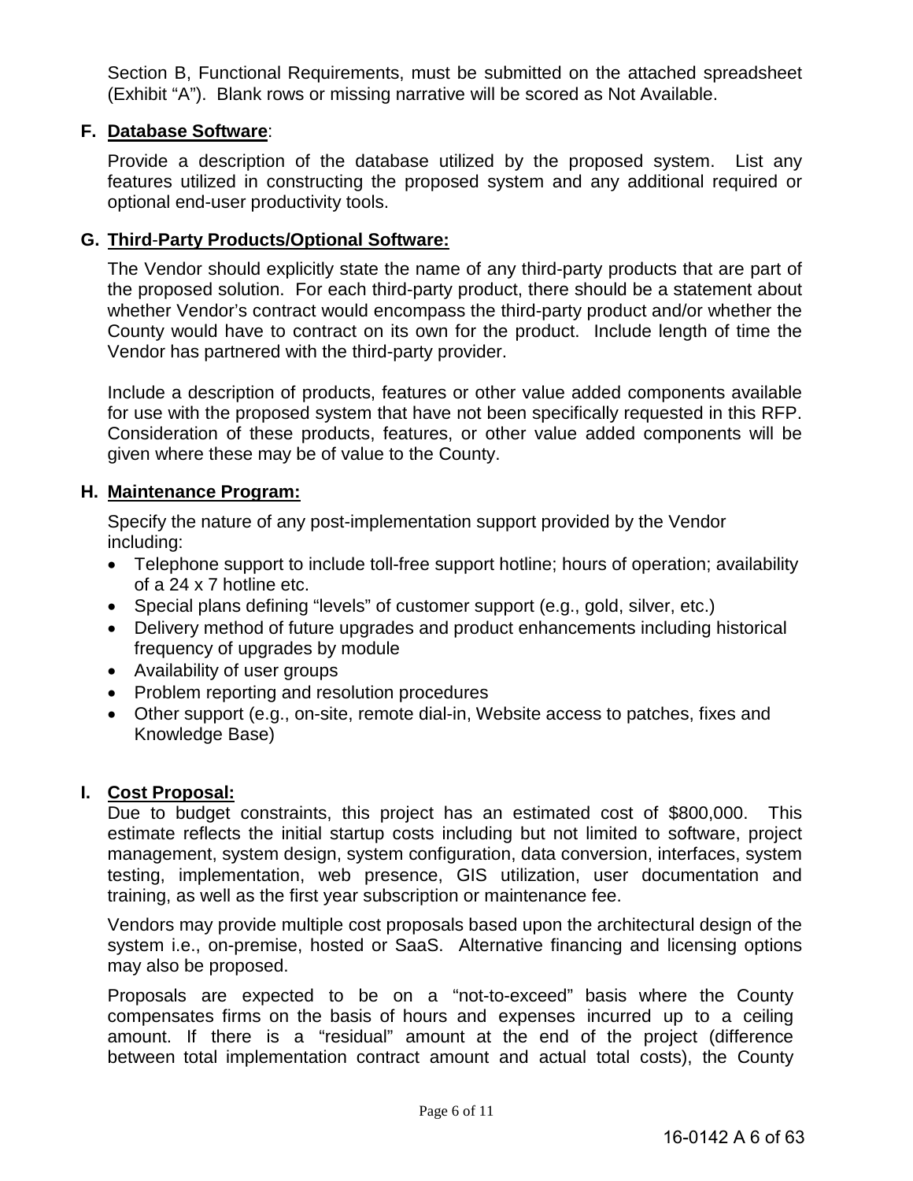Section B, Functional Requirements, must be submitted on the attached spreadsheet (Exhibit "A"). Blank rows or missing narrative will be scored as Not Available.

**F. Database Software:**

Provide a description of the database utilized by the proposed system. List any features utilized in constructing the proposed system and any additional required or optional end-user productivity tools.

**G. Third-Party Products/Optional Software:**

The Vendor should explicitly state the name of any third-party products that are part of the proposed solution. For each third-party product, there should be a statement about whether Vendor's contract would encompass the third-party product and/or whether the County would have to contract on its own for the product. Include length of time the Vendor has partnered with the third-party provider.

Include a description of products, features or other value added components available for use with the proposed system that have not been specifically requested in this RFP. Consideration of these products, features, or other value added components will be given where these may be of value to the County.

**H. Maintenance Program:**

Specify the nature of any post-implementation support provided by the Vendor including:

- Telephone support to include toll-free support hotline; hours of operation; availability of a 24 x 7 hotline etc.
- Special plans defining "levels" of customer support (e.g., gold, silver, etc.)
- Delivery method of future upgrades and product enhancements including historical frequency of upgrades by module
- Availability of user groups
- Problem reporting and resolution procedures
- Other support (e.g., on-site, remote dial-in, Website access to patches, fixes and Knowledge Base)

**I. Cost Proposal:**

Due to budget constraints, this project has an estimated cost of $800,000. This estimate reflects the initial startup costs including but not limited to software, project management, system design, system configuration, data conversion, interfaces, system testing, implementation, web presence, GIS utilization, user documentation and training, as well as the first year subscription or maintenance fee.

Vendors may provide multiple cost proposals based upon the architectural design of the system i.e., on-premise, hosted or SaaS. Alternative financing and licensing options may also be proposed.

Proposals are expected to be on a "not-to-exceed" basis where the County compensates firms on the basis of hours and expenses incurred up to a ceiling amount. If there is a "residual" amount at the end of the project (difference between total implementation contract amount and actual total costs), the County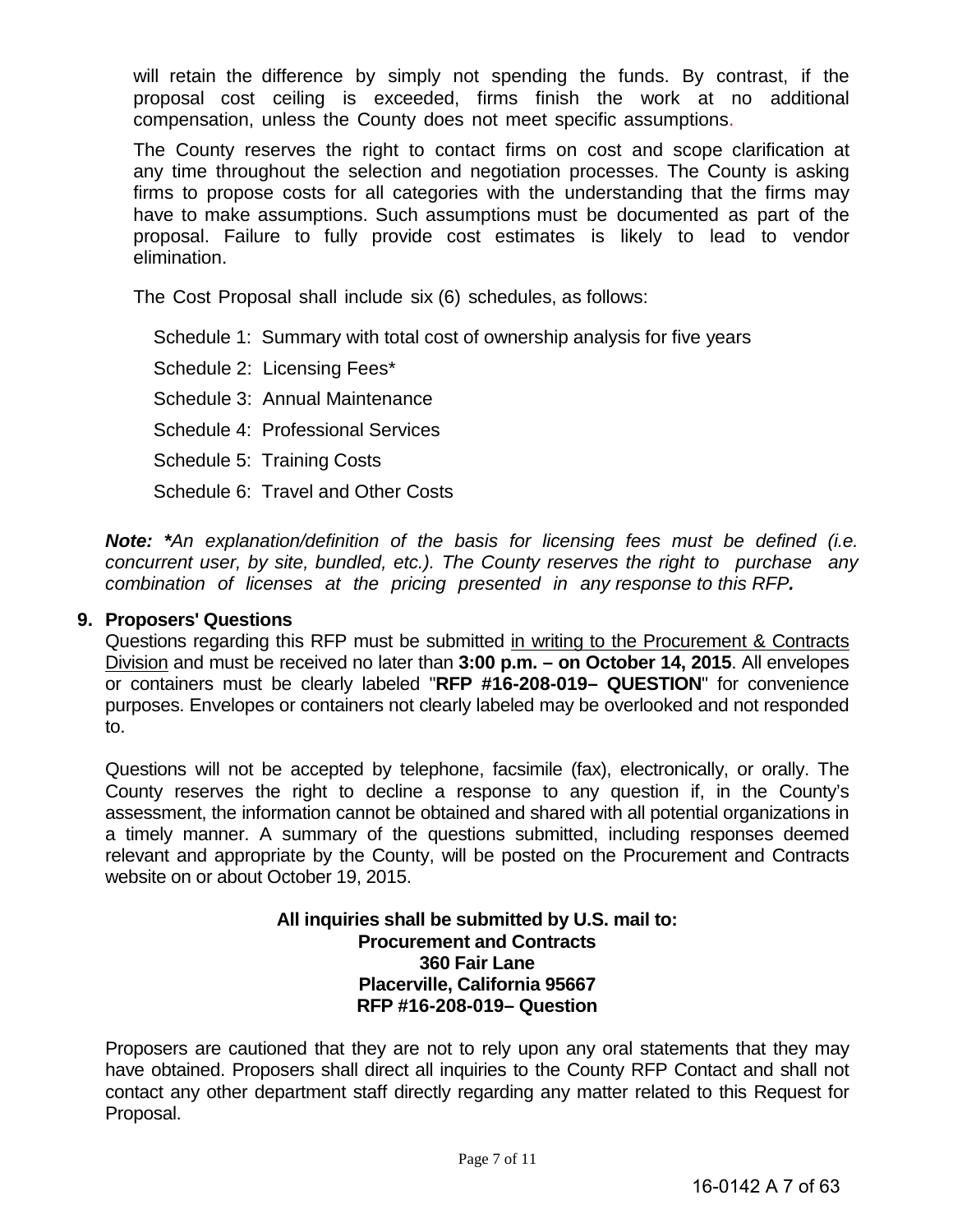will retain the difference by simply not spending the funds. By contrast, if the proposal cost ceiling is exceeded, firms finish the work at no additional compensation, unless the County does not meet specific assumptions.

The County reserves the right to contact firms on cost and scope clarification at any time throughout the selection and negotiation processes. The County is asking firms to propose costs for all categories with the understanding that the firms may have to make assumptions. Such assumptions must be documented as part of the proposal. Failure to fully provide cost estimates is likely to lead to vendor elimination.

The Cost Proposal shall include six (6) schedules, as follows:

Schedule 1: Summary with total cost of ownership analysis for five years

Schedule 2: Licensing Fees*

Schedule 3: Annual Maintenance

Schedule 4: Professional Services

Schedule 5: Training Costs

Schedule 6: Travel and Other Costs

***Note: ****An explanation/definition of the basis for licensing fees must be defined (i.e. concurrent user, by site, bundled, etc.). The County reserves the right to purchase any combination of licenses at the pricing presented in any response to this RFP**.*

## 9. Proposers' Questions

Questions regarding this RFP must be submitted <u>in writing to the Procurement & Contracts Division</u> and must be received no later than **3:00 p.m. – on October 14, 2015**. All envelopes or containers must be clearly labeled "**RFP #16-208-019– QUESTION**" for convenience purposes. Envelopes or containers not clearly labeled may be overlooked and not responded to.

Questions will not be accepted by telephone, facsimile (fax), electronically, or orally. The County reserves the right to decline a response to any question if, in the County's assessment, the information cannot be obtained and shared with all potential organizations in a timely manner. A summary of the questions submitted, including responses deemed relevant and appropriate by the County, will be posted on the Procurement and Contracts website on or about October 19, 2015.

**All inquiries shall be submitted by U.S. mail to:**
**Procurement and Contracts**
**360 Fair Lane**
**Placerville, California 95667**
**RFP #16-208-019– Question**

Proposers are cautioned that they are not to rely upon any oral statements that they may have obtained. Proposers shall direct all inquiries to the County RFP Contact and shall not contact any other department staff directly regarding any matter related to this Request for Proposal.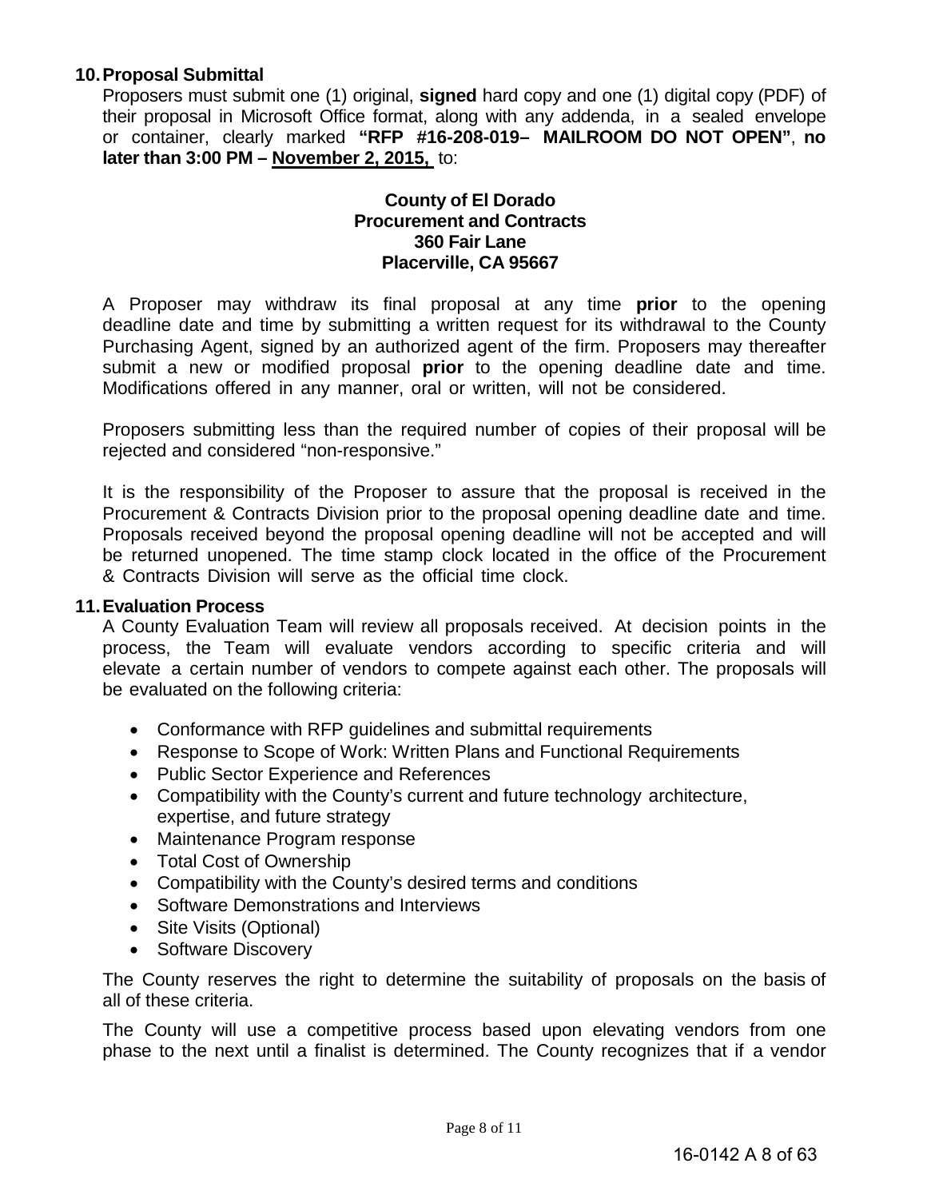## 10. Proposal Submittal

Proposers must submit one (1) original, **signed** hard copy and one (1) digital copy (PDF) of their proposal in Microsoft Office format, along with any addenda, in a sealed envelope or container, clearly marked **"RFP #16-208-019– MAILROOM DO NOT OPEN"**, **no later than 3:00 PM – <u>November 2, 2015,</u>** to:

**County of El Dorado**
**Procurement and Contracts**
**360 Fair Lane**
**Placerville, CA 95667**

A Proposer may withdraw its final proposal at any time **prior** to the opening deadline date and time by submitting a written request for its withdrawal to the County Purchasing Agent, signed by an authorized agent of the firm. Proposers may thereafter submit a new or modified proposal **prior** to the opening deadline date and time. Modifications offered in any manner, oral or written, will not be considered.

Proposers submitting less than the required number of copies of their proposal will be rejected and considered "non-responsive."

It is the responsibility of the Proposer to assure that the proposal is received in the Procurement & Contracts Division prior to the proposal opening deadline date and time. Proposals received beyond the proposal opening deadline will not be accepted and will be returned unopened. The time stamp clock located in the office of the Procurement & Contracts Division will serve as the official time clock.

## 11. Evaluation Process

A County Evaluation Team will review all proposals received. At decision points in the process, the Team will evaluate vendors according to specific criteria and will elevate a certain number of vendors to compete against each other. The proposals will be evaluated on the following criteria:

- Conformance with RFP guidelines and submittal requirements
- Response to Scope of Work: Written Plans and Functional Requirements
- Public Sector Experience and References
- Compatibility with the County's current and future technology architecture, expertise, and future strategy
- Maintenance Program response
- Total Cost of Ownership
- Compatibility with the County's desired terms and conditions
- Software Demonstrations and Interviews
- Site Visits (Optional)
- Software Discovery

The County reserves the right to determine the suitability of proposals on the basis of all of these criteria.

The County will use a competitive process based upon elevating vendors from one phase to the next until a finalist is determined. The County recognizes that if a vendor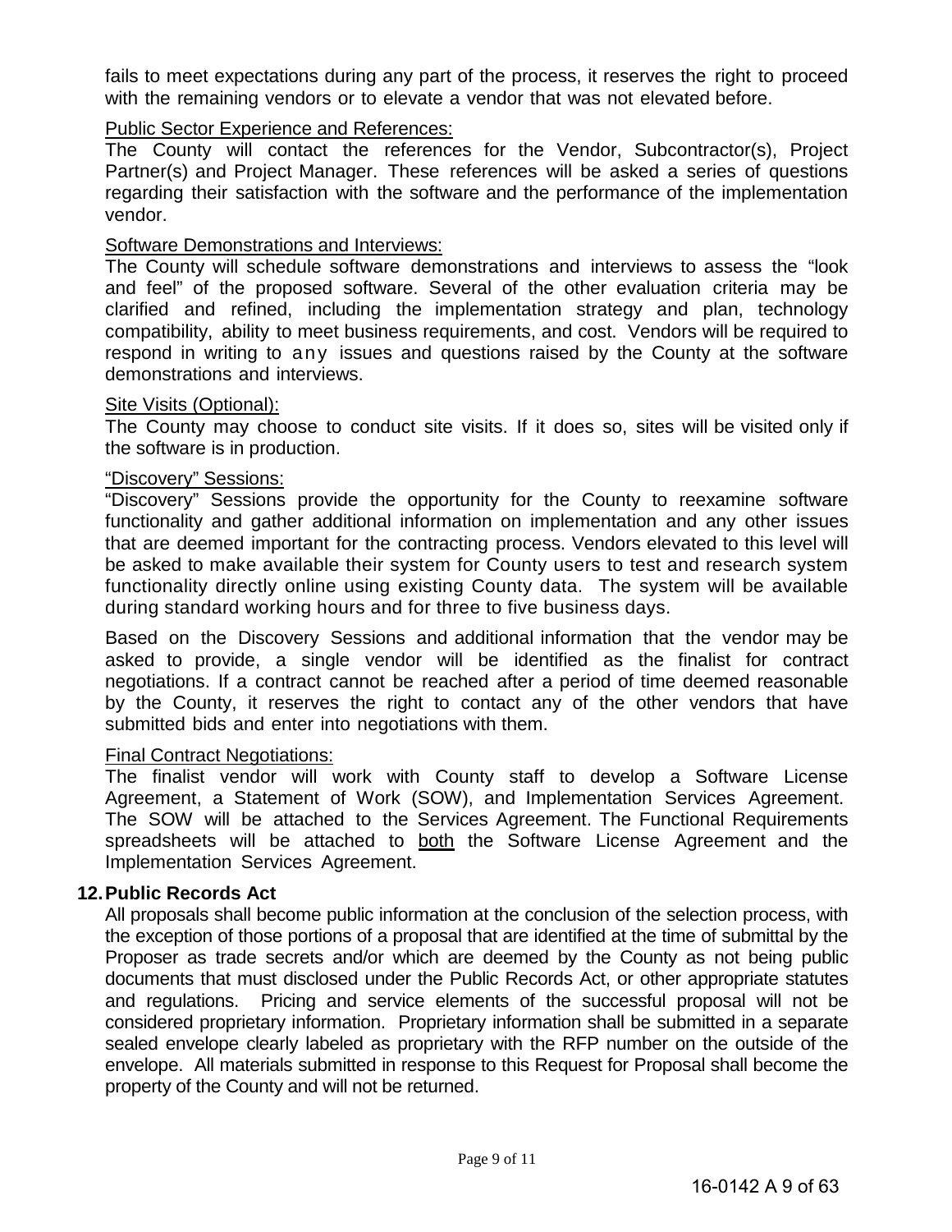fails to meet expectations during any part of the process, it reserves the right to proceed with the remaining vendors or to elevate a vendor that was not elevated before.

<u>Public Sector Experience and References:</u>

The County will contact the references for the Vendor, Subcontractor(s), Project Partner(s) and Project Manager. These references will be asked a series of questions regarding their satisfaction with the software and the performance of the implementation vendor.

<u>Software Demonstrations and Interviews:</u>

The County will schedule software demonstrations and interviews to assess the "look and feel" of the proposed software. Several of the other evaluation criteria may be clarified and refined, including the implementation strategy and plan, technology compatibility, ability to meet business requirements, and cost. Vendors will be required to respond in writing to any issues and questions raised by the County at the software demonstrations and interviews.

<u>Site Visits (Optional):</u>

The County may choose to conduct site visits. If it does so, sites will be visited only if the software is in production.

<u>"Discovery" Sessions:</u>

"Discovery" Sessions provide the opportunity for the County to reexamine software functionality and gather additional information on implementation and any other issues that are deemed important for the contracting process. Vendors elevated to this level will be asked to make available their system for County users to test and research system functionality directly online using existing County data. The system will be available during standard working hours and for three to five business days.

Based on the Discovery Sessions and additional information that the vendor may be asked to provide, a single vendor will be identified as the finalist for contract negotiations. If a contract cannot be reached after a period of time deemed reasonable by the County, it reserves the right to contact any of the other vendors that have submitted bids and enter into negotiations with them.

<u>Final Contract Negotiations:</u>

The finalist vendor will work with County staff to develop a Software License Agreement, a Statement of Work (SOW), and Implementation Services Agreement. The SOW will be attached to the Services Agreement. The Functional Requirements spreadsheets will be attached to <u>both</u> the Software License Agreement and the Implementation Services Agreement.

**12. Public Records Act**

All proposals shall become public information at the conclusion of the selection process, with the exception of those portions of a proposal that are identified at the time of submittal by the Proposer as trade secrets and/or which are deemed by the County as not being public documents that must disclosed under the Public Records Act, or other appropriate statutes and regulations. Pricing and service elements of the successful proposal will not be considered proprietary information. Proprietary information shall be submitted in a separate sealed envelope clearly labeled as proprietary with the RFP number on the outside of the envelope. All materials submitted in response to this Request for Proposal shall become the property of the County and will not be returned.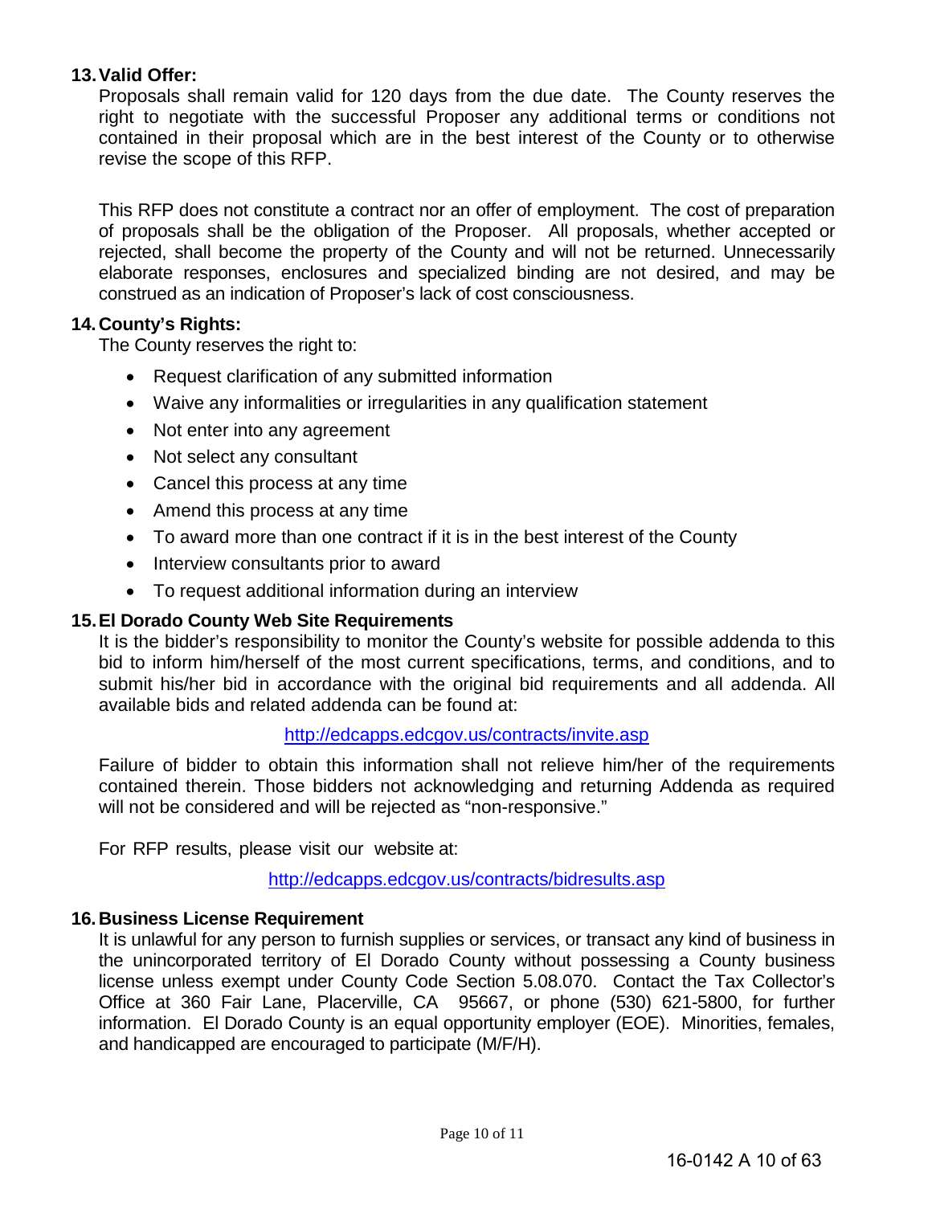**13. Valid Offer:**

Proposals shall remain valid for 120 days from the due date. The County reserves the right to negotiate with the successful Proposer any additional terms or conditions not contained in their proposal which are in the best interest of the County or to otherwise revise the scope of this RFP.

This RFP does not constitute a contract nor an offer of employment. The cost of preparation of proposals shall be the obligation of the Proposer. All proposals, whether accepted or rejected, shall become the property of the County and will not be returned. Unnecessarily elaborate responses, enclosures and specialized binding are not desired, and may be construed as an indication of Proposer's lack of cost consciousness.

**14. County's Rights:**

The County reserves the right to:

- Request clarification of any submitted information
- Waive any informalities or irregularities in any qualification statement
- Not enter into any agreement
- Not select any consultant
- Cancel this process at any time
- Amend this process at any time
- To award more than one contract if it is in the best interest of the County
- Interview consultants prior to award
- To request additional information during an interview

**15. El Dorado County Web Site Requirements**

It is the bidder's responsibility to monitor the County's website for possible addenda to this bid to inform him/herself of the most current specifications, terms, and conditions, and to submit his/her bid in accordance with the original bid requirements and all addenda. All available bids and related addenda can be found at:

http://edcapps.edcgov.us/contracts/invite.asp

Failure of bidder to obtain this information shall not relieve him/her of the requirements contained therein. Those bidders not acknowledging and returning Addenda as required will not be considered and will be rejected as "non-responsive."

For RFP results, please visit our website at:

http://edcapps.edcgov.us/contracts/bidresults.asp

**16. Business License Requirement**

It is unlawful for any person to furnish supplies or services, or transact any kind of business in the unincorporated territory of El Dorado County without possessing a County business license unless exempt under County Code Section 5.08.070. Contact the Tax Collector's Office at 360 Fair Lane, Placerville, CA 95667, or phone (530) 621-5800, for further information. El Dorado County is an equal opportunity employer (EOE). Minorities, females, and handicapped are encouraged to participate (M/F/H).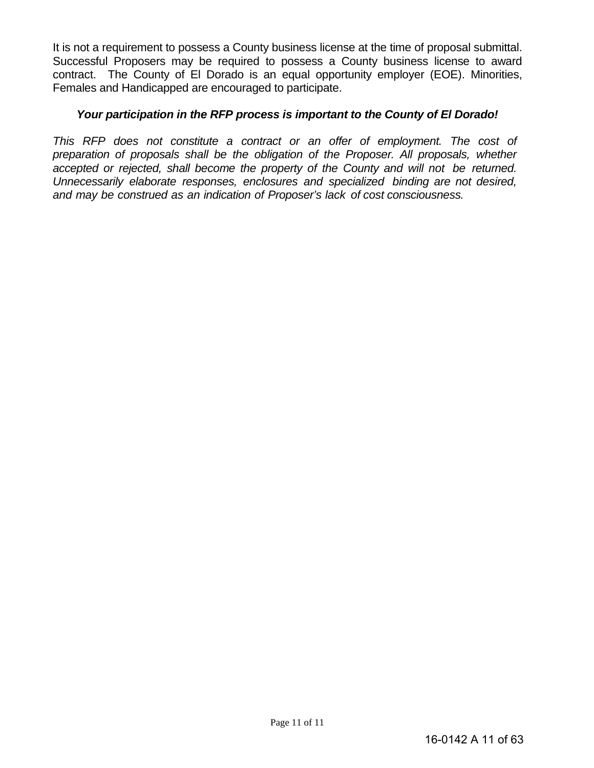It is not a requirement to possess a County business license at the time of proposal submittal. Successful Proposers may be required to possess a County business license to award contract. The County of El Dorado is an equal opportunity employer (EOE). Minorities, Females and Handicapped are encouraged to participate.

***Your participation in the RFP process is important to the County of El Dorado!***

*This RFP does not constitute a contract or an offer of employment. The cost of preparation of proposals shall be the obligation of the Proposer. All proposals, whether accepted or rejected, shall become the property of the County and will not be returned. Unnecessarily elaborate responses, enclosures and specialized binding are not desired, and may be construed as an indication of Proposer's lack of cost consciousness.*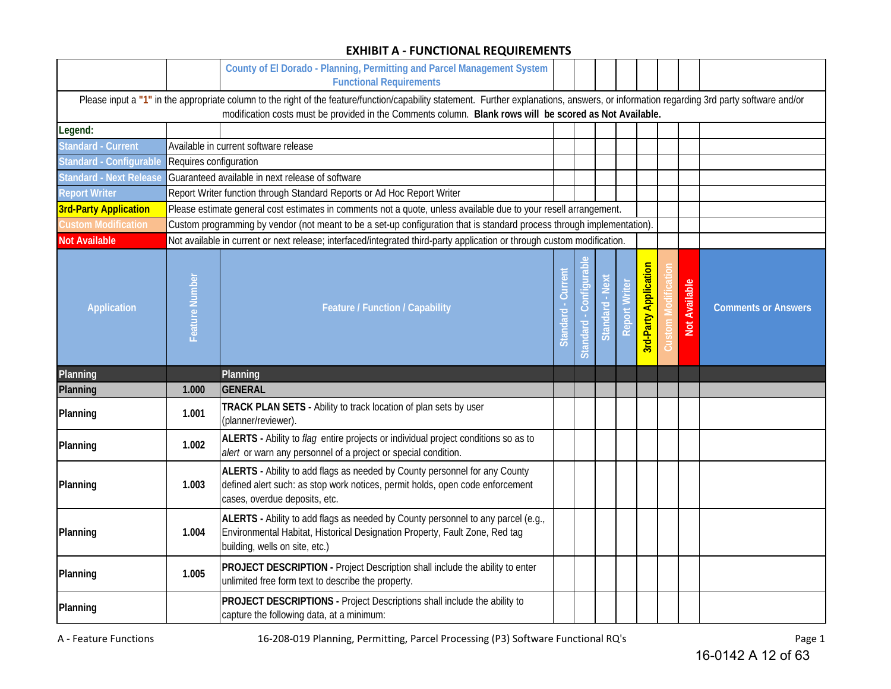## EXHIBIT A - FUNCTIONAL REQUIREMENTS

**County of El Dorado - Planning, Permitting and Parcel Management System Functional Requirements**

Please input a **"1"** in the appropriate column to the right of the feature/function/capability statement. Further explanations, answers, or information regarding 3rd party software and/or modification costs must be provided in the Comments column. **Blank rows will be scored as Not Available.**

**Legend:**

| Legend | Description |
|---|---|
| Standard - Current | Available in current software release |
| Standard - Configurable | Requires configuration |
| Standard - Next Release | Guaranteed available in next release of software |
| Report Writer | Report Writer function through Standard Reports or Ad Hoc Report Writer |
| 3rd-Party Application | Please estimate general cost estimates in comments not a quote, unless available due to your resell arrangement. |
| Custom Modification | Custom programming by vendor (not meant to be a set-up configuration that is standard process through implementation). |
| Not Available | Not available in current or next release; interfaced/integrated third-party application or through custom modification. |

| Application | Feature Number | Feature / Function / Capability | Standard - Current | Standard - Configurable | Standard - Next | Report Writer | 3rd-Party Application | Custom Modification | Not Available | Comments or Answers |
|---|---|---|---|---|---|---|---|---|---|---|
| **Planning** | | **Planning** | | | | | | | | |
| **Planning** | **1.000** | **GENERAL** | | | | | | | | |
| **Planning** | **1.001** | **TRACK PLAN SETS -** Ability to track location of plan sets by user (planner/reviewer). | | | | | | | | |
| **Planning** | **1.002** | **ALERTS -** Ability to *flag* entire projects or individual project conditions so as to *alert* or warn any personnel of a project or special condition. | | | | | | | | |
| **Planning** | **1.003** | **ALERTS -** Ability to add flags as needed by County personnel for any County defined alert such: as stop work notices, permit holds, open code enforcement cases, overdue deposits, etc. | | | | | | | | |
| **Planning** | **1.004** | **ALERTS -** Ability to add flags as needed by County personnel to any parcel (e.g., Environmental Habitat, Historical Designation Property, Fault Zone, Red tag building, wells on site, etc.) | | | | | | | | |
| **Planning** | **1.005** | **PROJECT DESCRIPTION -** Project Description shall include the ability to enter unlimited free form text to describe the property. | | | | | | | | |
| **Planning** | | **PROJECT DESCRIPTIONS -** Project Descriptions shall include the ability to capture the following data, at a minimum: | | | | | | | | |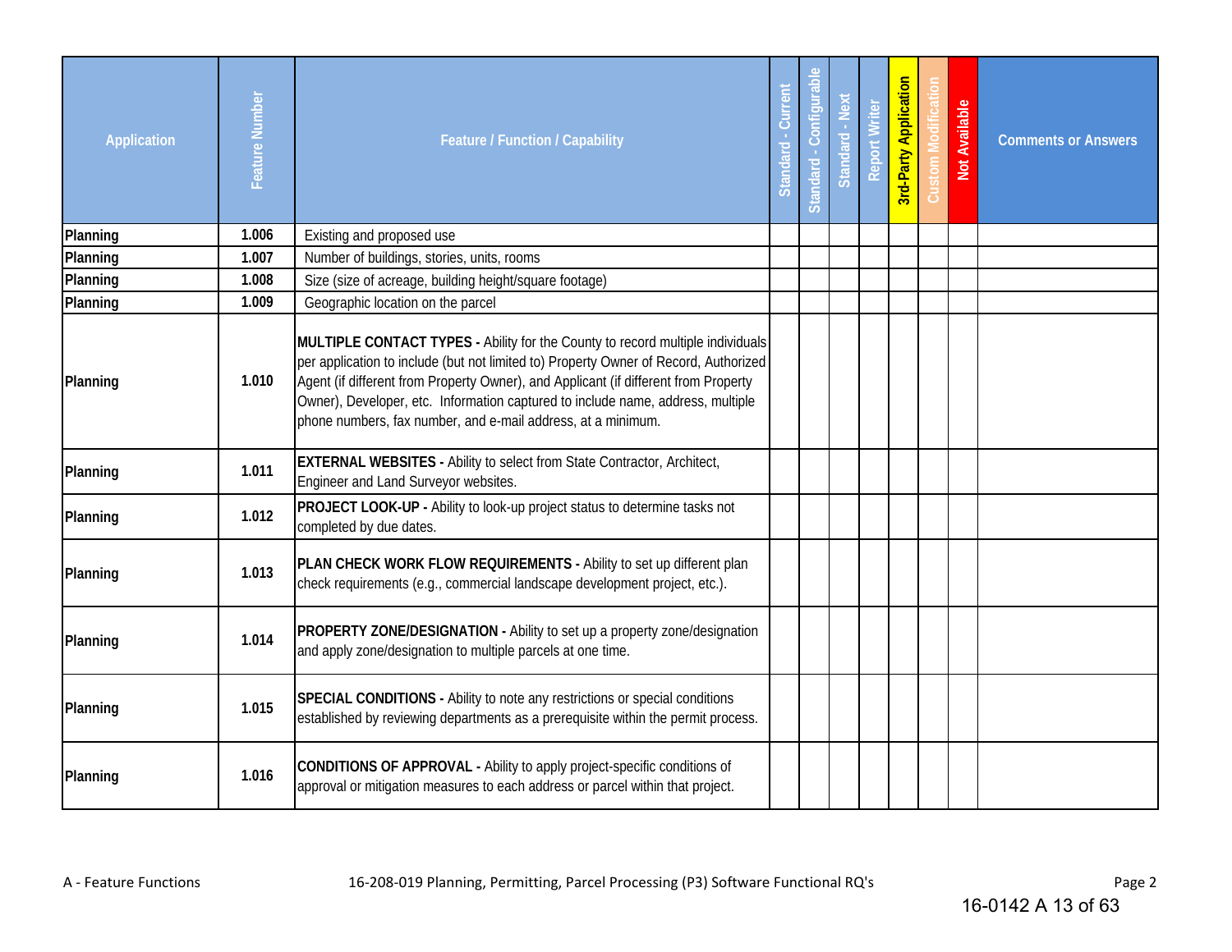| Application | Feature Number | Feature / Function / Capability | Standard - Current | Standard - Configurable | Standard - Next | Report Writer | 3rd-Party Application | Custom Modification | Not Available | Comments or Answers |
|---|---|---|---|---|---|---|---|---|---|---|
| **Planning** | **1.006** | Existing and proposed use | | | | | | | | |
| **Planning** | **1.007** | Number of buildings, stories, units, rooms | | | | | | | | |
| **Planning** | **1.008** | Size (size of acreage, building height/square footage) | | | | | | | | |
| **Planning** | **1.009** | Geographic location on the parcel | | | | | | | | |
| **Planning** | **1.010** | **MULTIPLE CONTACT TYPES -** Ability for the County to record multiple individuals per application to include (but not limited to) Property Owner of Record, Authorized Agent (if different from Property Owner), and Applicant (if different from Property Owner), Developer, etc. Information captured to include name, address, multiple phone numbers, fax number, and e-mail address, at a minimum. | | | | | | | | |
| **Planning** | **1.011** | **EXTERNAL WEBSITES -** Ability to select from State Contractor, Architect, Engineer and Land Surveyor websites. | | | | | | | | |
| **Planning** | **1.012** | **PROJECT LOOK-UP -** Ability to look-up project status to determine tasks not completed by due dates. | | | | | | | | |
| **Planning** | **1.013** | **PLAN CHECK WORK FLOW REQUIREMENTS -** Ability to set up different plan check requirements (e.g., commercial landscape development project, etc.). | | | | | | | | |
| **Planning** | **1.014** | **PROPERTY ZONE/DESIGNATION -** Ability to set up a property zone/designation and apply zone/designation to multiple parcels at one time. | | | | | | | | |
| **Planning** | **1.015** | **SPECIAL CONDITIONS -** Ability to note any restrictions or special conditions established by reviewing departments as a prerequisite within the permit process. | | | | | | | | |
| **Planning** | **1.016** | **CONDITIONS OF APPROVAL -** Ability to apply project-specific conditions of approval or mitigation measures to each address or parcel within that project. | | | | | | | | |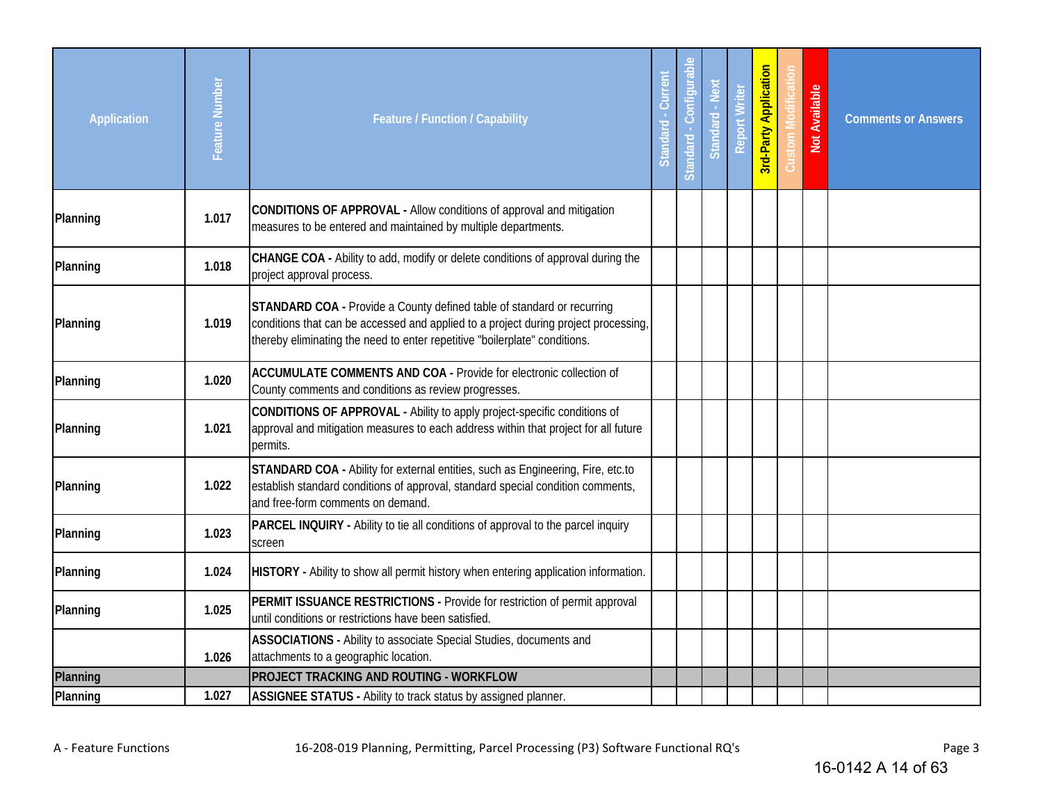| Application | Feature Number | Feature / Function / Capability | Standard - Current | Standard - Configurable | Standard - Next | Report Writer | 3rd-Party Application | Custom Modification | Not Available | Comments or Answers |
|---|---|---|---|---|---|---|---|---|---|---|
| Planning | 1.017 | **CONDITIONS OF APPROVAL -** Allow conditions of approval and mitigation measures to be entered and maintained by multiple departments. | | | | | | | | |
| Planning | 1.018 | **CHANGE COA -** Ability to add, modify or delete conditions of approval during the project approval process. | | | | | | | | |
| Planning | 1.019 | **STANDARD COA -** Provide a County defined table of standard or recurring conditions that can be accessed and applied to a project during project processing, thereby eliminating the need to enter repetitive "boilerplate" conditions. | | | | | | | | |
| Planning | 1.020 | **ACCUMULATE COMMENTS AND COA -** Provide for electronic collection of County comments and conditions as review progresses. | | | | | | | | |
| Planning | 1.021 | **CONDITIONS OF APPROVAL -** Ability to apply project-specific conditions of approval and mitigation measures to each address within that project for all future permits. | | | | | | | | |
| Planning | 1.022 | **STANDARD COA -** Ability for external entities, such as Engineering, Fire, etc.to establish standard conditions of approval, standard special condition comments, and free-form comments on demand. | | | | | | | | |
| Planning | 1.023 | **PARCEL INQUIRY -** Ability to tie all conditions of approval to the parcel inquiry screen | | | | | | | | |
| Planning | 1.024 | **HISTORY -** Ability to show all permit history when entering application information. | | | | | | | | |
| Planning | 1.025 | **PERMIT ISSUANCE RESTRICTIONS -** Provide for restriction of permit approval until conditions or restrictions have been satisfied. | | | | | | | | |
| | 1.026 | **ASSOCIATIONS -** Ability to associate Special Studies, documents and attachments to a geographic location. | | | | | | | | |
| **Planning** | | **PROJECT TRACKING AND ROUTING - WORKFLOW** | | | | | | | | |
| Planning | 1.027 | **ASSIGNEE STATUS -** Ability to track status by assigned planner. | | | | | | | | |

A - Feature Functions | 16-208-019 Planning, Permitting, Parcel Processing (P3) Software Functional RQ's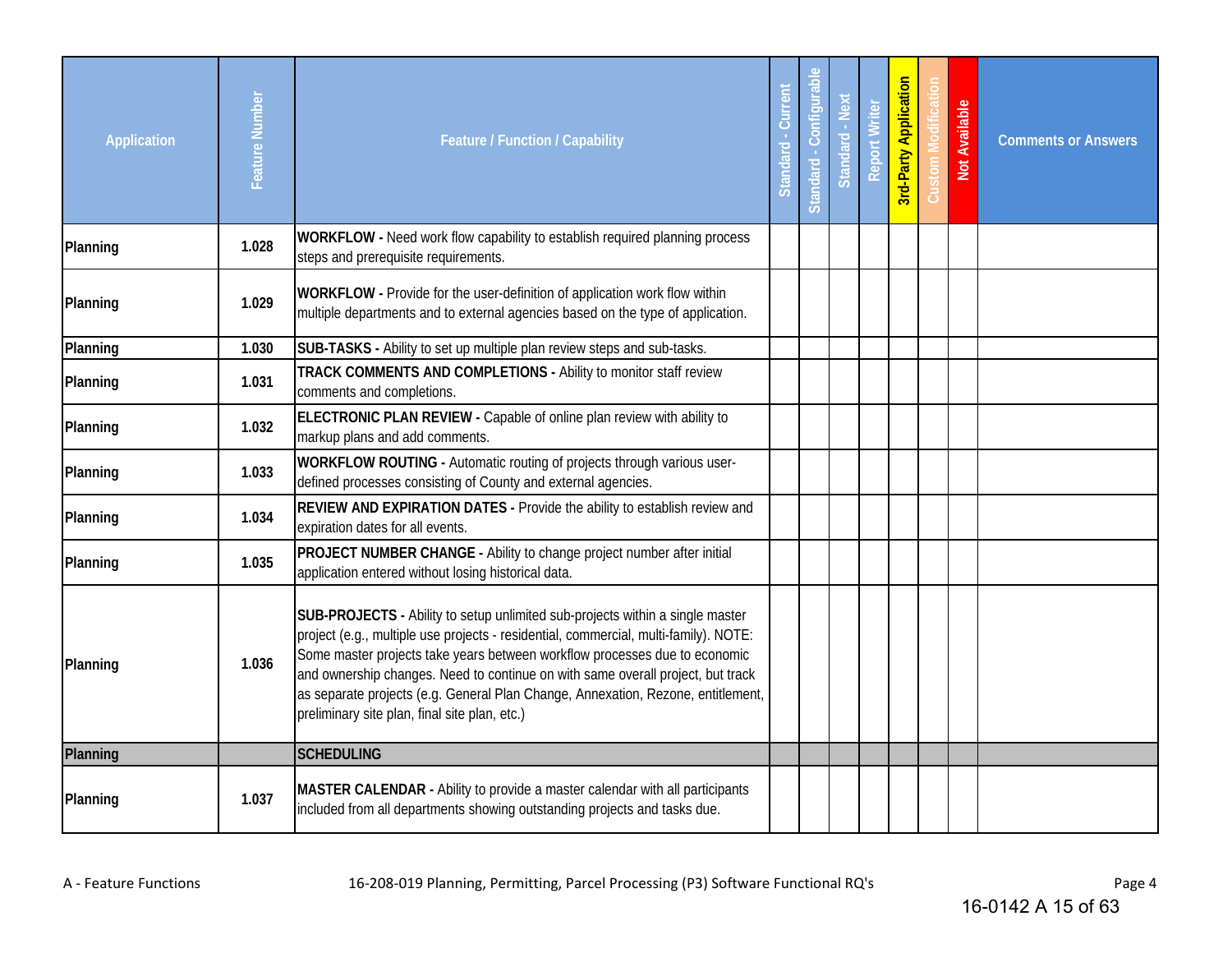| Application | Feature Number | Feature / Function / Capability | Standard - Current | Standard - Configurable | Standard - Next | Report Writer | 3rd-Party Application | Custom Modification | Not Available | Comments or Answers |
|---|---|---|---|---|---|---|---|---|---|---|
| Planning | 1.028 | **WORKFLOW -** Need work flow capability to establish required planning process steps and prerequisite requirements. | | | | | | | | |
| Planning | 1.029 | **WORKFLOW -** Provide for the user-definition of application work flow within multiple departments and to external agencies based on the type of application. | | | | | | | | |
| Planning | 1.030 | **SUB-TASKS -** Ability to set up multiple plan review steps and sub-tasks. | | | | | | | | |
| Planning | 1.031 | **TRACK COMMENTS AND COMPLETIONS -** Ability to monitor staff review comments and completions. | | | | | | | | |
| Planning | 1.032 | **ELECTRONIC PLAN REVIEW -** Capable of online plan review with ability to markup plans and add comments. | | | | | | | | |
| Planning | 1.033 | **WORKFLOW ROUTING -** Automatic routing of projects through various user-defined processes consisting of County and external agencies. | | | | | | | | |
| Planning | 1.034 | **REVIEW AND EXPIRATION DATES -** Provide the ability to establish review and expiration dates for all events. | | | | | | | | |
| Planning | 1.035 | **PROJECT NUMBER CHANGE -** Ability to change project number after initial application entered without losing historical data. | | | | | | | | |
| Planning | 1.036 | **SUB-PROJECTS -** Ability to setup unlimited sub-projects within a single master project (e.g., multiple use projects - residential, commercial, multi-family). NOTE: Some master projects take years between workflow processes due to economic and ownership changes. Need to continue on with same overall project, but track as separate projects (e.g. General Plan Change, Annexation, Rezone, entitlement, preliminary site plan, final site plan, etc.) | | | | | | | | |
| **Planning** | | **SCHEDULING** | | | | | | | | |
| Planning | 1.037 | **MASTER CALENDAR -** Ability to provide a master calendar with all participants included from all departments showing outstanding projects and tasks due. | | | | | | | | |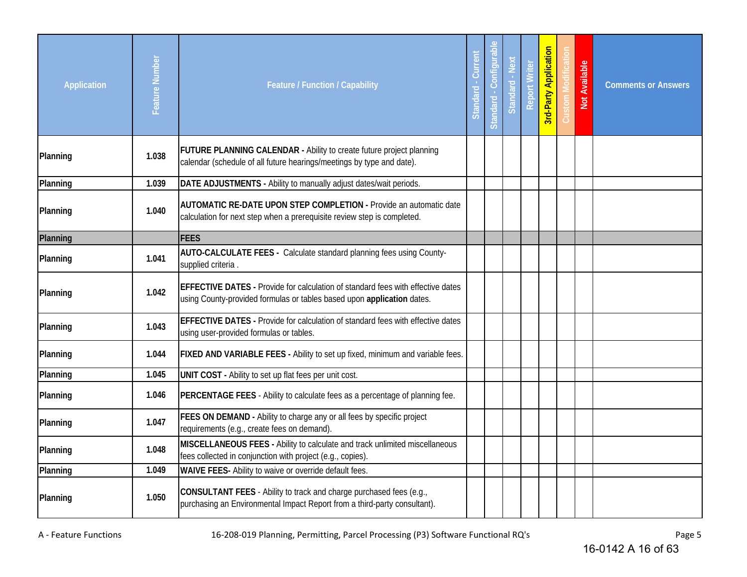| Application | Feature Number | Feature / Function / Capability | Standard - Current | Standard - Configurable | Standard - Next | Report Writer | 3rd-Party Application | Custom Modification | Not Available | Comments or Answers |
|---|---|---|---|---|---|---|---|---|---|---|
| Planning | 1.038 | **FUTURE PLANNING CALENDAR -** Ability to create future project planning calendar (schedule of all future hearings/meetings by type and date). | | | | | | | | |
| Planning | 1.039 | **DATE ADJUSTMENTS -** Ability to manually adjust dates/wait periods. | | | | | | | | |
| Planning | 1.040 | **AUTOMATIC RE-DATE UPON STEP COMPLETION -** Provide an automatic date calculation for next step when a prerequisite review step is completed. | | | | | | | | |
| **Planning** | | **FEES** | | | | | | | | |
| Planning | 1.041 | **AUTO-CALCULATE FEES -** Calculate standard planning fees using County-supplied criteria . | | | | | | | | |
| Planning | 1.042 | **EFFECTIVE DATES -** Provide for calculation of standard fees with effective dates using County-provided formulas or tables based upon **application** dates. | | | | | | | | |
| Planning | 1.043 | **EFFECTIVE DATES -** Provide for calculation of standard fees with effective dates using user-provided formulas or tables. | | | | | | | | |
| Planning | 1.044 | **FIXED AND VARIABLE FEES -** Ability to set up fixed, minimum and variable fees. | | | | | | | | |
| Planning | 1.045 | **UNIT COST -** Ability to set up flat fees per unit cost. | | | | | | | | |
| Planning | 1.046 | **PERCENTAGE FEES** - Ability to calculate fees as a percentage of planning fee. | | | | | | | | |
| Planning | 1.047 | **FEES ON DEMAND -** Ability to charge any or all fees by specific project requirements (e.g., create fees on demand). | | | | | | | | |
| Planning | 1.048 | **MISCELLANEOUS FEES -** Ability to calculate and track unlimited miscellaneous fees collected in conjunction with project (e.g., copies). | | | | | | | | |
| Planning | 1.049 | **WAIVE FEES-** Ability to waive or override default fees. | | | | | | | | |
| Planning | 1.050 | **CONSULTANT FEES** - Ability to track and charge purchased fees (e.g., purchasing an Environmental Impact Report from a third-party consultant). | | | | | | | | |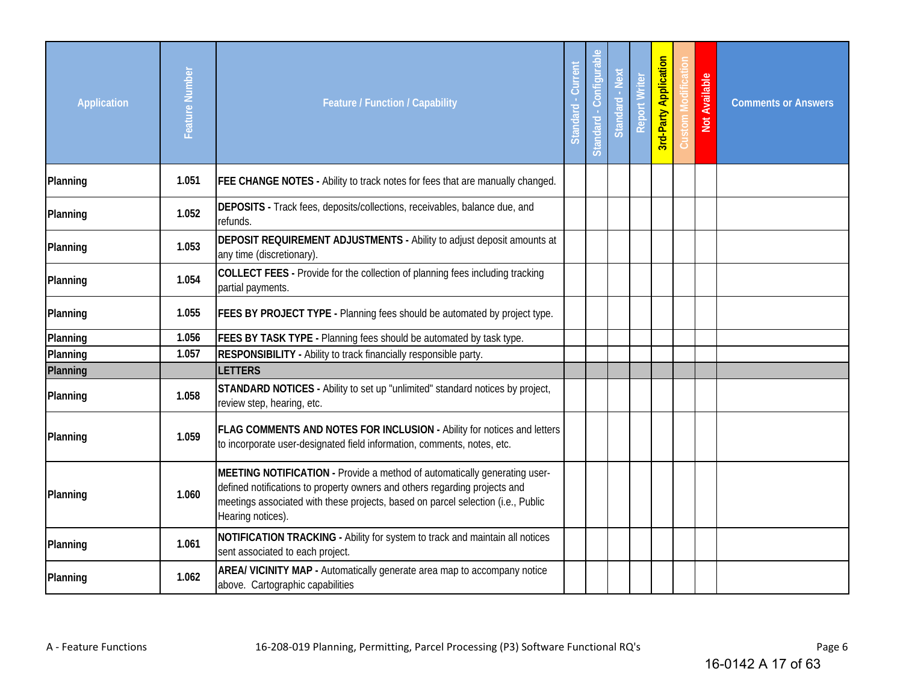| Application | Feature Number | Feature / Function / Capability | Standard - Current | Standard - Configurable | Standard - Next | Report Writer | 3rd-Party Application | Custom Modification | Not Available | Comments or Answers |
|---|---|---|---|---|---|---|---|---|---|---|
| Planning | 1.051 | **FEE CHANGE NOTES -** Ability to track notes for fees that are manually changed. | | | | | | | | |
| Planning | 1.052 | **DEPOSITS -** Track fees, deposits/collections, receivables, balance due, and refunds. | | | | | | | | |
| Planning | 1.053 | **DEPOSIT REQUIREMENT ADJUSTMENTS -** Ability to adjust deposit amounts at any time (discretionary). | | | | | | | | |
| Planning | 1.054 | **COLLECT FEES -** Provide for the collection of planning fees including tracking partial payments. | | | | | | | | |
| Planning | 1.055 | **FEES BY PROJECT TYPE -** Planning fees should be automated by project type. | | | | | | | | |
| Planning | 1.056 | **FEES BY TASK TYPE -** Planning fees should be automated by task type. | | | | | | | | |
| Planning | 1.057 | **RESPONSIBILITY -** Ability to track financially responsible party. | | | | | | | | |
| **Planning** | | **LETTERS** | | | | | | | | |
| Planning | 1.058 | **STANDARD NOTICES -** Ability to set up "unlimited" standard notices by project, review step, hearing, etc. | | | | | | | | |
| Planning | 1.059 | **FLAG COMMENTS AND NOTES FOR INCLUSION -** Ability for notices and letters to incorporate user-designated field information, comments, notes, etc. | | | | | | | | |
| Planning | 1.060 | **MEETING NOTIFICATION -** Provide a method of automatically generating user-defined notifications to property owners and others regarding projects and meetings associated with these projects, based on parcel selection (i.e., Public Hearing notices). | | | | | | | | |
| Planning | 1.061 | **NOTIFICATION TRACKING -** Ability for system to track and maintain all notices sent associated to each project. | | | | | | | | |
| Planning | 1.062 | **AREA/ VICINITY MAP -** Automatically generate area map to accompany notice above. Cartographic capabilities | | | | | | | | |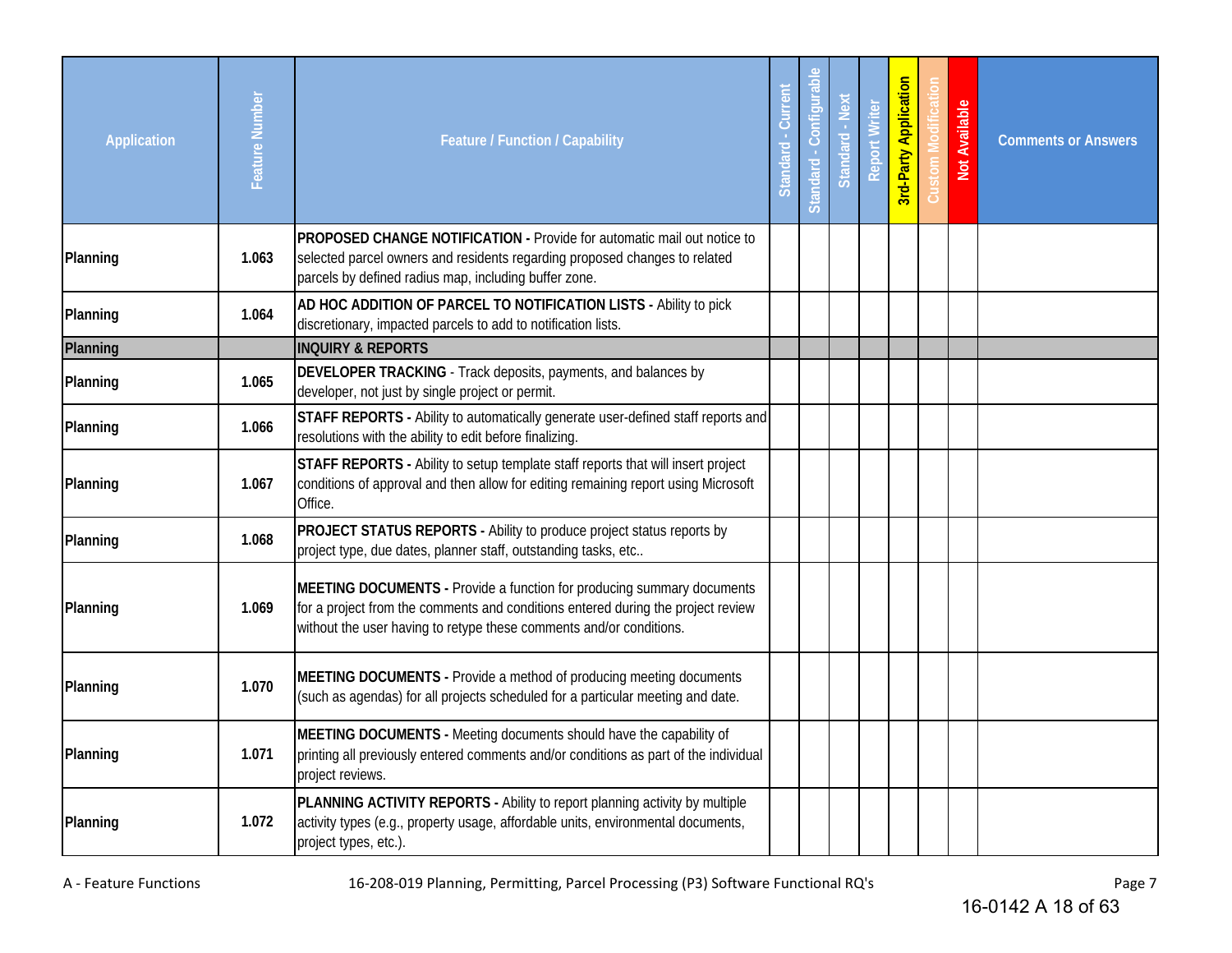| Application | Feature Number | Feature / Function / Capability | Standard - Current | Standard - Configurable | Standard - Next | Report Writer | 3rd-Party Application | Custom Modification | Not Available | Comments or Answers |
|---|---|---|---|---|---|---|---|---|---|---|
| Planning | 1.063 | **PROPOSED CHANGE NOTIFICATION -** Provide for automatic mail out notice to selected parcel owners and residents regarding proposed changes to related parcels by defined radius map, including buffer zone. | | | | | | | | |
| Planning | 1.064 | **AD HOC ADDITION OF PARCEL TO NOTIFICATION LISTS -** Ability to pick discretionary, impacted parcels to add to notification lists. | | | | | | | | |
| **Planning** | | **INQUIRY & REPORTS** | | | | | | | | |
| Planning | 1.065 | **DEVELOPER TRACKING** - Track deposits, payments, and balances by developer, not just by single project or permit. | | | | | | | | |
| Planning | 1.066 | **STAFF REPORTS -** Ability to automatically generate user-defined staff reports and resolutions with the ability to edit before finalizing. | | | | | | | | |
| Planning | 1.067 | **STAFF REPORTS -** Ability to setup template staff reports that will insert project conditions of approval and then allow for editing remaining report using Microsoft Office. | | | | | | | | |
| Planning | 1.068 | **PROJECT STATUS REPORTS -** Ability to produce project status reports by project type, due dates, planner staff, outstanding tasks, etc.. | | | | | | | | |
| Planning | 1.069 | **MEETING DOCUMENTS -** Provide a function for producing summary documents for a project from the comments and conditions entered during the project review without the user having to retype these comments and/or conditions. | | | | | | | | |
| Planning | 1.070 | **MEETING DOCUMENTS -** Provide a method of producing meeting documents (such as agendas) for all projects scheduled for a particular meeting and date. | | | | | | | | |
| Planning | 1.071 | **MEETING DOCUMENTS -** Meeting documents should have the capability of printing all previously entered comments and/or conditions as part of the individual project reviews. | | | | | | | | |
| Planning | 1.072 | **PLANNING ACTIVITY REPORTS -** Ability to report planning activity by multiple activity types (e.g., property usage, affordable units, environmental documents, project types, etc.). | | | | | | | | |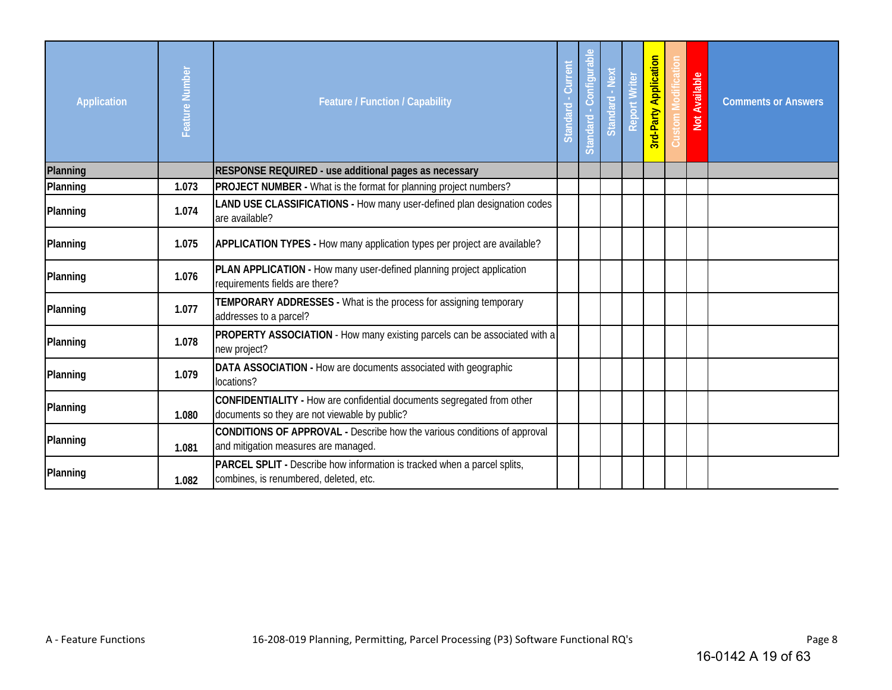| Application | Feature Number | Feature / Function / Capability | Standard - Current | Standard - Configurable | Standard - Next | Report Writer | 3rd-Party Application | Custom Modification | Not Available | Comments or Answers |
|---|---|---|---|---|---|---|---|---|---|---|
| **Planning** | | **RESPONSE REQUIRED - use additional pages as necessary** | | | | | | | | |
| **Planning** | **1.073** | **PROJECT NUMBER -** What is the format for planning project numbers? | | | | | | | | |
| **Planning** | **1.074** | **LAND USE CLASSIFICATIONS -** How many user-defined plan designation codes are available? | | | | | | | | |
| **Planning** | **1.075** | **APPLICATION TYPES -** How many application types per project are available? | | | | | | | | |
| **Planning** | **1.076** | **PLAN APPLICATION -** How many user-defined planning project application requirements fields are there? | | | | | | | | |
| **Planning** | **1.077** | **TEMPORARY ADDRESSES -** What is the process for assigning temporary addresses to a parcel? | | | | | | | | |
| **Planning** | **1.078** | **PROPERTY ASSOCIATION** - How many existing parcels can be associated with a new project? | | | | | | | | |
| **Planning** | **1.079** | **DATA ASSOCIATION -** How are documents associated with geographic locations? | | | | | | | | |
| **Planning** | **1.080** | **CONFIDENTIALITY -** How are confidential documents segregated from other documents so they are not viewable by public? | | | | | | | | |
| **Planning** | **1.081** | **CONDITIONS OF APPROVAL -** Describe how the various conditions of approval and mitigation measures are managed. | | | | | | | | |
| **Planning** | **1.082** | **PARCEL SPLIT -** Describe how information is tracked when a parcel splits, combines, is renumbered, deleted, etc. | | | | | | | | |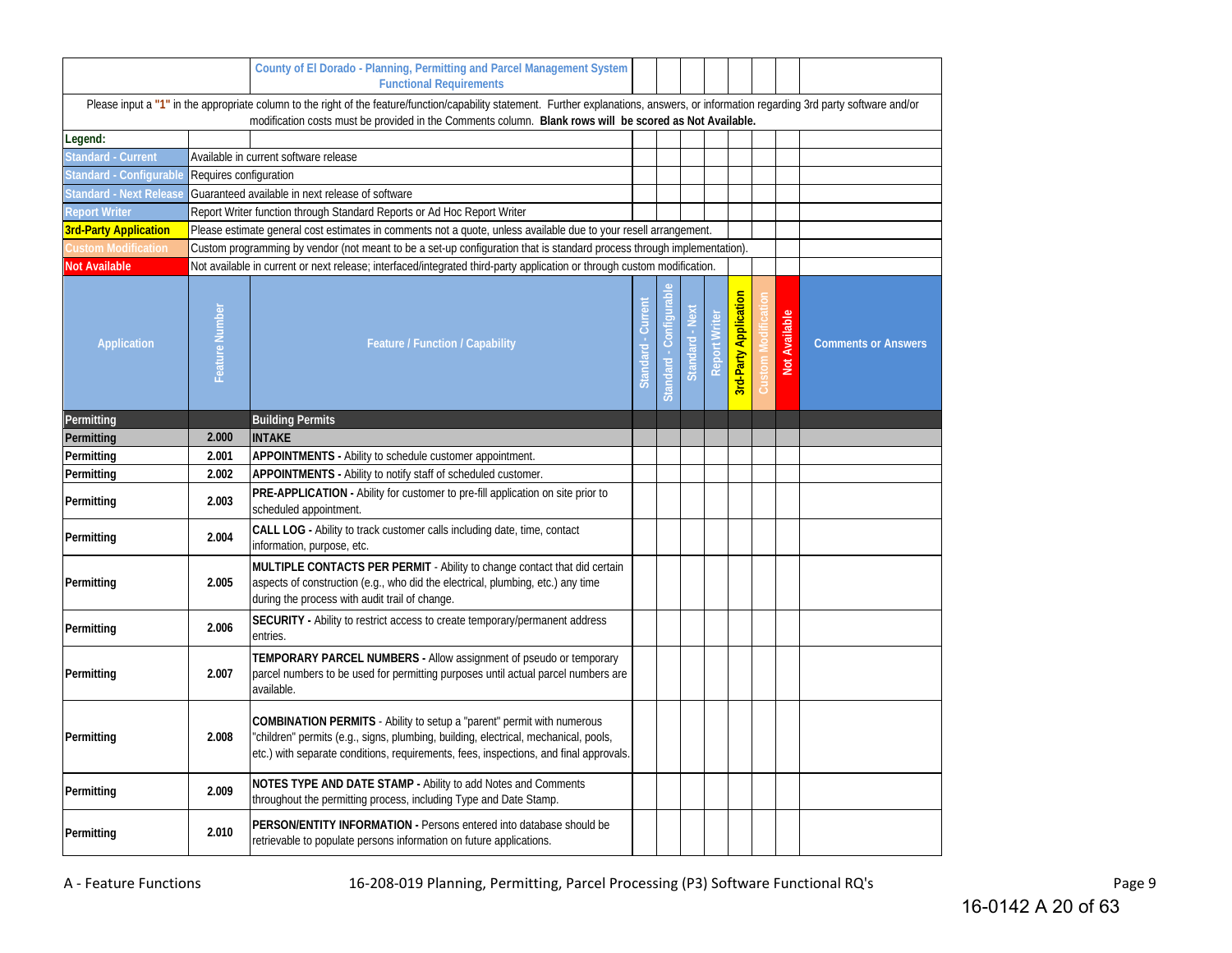**County of El Dorado - Planning, Permitting and Parcel Management System Functional Requirements**

Please input a "1" in the appropriate column to the right of the feature/function/capability statement. Further explanations, answers, or information regarding 3rd party software and/or modification costs must be provided in the Comments column. **Blank rows will be scored as Not Available.**

**Legend:**

| Legend | Description |
|---|---|
| Standard - Current | Available in current software release |
| Standard - Configurable | Requires configuration |
| Standard - Next Release | Guaranteed available in next release of software |
| Report Writer | Report Writer function through Standard Reports or Ad Hoc Report Writer |
| 3rd-Party Application | Please estimate general cost estimates in comments not a quote, unless available due to your resell arrangement. |
| Custom Modification | Custom programming by vendor (not meant to be a set-up configuration that is standard process through implementation). |
| Not Available | Not available in current or next release; interfaced/integrated third-party application or through custom modification. |

| Application | Feature Number | Feature / Function / Capability | Standard - Current | Standard - Configurable | Standard - Next | Report Writer | 3rd-Party Application | Custom Modification | Not Available | Comments or Answers |
|---|---|---|---|---|---|---|---|---|---|---|
| Permitting | | **Building Permits** | | | | | | | | |
| Permitting | 2.000 | **INTAKE** | | | | | | | | |
| Permitting | 2.001 | **APPOINTMENTS -** Ability to schedule customer appointment. | | | | | | | | |
| Permitting | 2.002 | **APPOINTMENTS -** Ability to notify staff of scheduled customer. | | | | | | | | |
| Permitting | 2.003 | **PRE-APPLICATION -** Ability for customer to pre-fill application on site prior to scheduled appointment. | | | | | | | | |
| Permitting | 2.004 | **CALL LOG -** Ability to track customer calls including date, time, contact information, purpose, etc. | | | | | | | | |
| Permitting | 2.005 | **MULTIPLE CONTACTS PER PERMIT** - Ability to change contact that did certain aspects of construction (e.g., who did the electrical, plumbing, etc.) any time during the process with audit trail of change. | | | | | | | | |
| Permitting | 2.006 | **SECURITY -** Ability to restrict access to create temporary/permanent address entries. | | | | | | | | |
| Permitting | 2.007 | **TEMPORARY PARCEL NUMBERS -** Allow assignment of pseudo or temporary parcel numbers to be used for permitting purposes until actual parcel numbers are available. | | | | | | | | |
| Permitting | 2.008 | **COMBINATION PERMITS** - Ability to setup a "parent" permit with numerous "children" permits (e.g., signs, plumbing, building, electrical, mechanical, pools, etc.) with separate conditions, requirements, fees, inspections, and final approvals. | | | | | | | | |
| Permitting | 2.009 | **NOTES TYPE AND DATE STAMP -** Ability to add Notes and Comments throughout the permitting process, including Type and Date Stamp. | | | | | | | | |
| Permitting | 2.010 | **PERSON/ENTITY INFORMATION -** Persons entered into database should be retrievable to populate persons information on future applications. | | | | | | | | |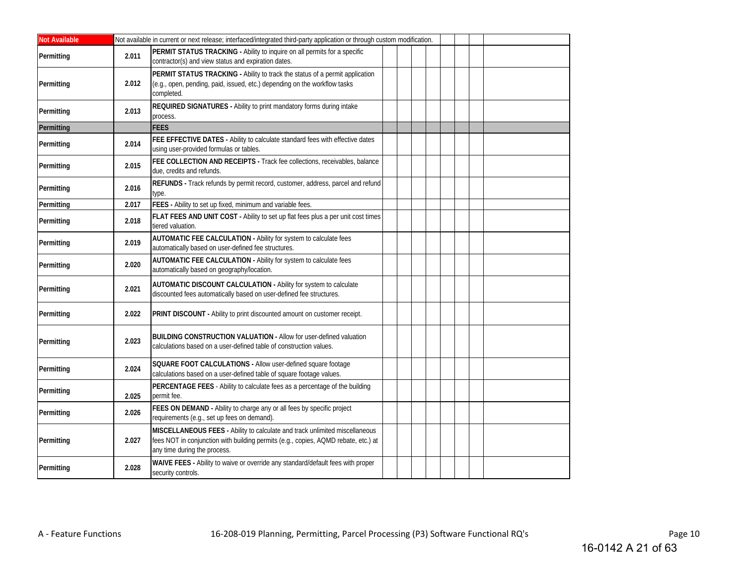| | | | | | | | | | | |
|---|---|---|---|---|---|---|---|---|---|---|
| **Not Available** | Not available in current or next release; interfaced/integrated third-party application or through custom modification. | | | | | | | | | |
| Permitting | 2.011 | **PERMIT STATUS TRACKING -** Ability to inquire on all permits for a specific contractor(s) and view status and expiration dates. | | | | | | | | |
| Permitting | 2.012 | **PERMIT STATUS TRACKING -** Ability to track the status of a permit application (e.g., open, pending, paid, issued, etc.) depending on the workflow tasks completed. | | | | | | | | |
| Permitting | 2.013 | **REQUIRED SIGNATURES -** Ability to print mandatory forms during intake process. | | | | | | | | |
| **Permitting** | | **FEES** | | | | | | | | |
| Permitting | 2.014 | **FEE EFFECTIVE DATES -** Ability to calculate standard fees with effective dates using user-provided formulas or tables. | | | | | | | | |
| Permitting | 2.015 | **FEE COLLECTION AND RECEIPTS -** Track fee collections, receivables, balance due, credits and refunds. | | | | | | | | |
| Permitting | 2.016 | **REFUNDS -** Track refunds by permit record, customer, address, parcel and refund type. | | | | | | | | |
| Permitting | 2.017 | **FEES -** Ability to set up fixed, minimum and variable fees. | | | | | | | | |
| Permitting | 2.018 | **FLAT FEES AND UNIT COST -** Ability to set up flat fees plus a per unit cost times tiered valuation. | | | | | | | | |
| Permitting | 2.019 | **AUTOMATIC FEE CALCULATION -** Ability for system to calculate fees automatically based on user-defined fee structures. | | | | | | | | |
| Permitting | 2.020 | **AUTOMATIC FEE CALCULATION -** Ability for system to calculate fees automatically based on geography/location. | | | | | | | | |
| Permitting | 2.021 | **AUTOMATIC DISCOUNT CALCULATION -** Ability for system to calculate discounted fees automatically based on user-defined fee structures. | | | | | | | | |
| Permitting | 2.022 | **PRINT DISCOUNT -** Ability to print discounted amount on customer receipt. | | | | | | | | |
| Permitting | 2.023 | **BUILDING CONSTRUCTION VALUATION -** Allow for user-defined valuation calculations based on a user-defined table of construction values. | | | | | | | | |
| Permitting | 2.024 | **SQUARE FOOT CALCULATIONS -** Allow user-defined square footage calculations based on a user-defined table of square footage values. | | | | | | | | |
| Permitting | 2.025 | **PERCENTAGE FEES** - Ability to calculate fees as a percentage of the building permit fee. | | | | | | | | |
| Permitting | 2.026 | **FEES ON DEMAND -** Ability to charge any or all fees by specific project requirements (e.g., set up fees on demand). | | | | | | | | |
| Permitting | 2.027 | **MISCELLANEOUS FEES -** Ability to calculate and track unlimited miscellaneous fees NOT in conjunction with building permits (e.g., copies, AQMD rebate, etc.) at any time during the process. | | | | | | | | |
| Permitting | 2.028 | **WAIVE FEES -** Ability to waive or override any standard/default fees with proper security controls. | | | | | | | | |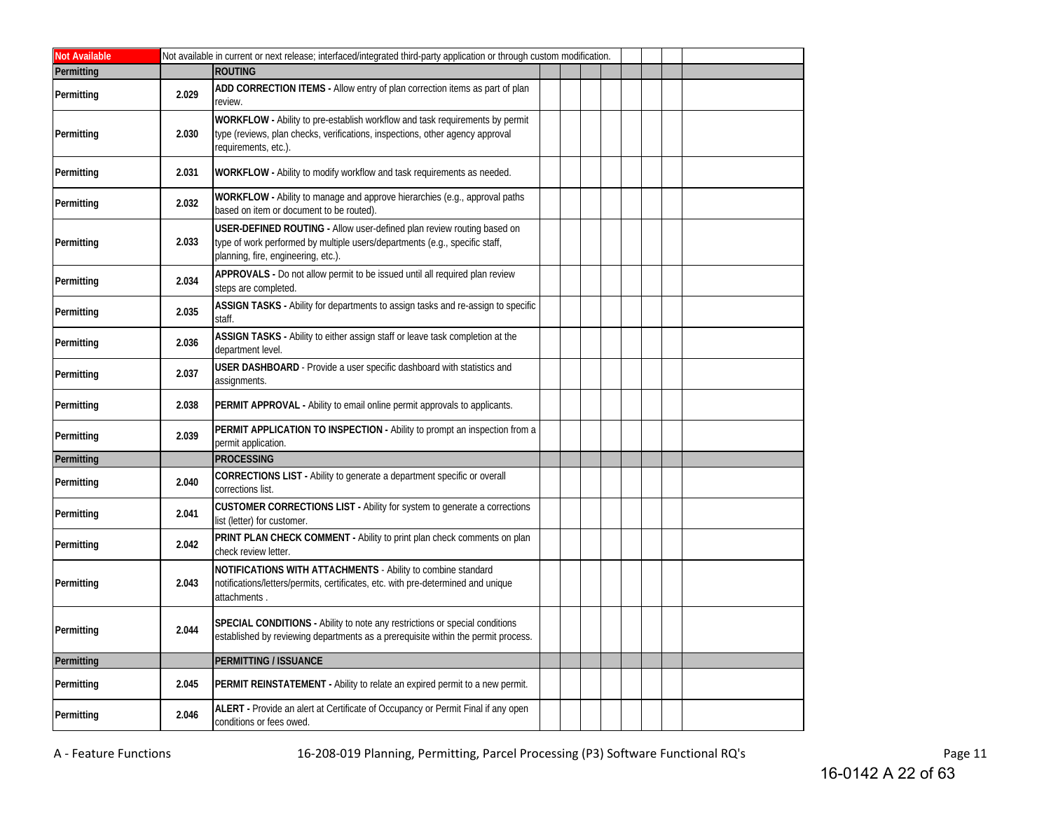| Not Available | Not available in current or next release; interfaced/integrated third-party application or through custom modification. | | | | | | | | | |
|---|---|---|---|---|---|---|---|---|---|---|
| Permitting | | **ROUTING** | | | | | | | | |
| Permitting | 2.029 | **ADD CORRECTION ITEMS -** Allow entry of plan correction items as part of plan review. | | | | | | | | |
| Permitting | 2.030 | **WORKFLOW -** Ability to pre-establish workflow and task requirements by permit type (reviews, plan checks, verifications, inspections, other agency approval requirements, etc.). | | | | | | | | |
| Permitting | 2.031 | **WORKFLOW -** Ability to modify workflow and task requirements as needed. | | | | | | | | |
| Permitting | 2.032 | **WORKFLOW -** Ability to manage and approve hierarchies (e.g., approval paths based on item or document to be routed). | | | | | | | | |
| Permitting | 2.033 | **USER-DEFINED ROUTING -** Allow user-defined plan review routing based on type of work performed by multiple users/departments (e.g., specific staff, planning, fire, engineering, etc.). | | | | | | | | |
| Permitting | 2.034 | **APPROVALS -** Do not allow permit to be issued until all required plan review steps are completed. | | | | | | | | |
| Permitting | 2.035 | **ASSIGN TASKS -** Ability for departments to assign tasks and re-assign to specific staff. | | | | | | | | |
| Permitting | 2.036 | **ASSIGN TASKS -** Ability to either assign staff or leave task completion at the department level. | | | | | | | | |
| Permitting | 2.037 | **USER DASHBOARD** - Provide a user specific dashboard with statistics and assignments. | | | | | | | | |
| Permitting | 2.038 | **PERMIT APPROVAL -** Ability to email online permit approvals to applicants. | | | | | | | | |
| Permitting | 2.039 | **PERMIT APPLICATION TO INSPECTION -** Ability to prompt an inspection from a permit application. | | | | | | | | |
| Permitting | | **PROCESSING** | | | | | | | | |
| Permitting | 2.040 | **CORRECTIONS LIST -** Ability to generate a department specific or overall corrections list. | | | | | | | | |
| Permitting | 2.041 | **CUSTOMER CORRECTIONS LIST -** Ability for system to generate a corrections list (letter) for customer. | | | | | | | | |
| Permitting | 2.042 | **PRINT PLAN CHECK COMMENT -** Ability to print plan check comments on plan check review letter. | | | | | | | | |
| Permitting | 2.043 | **NOTIFICATIONS WITH ATTACHMENTS** - Ability to combine standard notifications/letters/permits, certificates, etc. with pre-determined and unique attachments . | | | | | | | | |
| Permitting | 2.044 | **SPECIAL CONDITIONS -** Ability to note any restrictions or special conditions established by reviewing departments as a prerequisite within the permit process. | | | | | | | | |
| Permitting | | **PERMITTING / ISSUANCE** | | | | | | | | |
| Permitting | 2.045 | **PERMIT REINSTATEMENT -** Ability to relate an expired permit to a new permit. | | | | | | | | |
| Permitting | 2.046 | **ALERT -** Provide an alert at Certificate of Occupancy or Permit Final if any open conditions or fees owed. | | | | | | | | |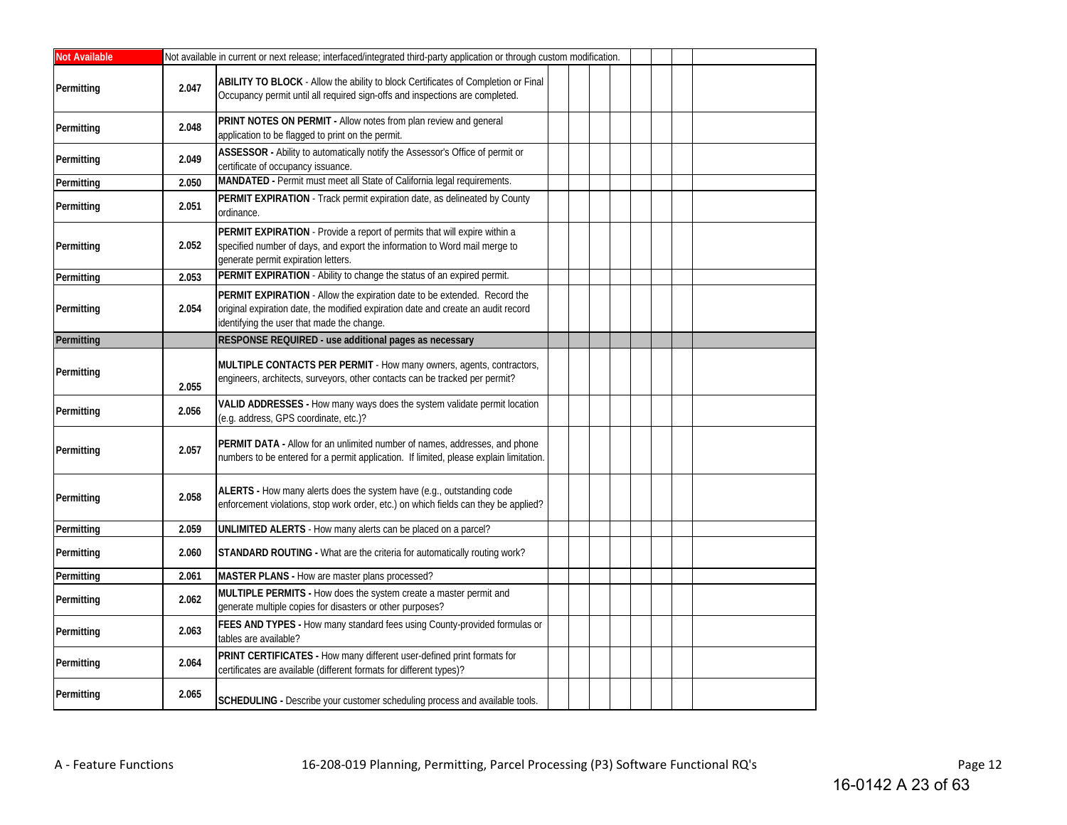| Not Available | Not available in current or next release; interfaced/integrated third-party application or through custom modification. | | | | | | | | | |
|---|---|---|---|---|---|---|---|---|---|---|
| Permitting | 2.047 | **ABILITY TO BLOCK** - Allow the ability to block Certificates of Completion or Final Occupancy permit until all required sign-offs and inspections are completed. | | | | | | | | |
| Permitting | 2.048 | **PRINT NOTES ON PERMIT -** Allow notes from plan review and general application to be flagged to print on the permit. | | | | | | | | |
| Permitting | 2.049 | **ASSESSOR -** Ability to automatically notify the Assessor's Office of permit or certificate of occupancy issuance. | | | | | | | | |
| Permitting | 2.050 | **MANDATED -** Permit must meet all State of California legal requirements. | | | | | | | | |
| Permitting | 2.051 | **PERMIT EXPIRATION** - Track permit expiration date, as delineated by County ordinance. | | | | | | | | |
| Permitting | 2.052 | **PERMIT EXPIRATION** - Provide a report of permits that will expire within a specified number of days, and export the information to Word mail merge to generate permit expiration letters. | | | | | | | | |
| Permitting | 2.053 | **PERMIT EXPIRATION** - Ability to change the status of an expired permit. | | | | | | | | |
| Permitting | 2.054 | **PERMIT EXPIRATION** - Allow the expiration date to be extended. Record the original expiration date, the modified expiration date and create an audit record identifying the user that made the change. | | | | | | | | |
| **Permitting** | | **RESPONSE REQUIRED - use additional pages as necessary** | | | | | | | | |
| Permitting | 2.055 | **MULTIPLE CONTACTS PER PERMIT** - How many owners, agents, contractors, engineers, architects, surveyors, other contacts can be tracked per permit? | | | | | | | | |
| Permitting | 2.056 | **VALID ADDRESSES -** How many ways does the system validate permit location (e.g. address, GPS coordinate, etc.)? | | | | | | | | |
| Permitting | 2.057 | **PERMIT DATA -** Allow for an unlimited number of names, addresses, and phone numbers to be entered for a permit application. If limited, please explain limitation. | | | | | | | | |
| Permitting | 2.058 | **ALERTS -** How many alerts does the system have (e.g., outstanding code enforcement violations, stop work order, etc.) on which fields can they be applied? | | | | | | | | |
| Permitting | 2.059 | **UNLIMITED ALERTS** - How many alerts can be placed on a parcel? | | | | | | | | |
| Permitting | 2.060 | **STANDARD ROUTING -** What are the criteria for automatically routing work? | | | | | | | | |
| Permitting | 2.061 | **MASTER PLANS -** How are master plans processed? | | | | | | | | |
| Permitting | 2.062 | **MULTIPLE PERMITS -** How does the system create a master permit and generate multiple copies for disasters or other purposes? | | | | | | | | |
| Permitting | 2.063 | **FEES AND TYPES -** How many standard fees using County-provided formulas or tables are available? | | | | | | | | |
| Permitting | 2.064 | **PRINT CERTIFICATES -** How many different user-defined print formats for certificates are available (different formats for different types)? | | | | | | | | |
| Permitting | 2.065 | **SCHEDULING -** Describe your customer scheduling process and available tools. | | | | | | | | |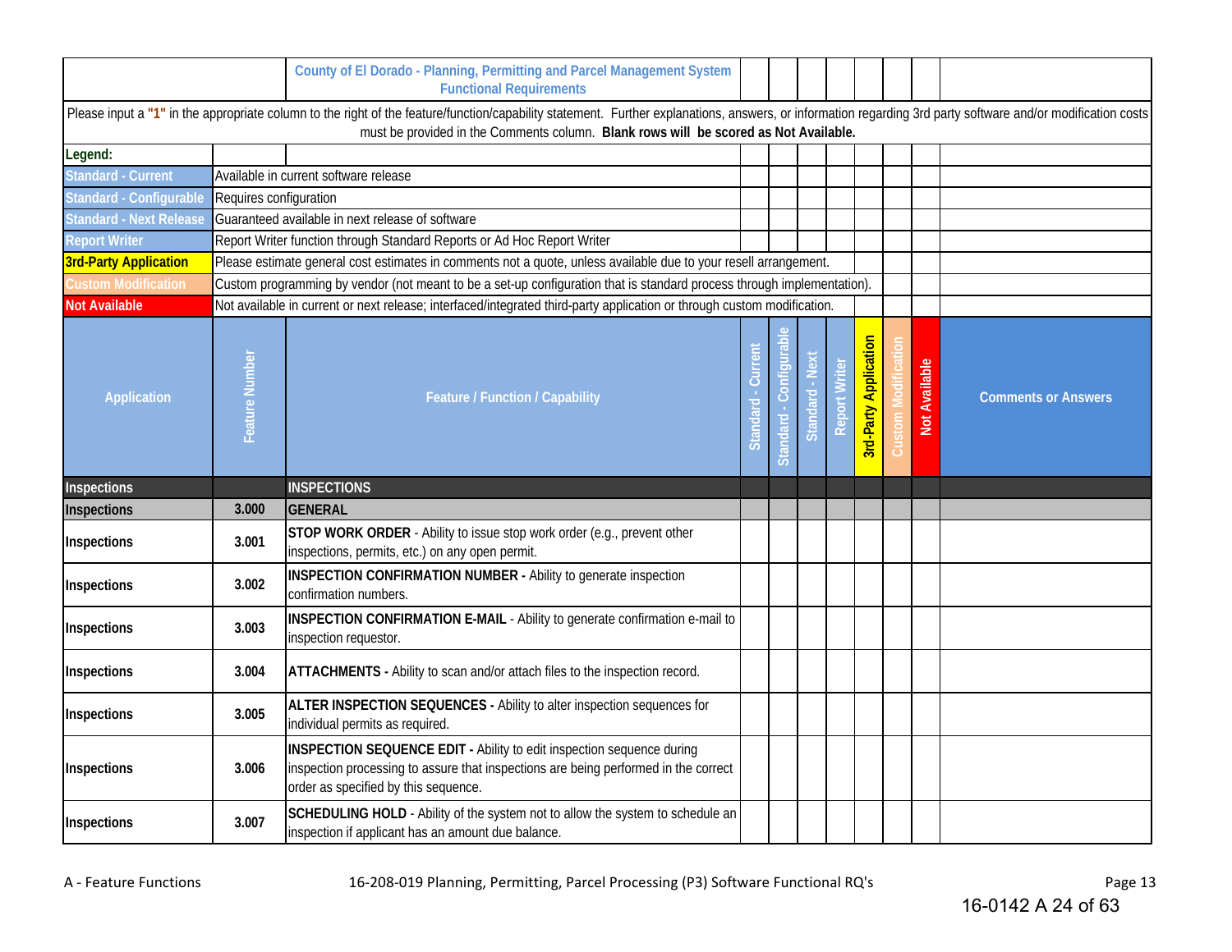| | County of El Dorado - Planning, Permitting and Parcel Management System Functional Requirements | | | | | | | | |
|---|---|---|---|---|---|---|---|---|---|

Please input a **"1"** in the appropriate column to the right of the feature/function/capability statement. Further explanations, answers, or information regarding 3rd party software and/or modification costs must be provided in the Comments column. **Blank rows will be scored as Not Available.**

**Legend:**

| Legend | Description |
|---|---|
| Standard - Current | Available in current software release |
| Standard - Configurable | Requires configuration |
| Standard - Next Release | Guaranteed available in next release of software |
| Report Writer | Report Writer function through Standard Reports or Ad Hoc Report Writer |
| 3rd-Party Application | Please estimate general cost estimates in comments not a quote, unless available due to your resell arrangement. |
| Custom Modification | Custom programming by vendor (not meant to be a set-up configuration that is standard process through implementation). |
| Not Available | Not available in current or next release; interfaced/integrated third-party application or through custom modification. |

| Application | Feature Number | Feature / Function / Capability | Standard - Current | Standard - Configurable | Standard - Next | Report Writer | 3rd-Party Application | Custom Modification | Not Available | Comments or Answers |
|---|---|---|---|---|---|---|---|---|---|---|
| **Inspections** | | **INSPECTIONS** | | | | | | | | |
| **Inspections** | 3.000 | **GENERAL** | | | | | | | | |
| Inspections | 3.001 | **STOP WORK ORDER** - Ability to issue stop work order (e.g., prevent other inspections, permits, etc.) on any open permit. | | | | | | | | |
| Inspections | 3.002 | **INSPECTION CONFIRMATION NUMBER -** Ability to generate inspection confirmation numbers. | | | | | | | | |
| Inspections | 3.003 | **INSPECTION CONFIRMATION E-MAIL** - Ability to generate confirmation e-mail to inspection requestor. | | | | | | | | |
| Inspections | 3.004 | **ATTACHMENTS -** Ability to scan and/or attach files to the inspection record. | | | | | | | | |
| Inspections | 3.005 | **ALTER INSPECTION SEQUENCES -** Ability to alter inspection sequences for individual permits as required. | | | | | | | | |
| Inspections | 3.006 | **INSPECTION SEQUENCE EDIT -** Ability to edit inspection sequence during inspection processing to assure that inspections are being performed in the correct order as specified by this sequence. | | | | | | | | |
| Inspections | 3.007 | **SCHEDULING HOLD** - Ability of the system not to allow the system to schedule an inspection if applicant has an amount due balance. | | | | | | | | |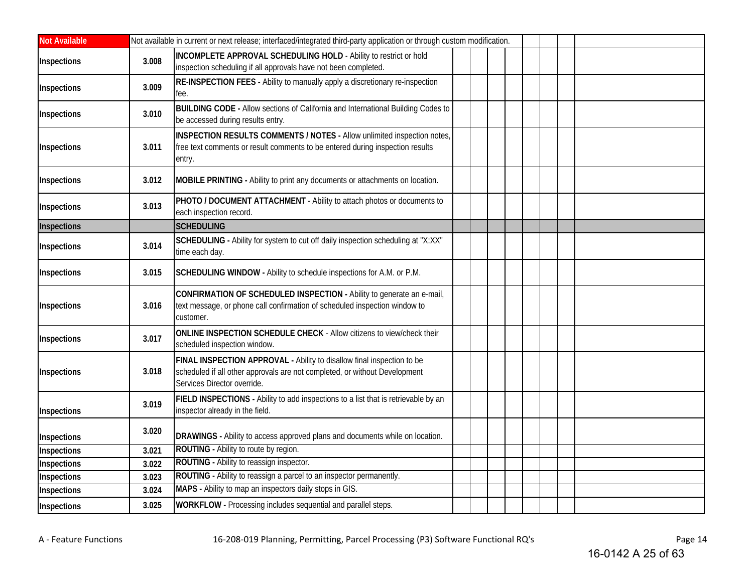| | | | | | | | | | | |
|---|---|---|---|---|---|---|---|---|---|---|
| **Not Available** | Not available in current or next release; interfaced/integrated third-party application or through custom modification. | | | | | | | | | |
| **Inspections** | **3.008** | **INCOMPLETE APPROVAL SCHEDULING HOLD** - Ability to restrict or hold inspection scheduling if all approvals have not been completed. | | | | | | | | |
| **Inspections** | **3.009** | **RE-INSPECTION FEES -** Ability to manually apply a discretionary re-inspection fee. | | | | | | | | |
| **Inspections** | **3.010** | **BUILDING CODE -** Allow sections of California and International Building Codes to be accessed during results entry. | | | | | | | | |
| **Inspections** | **3.011** | **INSPECTION RESULTS COMMENTS / NOTES -** Allow unlimited inspection notes, free text comments or result comments to be entered during inspection results entry. | | | | | | | | |
| **Inspections** | **3.012** | **MOBILE PRINTING -** Ability to print any documents or attachments on location. | | | | | | | | |
| **Inspections** | **3.013** | **PHOTO / DOCUMENT ATTACHMENT** - Ability to attach photos or documents to each inspection record. | | | | | | | | |
| **Inspections** | | **SCHEDULING** | | | | | | | | |
| **Inspections** | **3.014** | **SCHEDULING -** Ability for system to cut off daily inspection scheduling at "X:XX" time each day. | | | | | | | | |
| **Inspections** | **3.015** | **SCHEDULING WINDOW -** Ability to schedule inspections for A.M. or P.M. | | | | | | | | |
| **Inspections** | **3.016** | **CONFIRMATION OF SCHEDULED INSPECTION -** Ability to generate an e-mail, text message, or phone call confirmation of scheduled inspection window to customer. | | | | | | | | |
| **Inspections** | **3.017** | **ONLINE INSPECTION SCHEDULE CHECK** - Allow citizens to view/check their scheduled inspection window. | | | | | | | | |
| **Inspections** | **3.018** | **FINAL INSPECTION APPROVAL -** Ability to disallow final inspection to be scheduled if all other approvals are not completed, or without Development Services Director override. | | | | | | | | |
| **Inspections** | **3.019** | **FIELD INSPECTIONS -** Ability to add inspections to a list that is retrievable by an inspector already in the field. | | | | | | | | |
| **Inspections** | **3.020** | **DRAWINGS -** Ability to access approved plans and documents while on location. | | | | | | | | |
| **Inspections** | **3.021** | **ROUTING -** Ability to route by region. | | | | | | | | |
| **Inspections** | **3.022** | **ROUTING -** Ability to reassign inspector. | | | | | | | | |
| **Inspections** | **3.023** | **ROUTING -** Ability to reassign a parcel to an inspector permanently. | | | | | | | | |
| **Inspections** | **3.024** | **MAPS -** Ability to map an inspectors daily stops in GIS. | | | | | | | | |
| **Inspections** | **3.025** | **WORKFLOW -** Processing includes sequential and parallel steps. | | | | | | | | |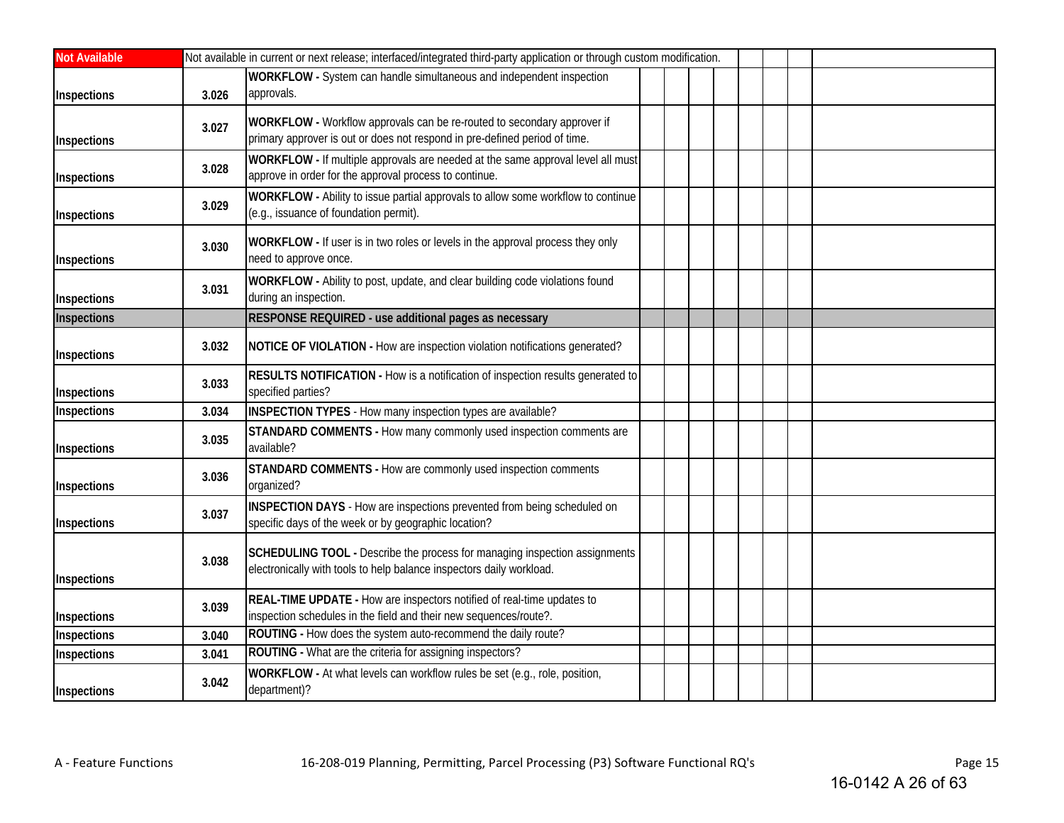| | | | | | | | | | |
|---|---|---|---|---|---|---|---|---|---|
| **Not Available** | Not available in current or next release; interfaced/integrated third-party application or through custom modification. | | | | | | | | |
| **Inspections** | **3.026** | **WORKFLOW -** System can handle simultaneous and independent inspection approvals. | | | | | | | |
| **Inspections** | **3.027** | **WORKFLOW -** Workflow approvals can be re-routed to secondary approver if primary approver is out or does not respond in pre-defined period of time. | | | | | | | |
| **Inspections** | **3.028** | **WORKFLOW -** If multiple approvals are needed at the same approval level all must approve in order for the approval process to continue. | | | | | | | |
| **Inspections** | **3.029** | **WORKFLOW -** Ability to issue partial approvals to allow some workflow to continue (e.g., issuance of foundation permit). | | | | | | | |
| **Inspections** | **3.030** | **WORKFLOW -** If user is in two roles or levels in the approval process they only need to approve once. | | | | | | | |
| **Inspections** | **3.031** | **WORKFLOW -** Ability to post, update, and clear building code violations found during an inspection. | | | | | | | |
| **Inspections** | | **RESPONSE REQUIRED - use additional pages as necessary** | | | | | | | |
| **Inspections** | **3.032** | **NOTICE OF VIOLATION -** How are inspection violation notifications generated? | | | | | | | |
| **Inspections** | **3.033** | **RESULTS NOTIFICATION -** How is a notification of inspection results generated to specified parties? | | | | | | | |
| **Inspections** | **3.034** | **INSPECTION TYPES** - How many inspection types are available? | | | | | | | |
| **Inspections** | **3.035** | **STANDARD COMMENTS -** How many commonly used inspection comments are available? | | | | | | | |
| **Inspections** | **3.036** | **STANDARD COMMENTS -** How are commonly used inspection comments organized? | | | | | | | |
| **Inspections** | **3.037** | **INSPECTION DAYS** - How are inspections prevented from being scheduled on specific days of the week or by geographic location? | | | | | | | |
| **Inspections** | **3.038** | **SCHEDULING TOOL -** Describe the process for managing inspection assignments electronically with tools to help balance inspectors daily workload. | | | | | | | |
| **Inspections** | **3.039** | **REAL-TIME UPDATE -** How are inspectors notified of real-time updates to inspection schedules in the field and their new sequences/route?. | | | | | | | |
| **Inspections** | **3.040** | **ROUTING -** How does the system auto-recommend the daily route? | | | | | | | |
| **Inspections** | **3.041** | **ROUTING -** What are the criteria for assigning inspectors? | | | | | | | |
| **Inspections** | **3.042** | **WORKFLOW -** At what levels can workflow rules be set (e.g., role, position, department)? | | | | | | | |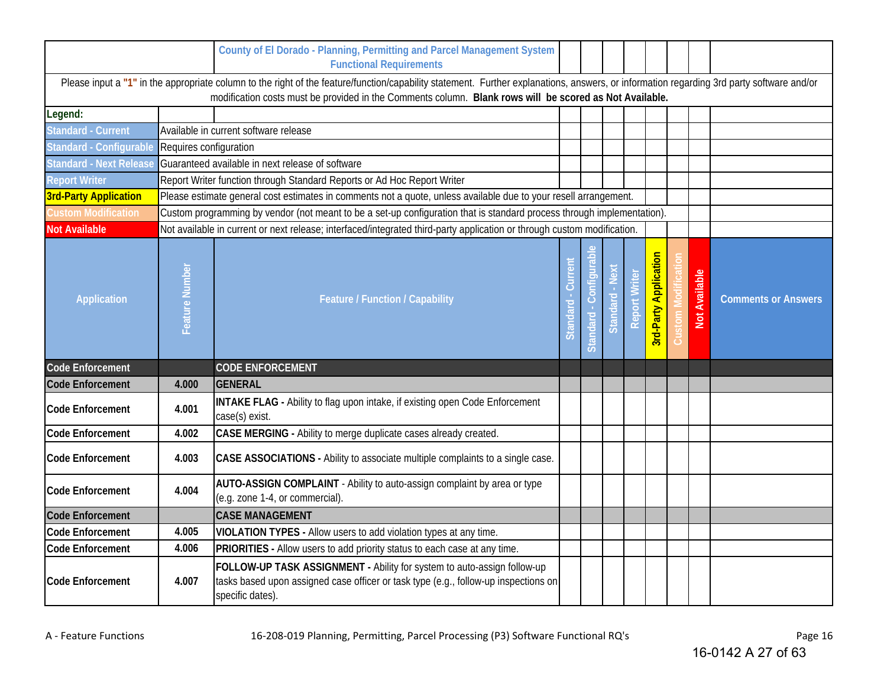**County of El Dorado - Planning, Permitting and Parcel Management System Functional Requirements**

Please input a **"1"** in the appropriate column to the right of the feature/function/capability statement. Further explanations, answers, or information regarding 3rd party software and/or modification costs must be provided in the Comments column. **Blank rows will be scored as Not Available.**

**Legend:**

| Legend | Description |
|---|---|
| Standard - Current | Available in current software release |
| Standard - Configurable | Requires configuration |
| Standard - Next Release | Guaranteed available in next release of software |
| Report Writer | Report Writer function through Standard Reports or Ad Hoc Report Writer |
| 3rd-Party Application | Please estimate general cost estimates in comments not a quote, unless available due to your resell arrangement. |
| Custom Modification | Custom programming by vendor (not meant to be a set-up configuration that is standard process through implementation). |
| Not Available | Not available in current or next release; interfaced/integrated third-party application or through custom modification. |

| Application | Feature Number | Feature / Function / Capability | Standard - Current | Standard - Configurable | Standard - Next | Report Writer | 3rd-Party Application | Custom Modification | Not Available | Comments or Answers |
|---|---|---|---|---|---|---|---|---|---|---|
| **Code Enforcement** | | **CODE ENFORCEMENT** | | | | | | | | |
| **Code Enforcement** | **4.000** | **GENERAL** | | | | | | | | |
| **Code Enforcement** | **4.001** | **INTAKE FLAG -** Ability to flag upon intake, if existing open Code Enforcement case(s) exist. | | | | | | | | |
| **Code Enforcement** | **4.002** | **CASE MERGING -** Ability to merge duplicate cases already created. | | | | | | | | |
| **Code Enforcement** | **4.003** | **CASE ASSOCIATIONS -** Ability to associate multiple complaints to a single case. | | | | | | | | |
| **Code Enforcement** | **4.004** | **AUTO-ASSIGN COMPLAINT** - Ability to auto-assign complaint by area or type (e.g. zone 1-4, or commercial). | | | | | | | | |
| **Code Enforcement** | | **CASE MANAGEMENT** | | | | | | | | |
| **Code Enforcement** | **4.005** | **VIOLATION TYPES -** Allow users to add violation types at any time. | | | | | | | | |
| **Code Enforcement** | **4.006** | **PRIORITIES -** Allow users to add priority status to each case at any time. | | | | | | | | |
| **Code Enforcement** | **4.007** | **FOLLOW-UP TASK ASSIGNMENT -** Ability for system to auto-assign follow-up tasks based upon assigned case officer or task type (e.g., follow-up inspections on specific dates). | | | | | | | | |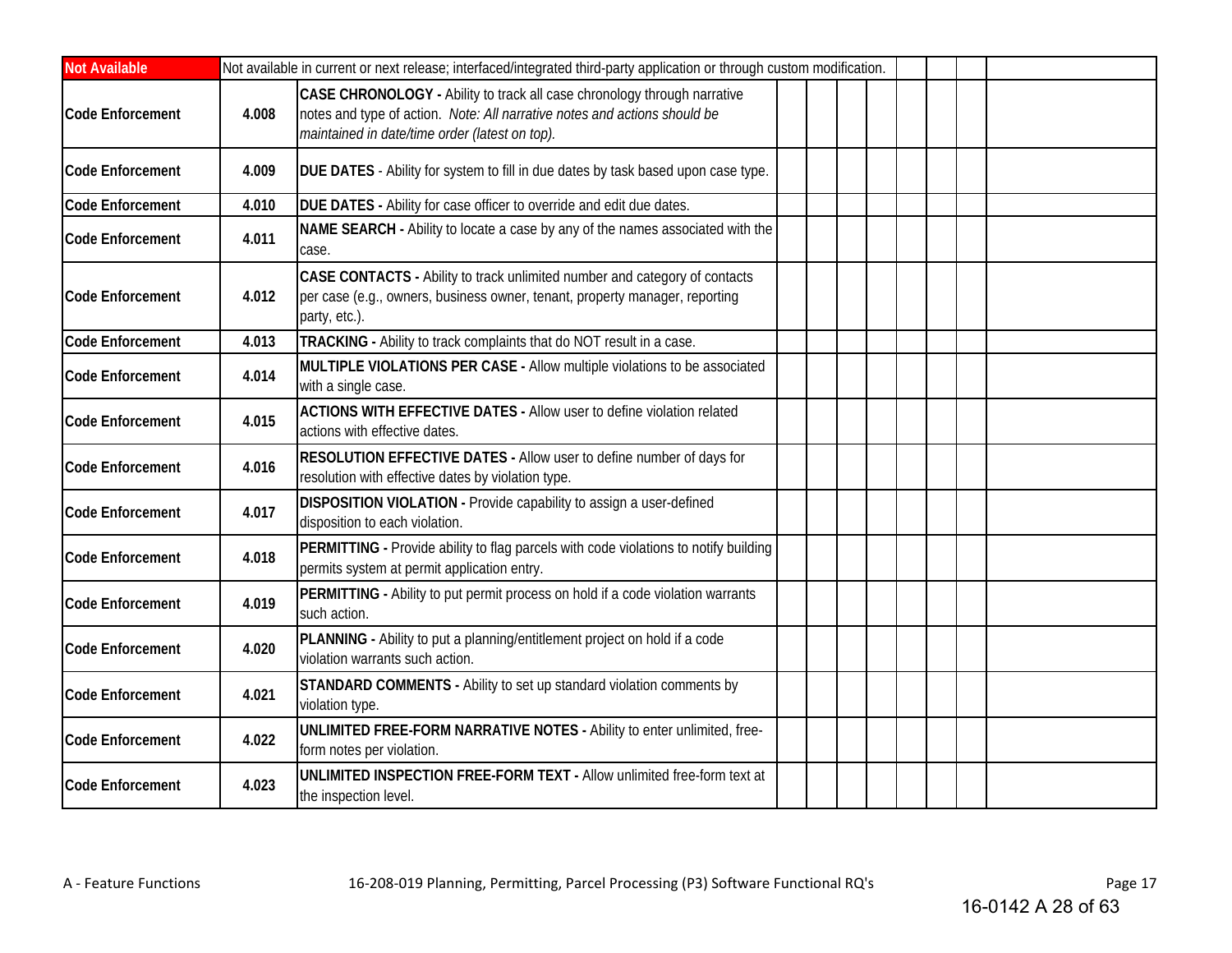| | | | | | | | | | | |
|---|---|---|---|---|---|---|---|---|---|---|
| **Not Available** | Not available in current or next release; interfaced/integrated third-party application or through custom modification. | | | | | | | | | |
| **Code Enforcement** | **4.008** | **CASE CHRONOLOGY -** Ability to track all case chronology through narrative notes and type of action. *Note: All narrative notes and actions should be maintained in date/time order (latest on top).* | | | | | | | | |
| **Code Enforcement** | **4.009** | **DUE DATES** - Ability for system to fill in due dates by task based upon case type. | | | | | | | | |
| **Code Enforcement** | **4.010** | **DUE DATES -** Ability for case officer to override and edit due dates. | | | | | | | | |
| **Code Enforcement** | **4.011** | **NAME SEARCH -** Ability to locate a case by any of the names associated with the case. | | | | | | | | |
| **Code Enforcement** | **4.012** | **CASE CONTACTS -** Ability to track unlimited number and category of contacts per case (e.g., owners, business owner, tenant, property manager, reporting party, etc.). | | | | | | | | |
| **Code Enforcement** | **4.013** | **TRACKING -** Ability to track complaints that do NOT result in a case. | | | | | | | | |
| **Code Enforcement** | **4.014** | **MULTIPLE VIOLATIONS PER CASE -** Allow multiple violations to be associated with a single case. | | | | | | | | |
| **Code Enforcement** | **4.015** | **ACTIONS WITH EFFECTIVE DATES -** Allow user to define violation related actions with effective dates. | | | | | | | | |
| **Code Enforcement** | **4.016** | **RESOLUTION EFFECTIVE DATES -** Allow user to define number of days for resolution with effective dates by violation type. | | | | | | | | |
| **Code Enforcement** | **4.017** | **DISPOSITION VIOLATION -** Provide capability to assign a user-defined disposition to each violation. | | | | | | | | |
| **Code Enforcement** | **4.018** | **PERMITTING -** Provide ability to flag parcels with code violations to notify building permits system at permit application entry. | | | | | | | | |
| **Code Enforcement** | **4.019** | **PERMITTING -** Ability to put permit process on hold if a code violation warrants such action. | | | | | | | | |
| **Code Enforcement** | **4.020** | **PLANNING -** Ability to put a planning/entitlement project on hold if a code violation warrants such action. | | | | | | | | |
| **Code Enforcement** | **4.021** | **STANDARD COMMENTS -** Ability to set up standard violation comments by violation type. | | | | | | | | |
| **Code Enforcement** | **4.022** | **UNLIMITED FREE-FORM NARRATIVE NOTES -** Ability to enter unlimited, free-form notes per violation. | | | | | | | | |
| **Code Enforcement** | **4.023** | **UNLIMITED INSPECTION FREE-FORM TEXT -** Allow unlimited free-form text at the inspection level. | | | | | | | | |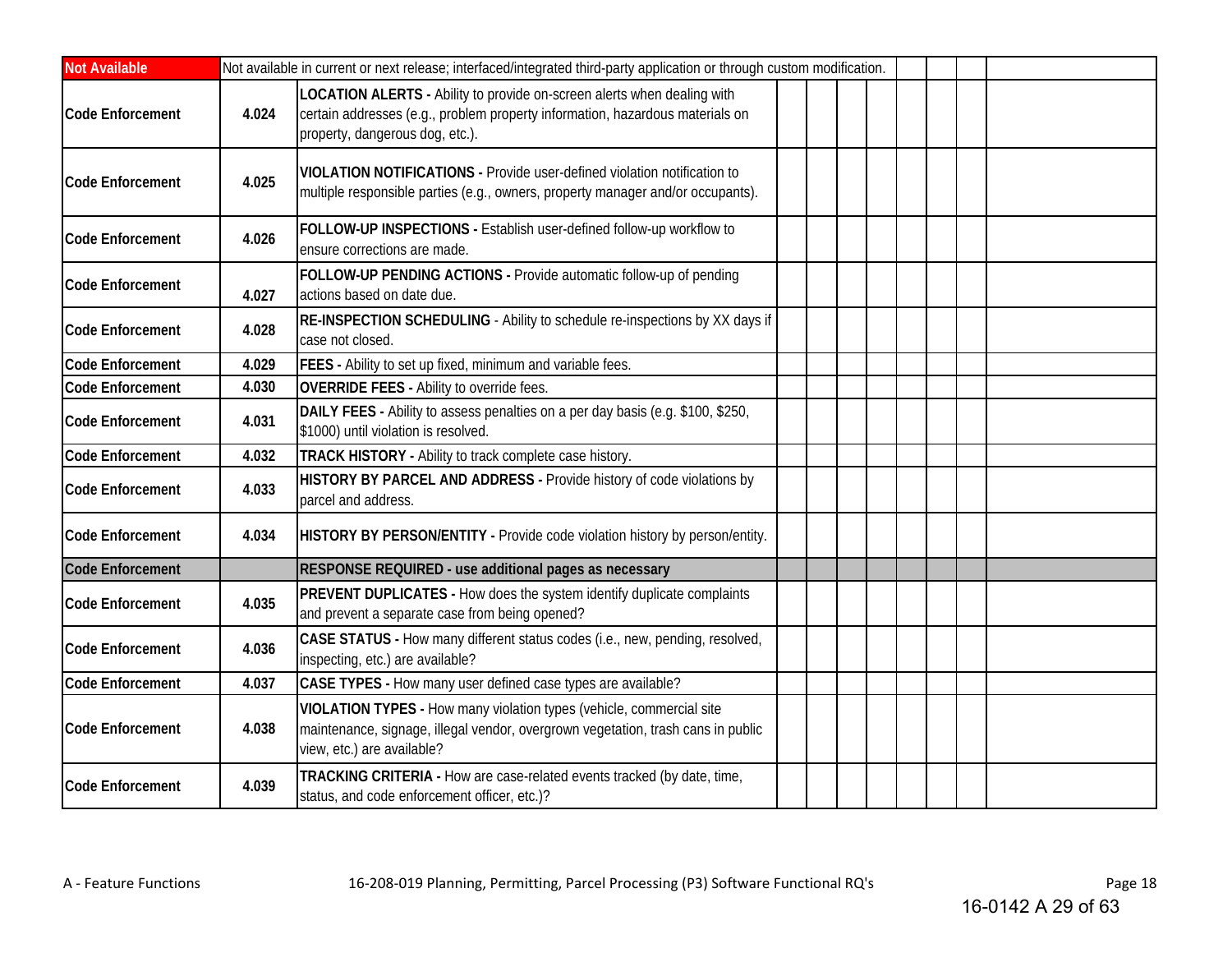| | | | | | | | | | | |
|---|---|---|---|---|---|---|---|---|---|---|
| **Not Available** | Not available in current or next release; interfaced/integrated third-party application or through custom modification. | | | | | | | | | |
| **Code Enforcement** | **4.024** | **LOCATION ALERTS -** Ability to provide on-screen alerts when dealing with certain addresses (e.g., problem property information, hazardous materials on property, dangerous dog, etc.). | | | | | | | | |
| **Code Enforcement** | **4.025** | **VIOLATION NOTIFICATIONS -** Provide user-defined violation notification to multiple responsible parties (e.g., owners, property manager and/or occupants). | | | | | | | | |
| **Code Enforcement** | **4.026** | **FOLLOW-UP INSPECTIONS -** Establish user-defined follow-up workflow to ensure corrections are made. | | | | | | | | |
| **Code Enforcement** | **4.027** | **FOLLOW-UP PENDING ACTIONS -** Provide automatic follow-up of pending actions based on date due. | | | | | | | | |
| **Code Enforcement** | **4.028** | **RE-INSPECTION SCHEDULING** - Ability to schedule re-inspections by XX days if case not closed. | | | | | | | | |
| **Code Enforcement** | **4.029** | **FEES -** Ability to set up fixed, minimum and variable fees. | | | | | | | | |
| **Code Enforcement** | **4.030** | **OVERRIDE FEES -** Ability to override fees. | | | | | | | | |
| **Code Enforcement** | **4.031** | **DAILY FEES -** Ability to assess penalties on a per day basis (e.g. $100, $250, $1000) until violation is resolved. | | | | | | | | |
| **Code Enforcement** | **4.032** | **TRACK HISTORY -** Ability to track complete case history. | | | | | | | | |
| **Code Enforcement** | **4.033** | **HISTORY BY PARCEL AND ADDRESS -** Provide history of code violations by parcel and address. | | | | | | | | |
| **Code Enforcement** | **4.034** | **HISTORY BY PERSON/ENTITY -** Provide code violation history by person/entity. | | | | | | | | |
| **Code Enforcement** | | **RESPONSE REQUIRED - use additional pages as necessary** | | | | | | | | |
| **Code Enforcement** | **4.035** | **PREVENT DUPLICATES -** How does the system identify duplicate complaints and prevent a separate case from being opened? | | | | | | | | |
| **Code Enforcement** | **4.036** | **CASE STATUS -** How many different status codes (i.e., new, pending, resolved, inspecting, etc.) are available? | | | | | | | | |
| **Code Enforcement** | **4.037** | **CASE TYPES -** How many user defined case types are available? | | | | | | | | |
| **Code Enforcement** | **4.038** | **VIOLATION TYPES -** How many violation types (vehicle, commercial site maintenance, signage, illegal vendor, overgrown vegetation, trash cans in public view, etc.) are available? | | | | | | | | |
| **Code Enforcement** | **4.039** | **TRACKING CRITERIA -** How are case-related events tracked (by date, time, status, and code enforcement officer, etc.)? | | | | | | | | |

A - Feature Functions — 16-208-019 Planning, Permitting, Parcel Processing (P3) Software Functional RQ's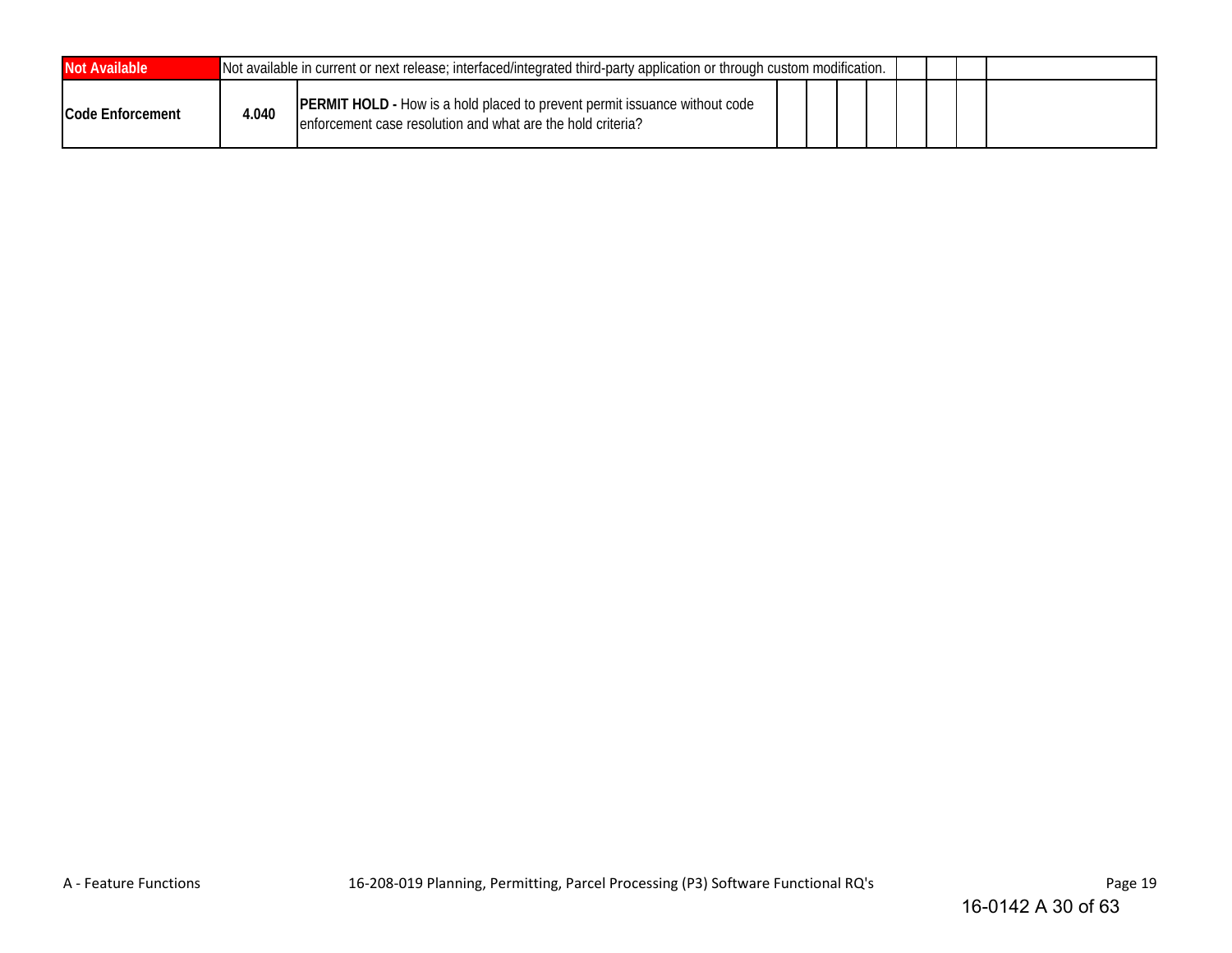| Not Available | Not available in current or next release; interfaced/integrated third-party application or through custom modification. | | | | | | | | | |
|---|---|---|---|---|---|---|---|---|---|---|
| **Code Enforcement** | **4.040** | **PERMIT HOLD -** How is a hold placed to prevent permit issuance without code enforcement case resolution and what are the hold criteria? | | | | | | | | |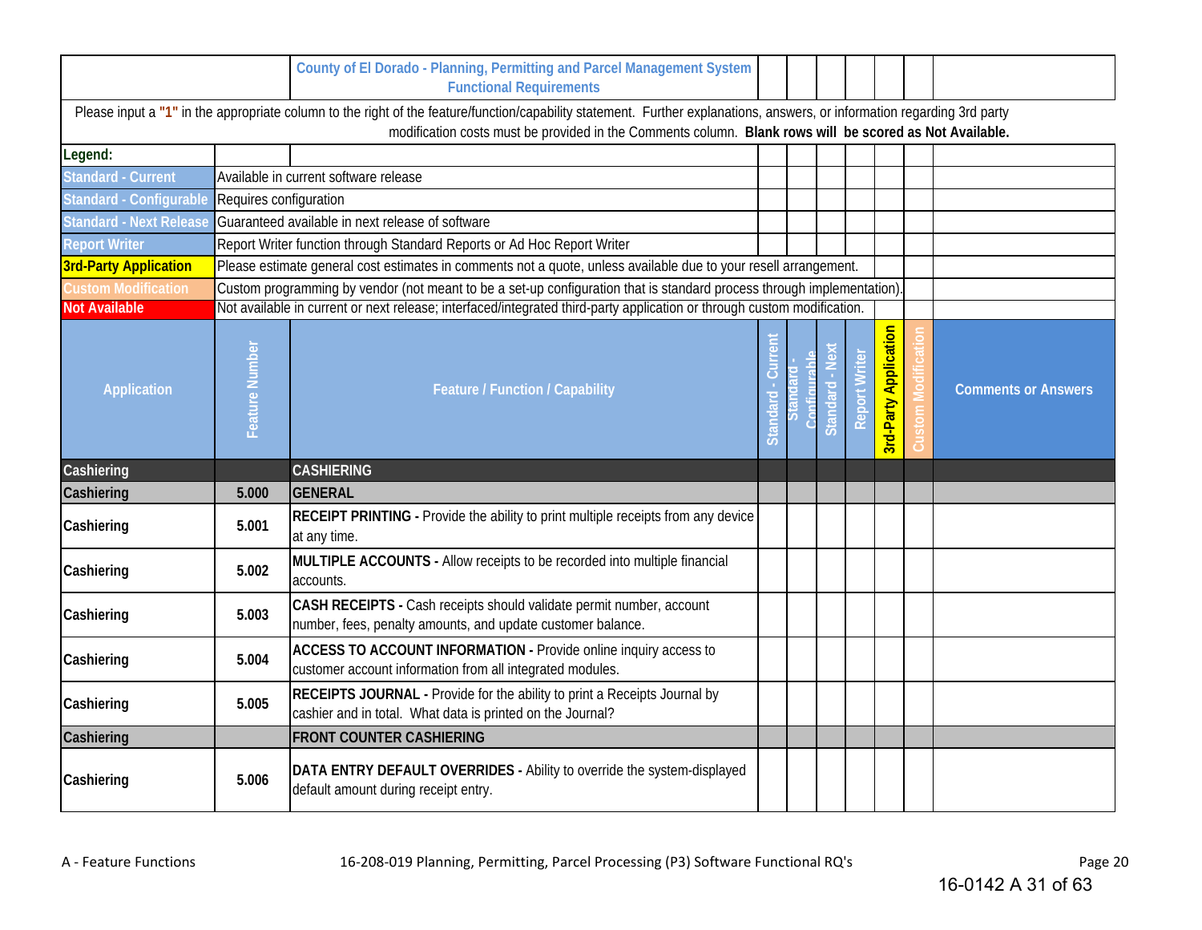| | | County of El Dorado - Planning, Permitting and Parcel Management System Functional Requirements | | | | | | | |
|---|---|---|---|---|---|---|---|---|---|

Please input a **"1"** in the appropriate column to the right of the feature/function/capability statement. Further explanations, answers, or information regarding 3rd party modification costs must be provided in the Comments column. **Blank rows will be scored as Not Available.**

| Legend: | |
|---|---|
| Standard - Current | Available in current software release |
| Standard - Configurable | Requires configuration |
| Standard - Next Release | Guaranteed available in next release of software |
| Report Writer | Report Writer function through Standard Reports or Ad Hoc Report Writer |
| 3rd-Party Application | Please estimate general cost estimates in comments not a quote, unless available due to your resell arrangement. |
| Custom Modification | Custom programming by vendor (not meant to be a set-up configuration that is standard process through implementation). |
| Not Available | Not available in current or next release; interfaced/integrated third-party application or through custom modification. |

| Application | Feature Number | Feature / Function / Capability | Standard - Current | Standard - Configurable | Standard - Next | Report Writer | 3rd-Party Application | Custom Modification | Comments or Answers |
|---|---|---|---|---|---|---|---|---|---|
| **Cashiering** | | **CASHIERING** | | | | | | | |
| **Cashiering** | **5.000** | **GENERAL** | | | | | | | |
| Cashiering | 5.001 | **RECEIPT PRINTING -** Provide the ability to print multiple receipts from any device at any time. | | | | | | | |
| Cashiering | 5.002 | **MULTIPLE ACCOUNTS -** Allow receipts to be recorded into multiple financial accounts. | | | | | | | |
| Cashiering | 5.003 | **CASH RECEIPTS -** Cash receipts should validate permit number, account number, fees, penalty amounts, and update customer balance. | | | | | | | |
| Cashiering | 5.004 | **ACCESS TO ACCOUNT INFORMATION -** Provide online inquiry access to customer account information from all integrated modules. | | | | | | | |
| Cashiering | 5.005 | **RECEIPTS JOURNAL -** Provide for the ability to print a Receipts Journal by cashier and in total. What data is printed on the Journal? | | | | | | | |
| **Cashiering** | | **FRONT COUNTER CASHIERING** | | | | | | | |
| Cashiering | 5.006 | **DATA ENTRY DEFAULT OVERRIDES -** Ability to override the system-displayed default amount during receipt entry. | | | | | | | |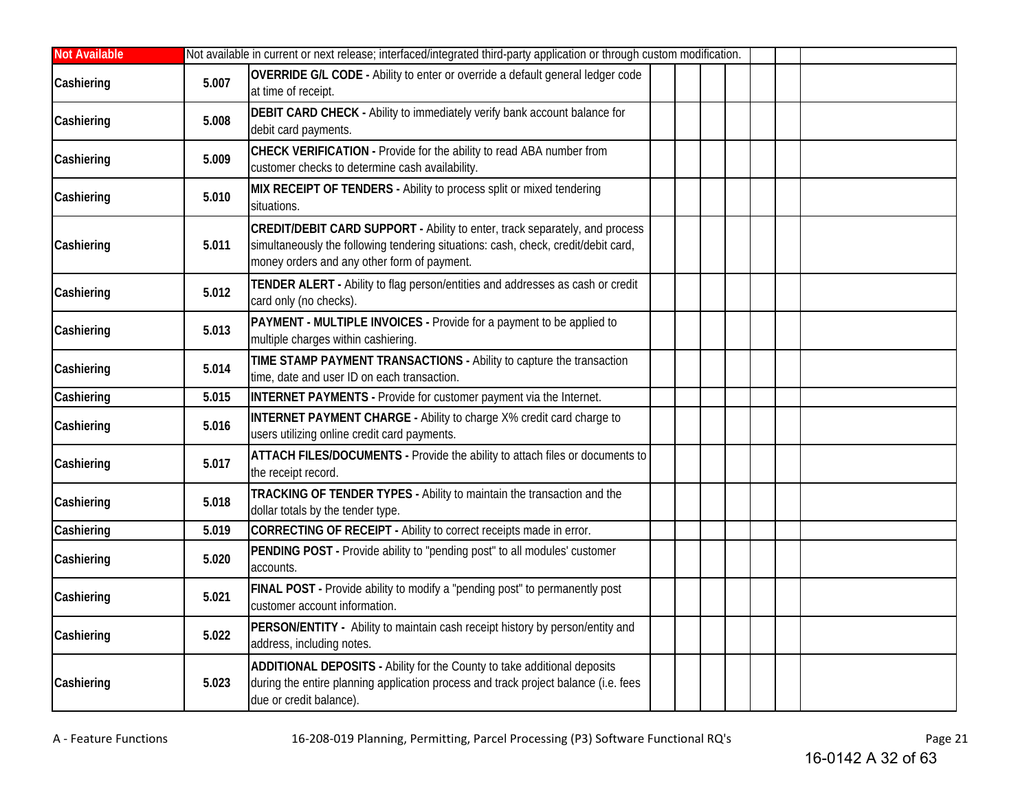| | | | | | | | | | |
|---|---|---|---|---|---|---|---|---|---|
| **Not Available** | Not available in current or next release; interfaced/integrated third-party application or through custom modification. | | | | | | | | |
| **Cashiering** | **5.007** | **OVERRIDE G/L CODE -** Ability to enter or override a default general ledger code at time of receipt. | | | | | | | |
| **Cashiering** | **5.008** | **DEBIT CARD CHECK -** Ability to immediately verify bank account balance for debit card payments. | | | | | | | |
| **Cashiering** | **5.009** | **CHECK VERIFICATION -** Provide for the ability to read ABA number from customer checks to determine cash availability. | | | | | | | |
| **Cashiering** | **5.010** | **MIX RECEIPT OF TENDERS -** Ability to process split or mixed tendering situations. | | | | | | | |
| **Cashiering** | **5.011** | **CREDIT/DEBIT CARD SUPPORT -** Ability to enter, track separately, and process simultaneously the following tendering situations: cash, check, credit/debit card, money orders and any other form of payment. | | | | | | | |
| **Cashiering** | **5.012** | **TENDER ALERT -** Ability to flag person/entities and addresses as cash or credit card only (no checks). | | | | | | | |
| **Cashiering** | **5.013** | **PAYMENT - MULTIPLE INVOICES -** Provide for a payment to be applied to multiple charges within cashiering. | | | | | | | |
| **Cashiering** | **5.014** | **TIME STAMP PAYMENT TRANSACTIONS -** Ability to capture the transaction time, date and user ID on each transaction. | | | | | | | |
| **Cashiering** | **5.015** | **INTERNET PAYMENTS -** Provide for customer payment via the Internet. | | | | | | | |
| **Cashiering** | **5.016** | **INTERNET PAYMENT CHARGE -** Ability to charge X% credit card charge to users utilizing online credit card payments. | | | | | | | |
| **Cashiering** | **5.017** | **ATTACH FILES/DOCUMENTS -** Provide the ability to attach files or documents to the receipt record. | | | | | | | |
| **Cashiering** | **5.018** | **TRACKING OF TENDER TYPES -** Ability to maintain the transaction and the dollar totals by the tender type. | | | | | | | |
| **Cashiering** | **5.019** | **CORRECTING OF RECEIPT -** Ability to correct receipts made in error. | | | | | | | |
| **Cashiering** | **5.020** | **PENDING POST -** Provide ability to "pending post" to all modules' customer accounts. | | | | | | | |
| **Cashiering** | **5.021** | **FINAL POST -** Provide ability to modify a "pending post" to permanently post customer account information. | | | | | | | |
| **Cashiering** | **5.022** | **PERSON/ENTITY -** Ability to maintain cash receipt history by person/entity and address, including notes. | | | | | | | |
| **Cashiering** | **5.023** | **ADDITIONAL DEPOSITS -** Ability for the County to take additional deposits during the entire planning application process and track project balance (i.e. fees due or credit balance). | | | | | | | |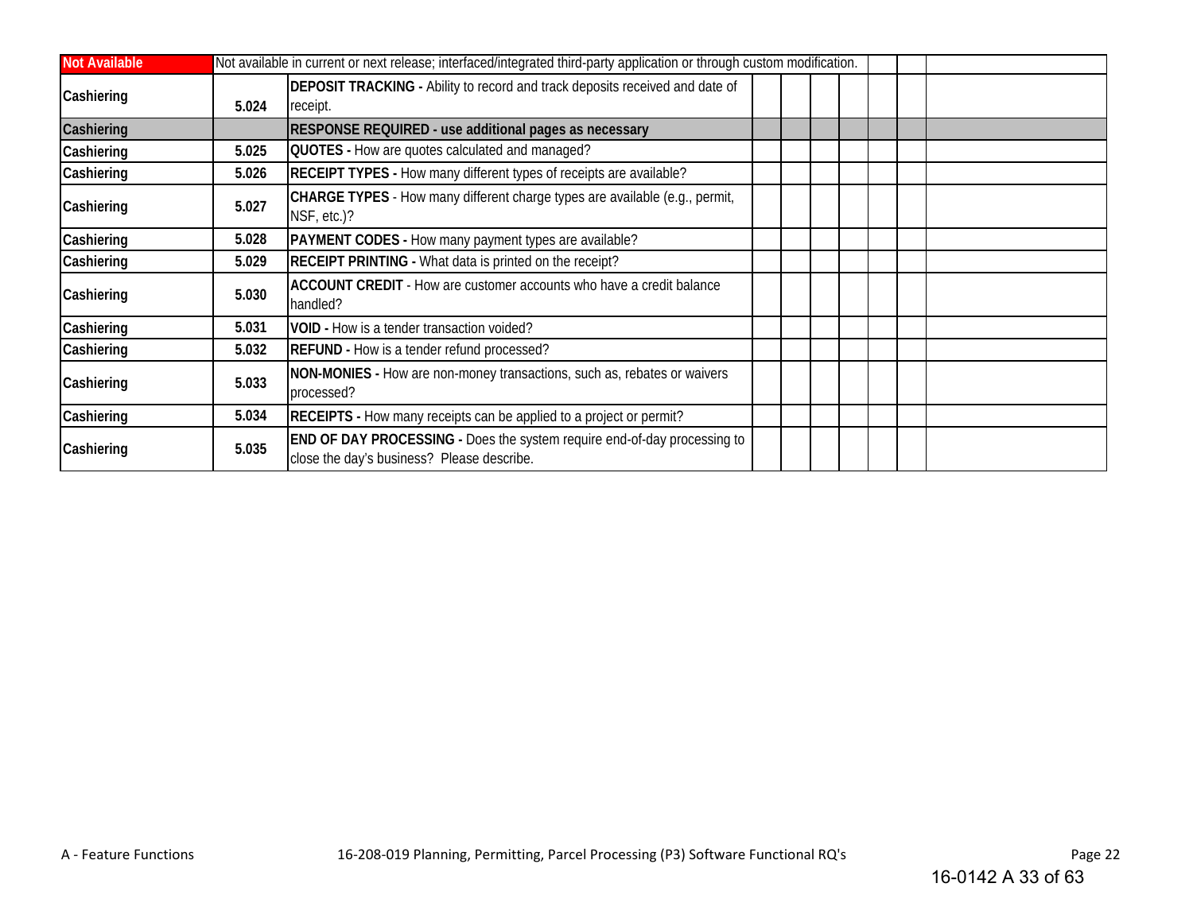| | | | | | | | | | |
|---|---|---|---|---|---|---|---|---|---|
| **Not Available** | Not available in current or next release; interfaced/integrated third-party application or through custom modification. | | | | | | | | |
| **Cashiering** | **5.024** | **DEPOSIT TRACKING -** Ability to record and track deposits received and date of receipt. | | | | | | | |
| **Cashiering** | | **RESPONSE REQUIRED - use additional pages as necessary** | | | | | | | |
| **Cashiering** | **5.025** | **QUOTES -** How are quotes calculated and managed? | | | | | | | |
| **Cashiering** | **5.026** | **RECEIPT TYPES -** How many different types of receipts are available? | | | | | | | |
| **Cashiering** | **5.027** | **CHARGE TYPES** - How many different charge types are available (e.g., permit, NSF, etc.)? | | | | | | | |
| **Cashiering** | **5.028** | **PAYMENT CODES -** How many payment types are available? | | | | | | | |
| **Cashiering** | **5.029** | **RECEIPT PRINTING -** What data is printed on the receipt? | | | | | | | |
| **Cashiering** | **5.030** | **ACCOUNT CREDIT** - How are customer accounts who have a credit balance handled? | | | | | | | |
| **Cashiering** | **5.031** | **VOID -** How is a tender transaction voided? | | | | | | | |
| **Cashiering** | **5.032** | **REFUND -** How is a tender refund processed? | | | | | | | |
| **Cashiering** | **5.033** | **NON-MONIES -** How are non-money transactions, such as, rebates or waivers processed? | | | | | | | |
| **Cashiering** | **5.034** | **RECEIPTS -** How many receipts can be applied to a project or permit? | | | | | | | |
| **Cashiering** | **5.035** | **END OF DAY PROCESSING -** Does the system require end-of-day processing to close the day's business? Please describe. | | | | | | | |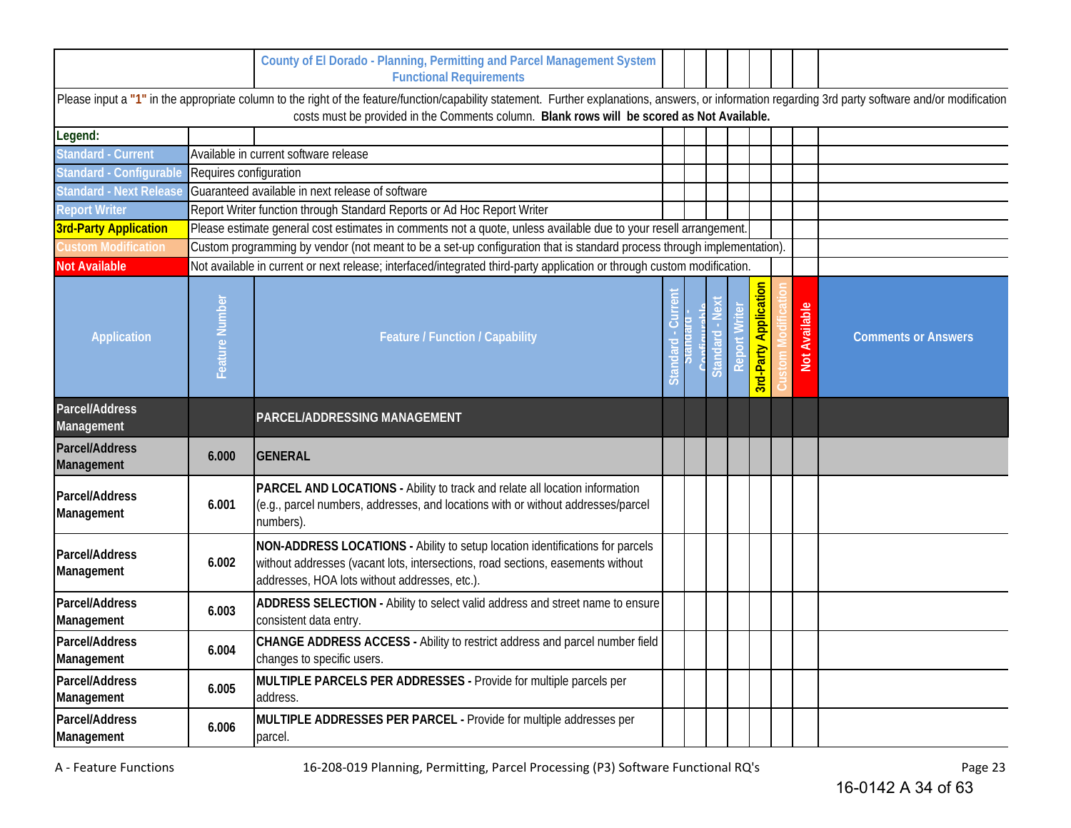**County of El Dorado - Planning, Permitting and Parcel Management System Functional Requirements**

Please input a "1" in the appropriate column to the right of the feature/function/capability statement. Further explanations, answers, or information regarding 3rd party software and/or modification costs must be provided in the Comments column. **Blank rows will be scored as Not Available.**

**Legend:**

| Legend | Description |
|---|---|
| Standard - Current | Available in current software release |
| Standard - Configurable | Requires configuration |
| Standard - Next Release | Guaranteed available in next release of software |
| Report Writer | Report Writer function through Standard Reports or Ad Hoc Report Writer |
| 3rd-Party Application | Please estimate general cost estimates in comments not a quote, unless available due to your resell arrangement. |
| Custom Modification | Custom programming by vendor (not meant to be a set-up configuration that is standard process through implementation). |
| Not Available | Not available in current or next release; interfaced/integrated third-party application or through custom modification. |

| Application | Feature Number | Feature / Function / Capability | Standard - Current | Standard - Configurable | Standard - Next | Report Writer | 3rd-Party Application | Custom Modification | Not Available | Comments or Answers |
|---|---|---|---|---|---|---|---|---|---|---|
| Parcel/Address Management | | PARCEL/ADDRESSING MANAGEMENT | | | | | | | | |
| Parcel/Address Management | 6.000 | GENERAL | | | | | | | | |
| Parcel/Address Management | 6.001 | **PARCEL AND LOCATIONS -** Ability to track and relate all location information (e.g., parcel numbers, addresses, and locations with or without addresses/parcel numbers). | | | | | | | | |
| Parcel/Address Management | 6.002 | **NON-ADDRESS LOCATIONS -** Ability to setup location identifications for parcels without addresses (vacant lots, intersections, road sections, easements without addresses, HOA lots without addresses, etc.). | | | | | | | | |
| Parcel/Address Management | 6.003 | **ADDRESS SELECTION -** Ability to select valid address and street name to ensure consistent data entry. | | | | | | | | |
| Parcel/Address Management | 6.004 | **CHANGE ADDRESS ACCESS -** Ability to restrict address and parcel number field changes to specific users. | | | | | | | | |
| Parcel/Address Management | 6.005 | **MULTIPLE PARCELS PER ADDRESSES -** Provide for multiple parcels per address. | | | | | | | | |
| Parcel/Address Management | 6.006 | **MULTIPLE ADDRESSES PER PARCEL -** Provide for multiple addresses per parcel. | | | | | | | | |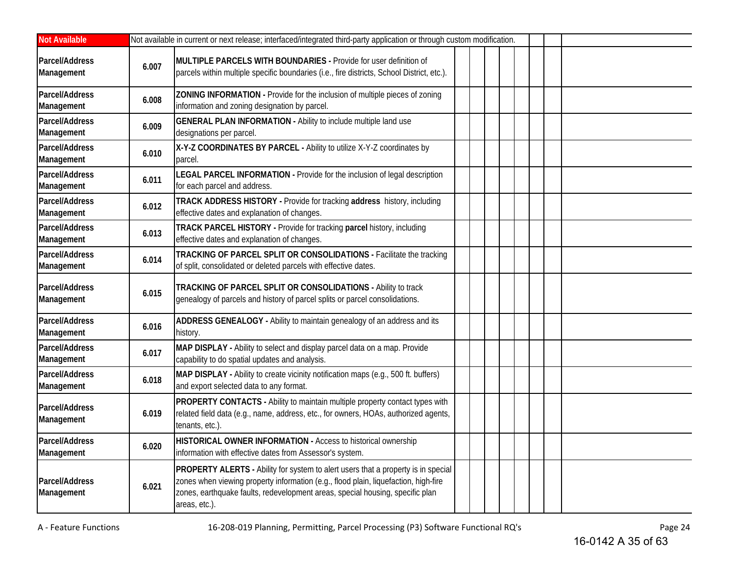| Not Available | Not available in current or next release; interfaced/integrated third-party application or through custom modification. | | | | | | | | | |
|---|---|---|---|---|---|---|---|---|---|---|
| Parcel/Address Management | 6.007 | **MULTIPLE PARCELS WITH BOUNDARIES -** Provide for user definition of parcels within multiple specific boundaries (i.e., fire districts, School District, etc.). | | | | | | | | |
| Parcel/Address Management | 6.008 | **ZONING INFORMATION -** Provide for the inclusion of multiple pieces of zoning information and zoning designation by parcel. | | | | | | | | |
| Parcel/Address Management | 6.009 | **GENERAL PLAN INFORMATION -** Ability to include multiple land use designations per parcel. | | | | | | | | |
| Parcel/Address Management | 6.010 | **X-Y-Z COORDINATES BY PARCEL -** Ability to utilize X-Y-Z coordinates by parcel. | | | | | | | | |
| Parcel/Address Management | 6.011 | **LEGAL PARCEL INFORMATION -** Provide for the inclusion of legal description for each parcel and address. | | | | | | | | |
| Parcel/Address Management | 6.012 | **TRACK ADDRESS HISTORY -** Provide for tracking **address** history, including effective dates and explanation of changes. | | | | | | | | |
| Parcel/Address Management | 6.013 | **TRACK PARCEL HISTORY -** Provide for tracking **parcel** history, including effective dates and explanation of changes. | | | | | | | | |
| Parcel/Address Management | 6.014 | **TRACKING OF PARCEL SPLIT OR CONSOLIDATIONS -** Facilitate the tracking of split, consolidated or deleted parcels with effective dates. | | | | | | | | |
| Parcel/Address Management | 6.015 | **TRACKING OF PARCEL SPLIT OR CONSOLIDATIONS -** Ability to track genealogy of parcels and history of parcel splits or parcel consolidations. | | | | | | | | |
| Parcel/Address Management | 6.016 | **ADDRESS GENEALOGY -** Ability to maintain genealogy of an address and its history. | | | | | | | | |
| Parcel/Address Management | 6.017 | **MAP DISPLAY -** Ability to select and display parcel data on a map. Provide capability to do spatial updates and analysis. | | | | | | | | |
| Parcel/Address Management | 6.018 | **MAP DISPLAY -** Ability to create vicinity notification maps (e.g., 500 ft. buffers) and export selected data to any format. | | | | | | | | |
| Parcel/Address Management | 6.019 | **PROPERTY CONTACTS -** Ability to maintain multiple property contact types with related field data (e.g., name, address, etc., for owners, HOAs, authorized agents, tenants, etc.). | | | | | | | | |
| Parcel/Address Management | 6.020 | **HISTORICAL OWNER INFORMATION -** Access to historical ownership information with effective dates from Assessor's system. | | | | | | | | |
| Parcel/Address Management | 6.021 | **PROPERTY ALERTS -** Ability for system to alert users that a property is in special zones when viewing property information (e.g., flood plain, liquefaction, high-fire zones, earthquake faults, redevelopment areas, special housing, specific plan areas, etc.). | | | | | | | | |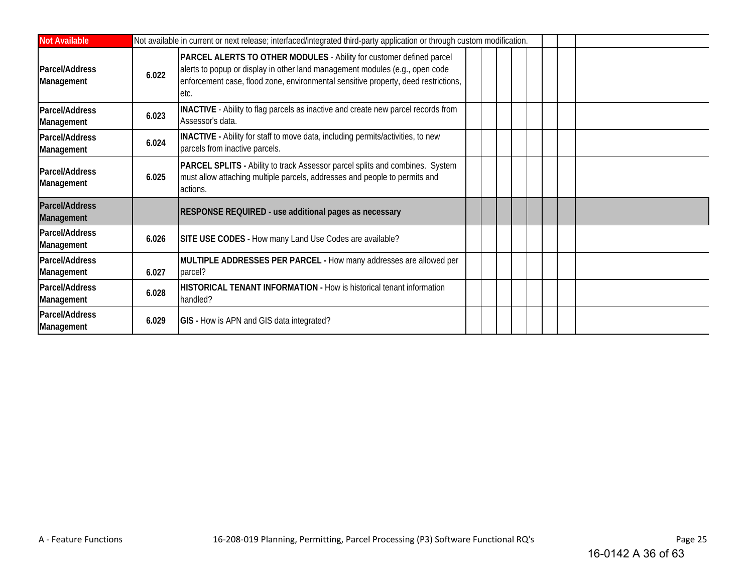| | | | | | | | | | | |
|---|---|---|---|---|---|---|---|---|---|---|
| **Not Available** | Not available in current or next release; interfaced/integrated third-party application or through custom modification. | | | | | | | | | |
| **Parcel/Address Management** | **6.022** | **PARCEL ALERTS TO OTHER MODULES** - Ability for customer defined parcel alerts to popup or display in other land management modules (e.g., open code enforcement case, flood zone, environmental sensitive property, deed restrictions, etc. | | | | | | | | |
| **Parcel/Address Management** | **6.023** | **INACTIVE** - Ability to flag parcels as inactive and create new parcel records from Assessor's data. | | | | | | | | |
| **Parcel/Address Management** | **6.024** | **INACTIVE -** Ability for staff to move data, including permits/activities, to new parcels from inactive parcels. | | | | | | | | |
| **Parcel/Address Management** | **6.025** | **PARCEL SPLITS -** Ability to track Assessor parcel splits and combines. System must allow attaching multiple parcels, addresses and people to permits and actions. | | | | | | | | |
| **Parcel/Address Management** | | **RESPONSE REQUIRED - use additional pages as necessary** | | | | | | | | |
| **Parcel/Address Management** | **6.026** | **SITE USE CODES -** How many Land Use Codes are available? | | | | | | | | |
| **Parcel/Address Management** | **6.027** | **MULTIPLE ADDRESSES PER PARCEL -** How many addresses are allowed per parcel? | | | | | | | | |
| **Parcel/Address Management** | **6.028** | **HISTORICAL TENANT INFORMATION -** How is historical tenant information handled? | | | | | | | | |
| **Parcel/Address Management** | **6.029** | **GIS -** How is APN and GIS data integrated? | | | | | | | | |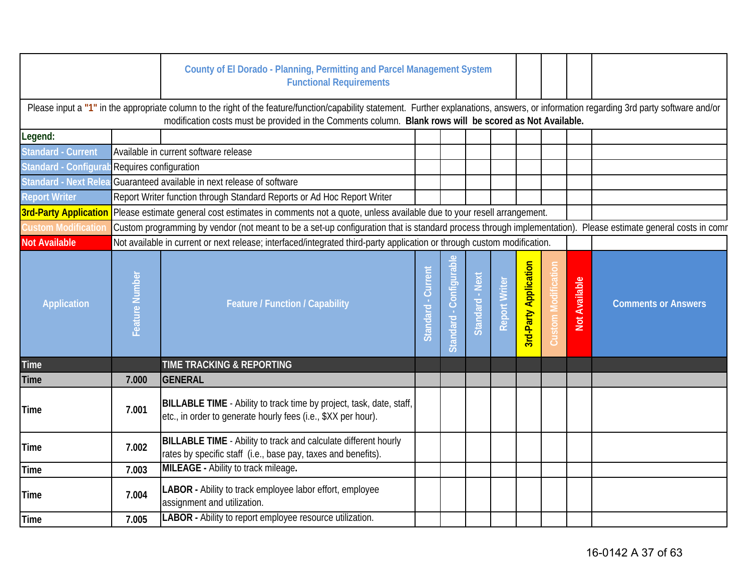## County of El Dorado - Planning, Permitting and Parcel Management System
## Functional Requirements

Please input a **"1"** in the appropriate column to the right of the feature/function/capability statement. Further explanations, answers, or information regarding 3rd party software and/or modification costs must be provided in the Comments column. **Blank rows will be scored as Not Available.**

**Legend:**

| Legend | Description |
|---|---|
| Standard - Current | Available in current software release |
| Standard - Configurab | Requires configuration |
| Standard - Next Relea | Guaranteed available in next release of software |
| Report Writer | Report Writer function through Standard Reports or Ad Hoc Report Writer |
| 3rd-Party Application | Please estimate general cost estimates in comments not a quote, unless available due to your resell arrangement. |
| Custom Modification | Custom programming by vendor (not meant to be a set-up configuration that is standard process through implementation). Please estimate general costs in comr |
| Not Available | Not available in current or next release; interfaced/integrated third-party application or through custom modification. |

| Application | Feature Number | Feature / Function / Capability | Standard - Current | Standard - Configurable | Standard - Next | Report Writer | 3rd-Party Application | Custom Modification | Not Available | Comments or Answers |
|---|---|---|---|---|---|---|---|---|---|---|
| Time | | **TIME TRACKING & REPORTING** | | | | | | | | |
| Time | 7.000 | **GENERAL** | | | | | | | | |
| Time | 7.001 | **BILLABLE TIME** - Ability to track time by project, task, date, staff, etc., in order to generate hourly fees (i.e., $XX per hour). | | | | | | | | |
| Time | 7.002 | **BILLABLE TIME** - Ability to track and calculate different hourly rates by specific staff (i.e., base pay, taxes and benefits). | | | | | | | | |
| Time | 7.003 | **MILEAGE -** Ability to track mileage**.** | | | | | | | | |
| Time | 7.004 | **LABOR -** Ability to track employee labor effort, employee assignment and utilization. | | | | | | | | |
| Time | 7.005 | **LABOR -** Ability to report employee resource utilization. | | | | | | | | |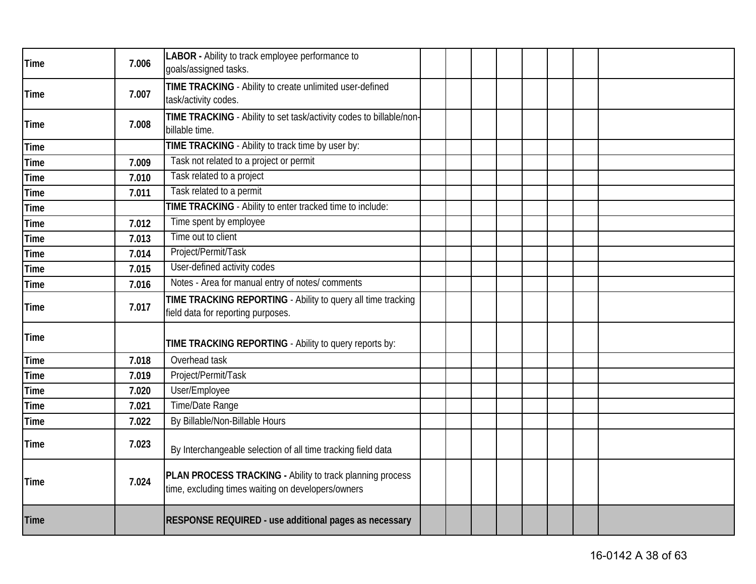| | | | | | | | | | | |
|---|---|---|---|---|---|---|---|---|---|---|
| Time | 7.006 | **LABOR -** Ability to track employee performance to goals/assigned tasks. | | | | | | | | |
| Time | 7.007 | **TIME TRACKING** - Ability to create unlimited user-defined task/activity codes. | | | | | | | | |
| Time | 7.008 | **TIME TRACKING** - Ability to set task/activity codes to billable/non-billable time. | | | | | | | | |
| Time | | **TIME TRACKING** - Ability to track time by user by: | | | | | | | | |
| Time | 7.009 | Task not related to a project or permit | | | | | | | | |
| Time | 7.010 | Task related to a project | | | | | | | | |
| Time | 7.011 | Task related to a permit | | | | | | | | |
| Time | | **TIME TRACKING** - Ability to enter tracked time to include: | | | | | | | | |
| Time | 7.012 | Time spent by employee | | | | | | | | |
| Time | 7.013 | Time out to client | | | | | | | | |
| Time | 7.014 | Project/Permit/Task | | | | | | | | |
| Time | 7.015 | User-defined activity codes | | | | | | | | |
| Time | 7.016 | Notes - Area for manual entry of notes/ comments | | | | | | | | |
| Time | 7.017 | **TIME TRACKING REPORTING** - Ability to query all time tracking field data for reporting purposes. | | | | | | | | |
| Time | | **TIME TRACKING REPORTING** - Ability to query reports by: | | | | | | | | |
| Time | 7.018 | Overhead task | | | | | | | | |
| Time | 7.019 | Project/Permit/Task | | | | | | | | |
| Time | 7.020 | User/Employee | | | | | | | | |
| Time | 7.021 | Time/Date Range | | | | | | | | |
| Time | 7.022 | By Billable/Non-Billable Hours | | | | | | | | |
| Time | 7.023 | By Interchangeable selection of all time tracking field data | | | | | | | | |
| Time | 7.024 | **PLAN PROCESS TRACKING -** Ability to track planning process time, excluding times waiting on developers/owners | | | | | | | | |
| Time | | **RESPONSE REQUIRED - use additional pages as necessary** | | | | | | | | |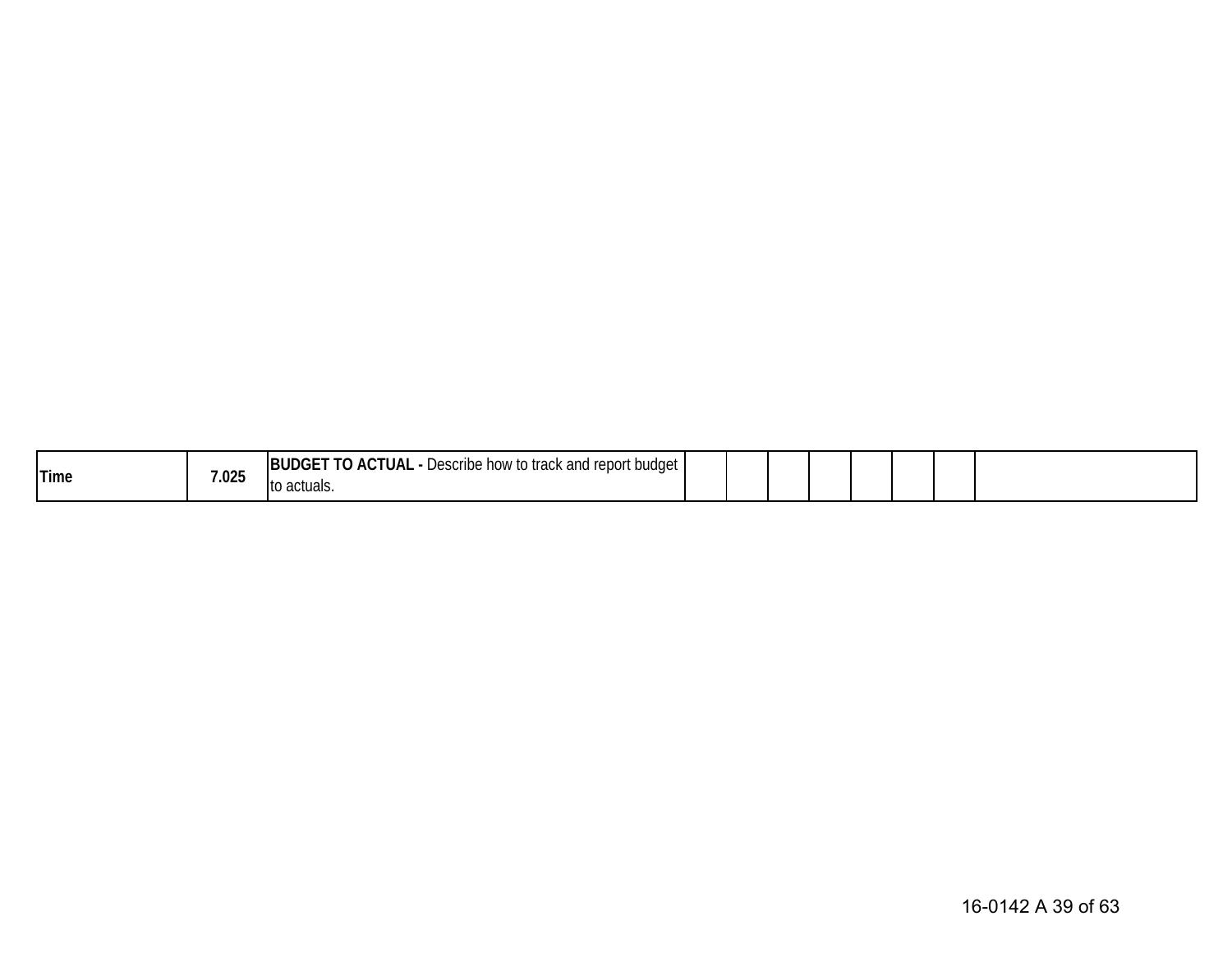| | | | | | | | | | | |
|---|---|---|---|---|---|---|---|---|---|---|
| **Time** | **7.025** | **BUDGET TO ACTUAL -** Describe how to track and report budget to actuals. | | | | | | | | |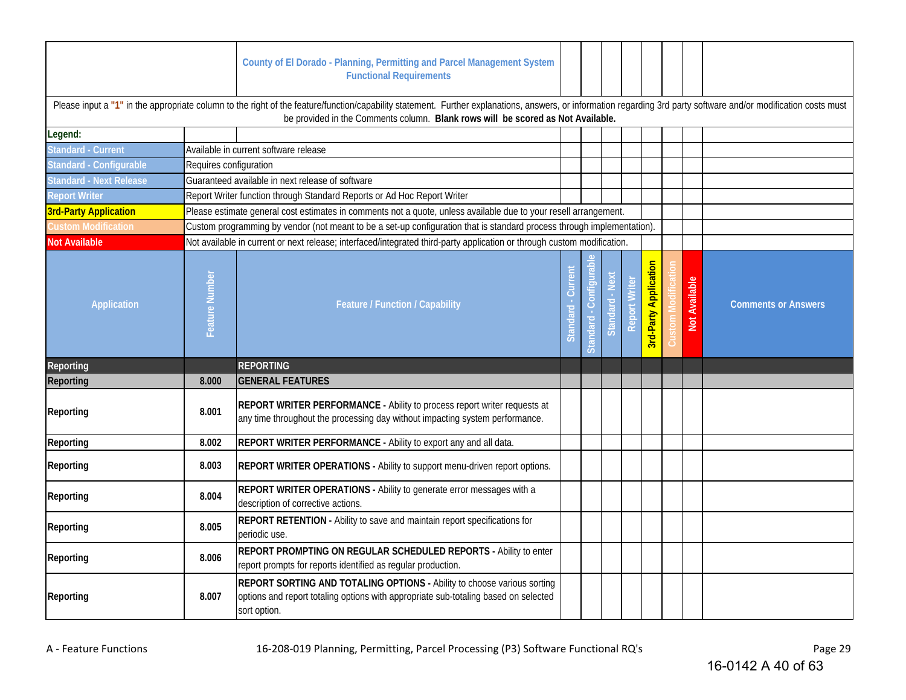**County of El Dorado - Planning, Permitting and Parcel Management System**
**Functional Requirements**

Please input a **"1"** in the appropriate column to the right of the feature/function/capability statement. Further explanations, answers, or information regarding 3rd party software and/or modification costs must be provided in the Comments column. **Blank rows will be scored as Not Available.**

**Legend:**

| Legend | Description |
|---|---|
| Standard - Current | Available in current software release |
| Standard - Configurable | Requires configuration |
| Standard - Next Release | Guaranteed available in next release of software |
| Report Writer | Report Writer function through Standard Reports or Ad Hoc Report Writer |
| 3rd-Party Application | Please estimate general cost estimates in comments not a quote, unless available due to your resell arrangement. |
| Custom Modification | Custom programming by vendor (not meant to be a set-up configuration that is standard process through implementation). |
| Not Available | Not available in current or next release; interfaced/integrated third-party application or through custom modification. |

| Application | Feature Number | Feature / Function / Capability | Standard - Current | Standard - Configurable | Standard - Next | Report Writer | 3rd-Party Application | Custom Modification | Not Available | Comments or Answers |
|---|---|---|---|---|---|---|---|---|---|---|
| **Reporting** | | **REPORTING** | | | | | | | | |
| **Reporting** | **8.000** | **GENERAL FEATURES** | | | | | | | | |
| Reporting | 8.001 | **REPORT WRITER PERFORMANCE -** Ability to process report writer requests at any time throughout the processing day without impacting system performance. | | | | | | | | |
| Reporting | 8.002 | **REPORT WRITER PERFORMANCE -** Ability to export any and all data. | | | | | | | | |
| Reporting | 8.003 | **REPORT WRITER OPERATIONS -** Ability to support menu-driven report options. | | | | | | | | |
| Reporting | 8.004 | **REPORT WRITER OPERATIONS -** Ability to generate error messages with a description of corrective actions. | | | | | | | | |
| Reporting | 8.005 | **REPORT RETENTION -** Ability to save and maintain report specifications for periodic use. | | | | | | | | |
| Reporting | 8.006 | **REPORT PROMPTING ON REGULAR SCHEDULED REPORTS -** Ability to enter report prompts for reports identified as regular production. | | | | | | | | |
| Reporting | 8.007 | **REPORT SORTING AND TOTALING OPTIONS -** Ability to choose various sorting options and report totaling options with appropriate sub-totaling based on selected sort option. | | | | | | | | |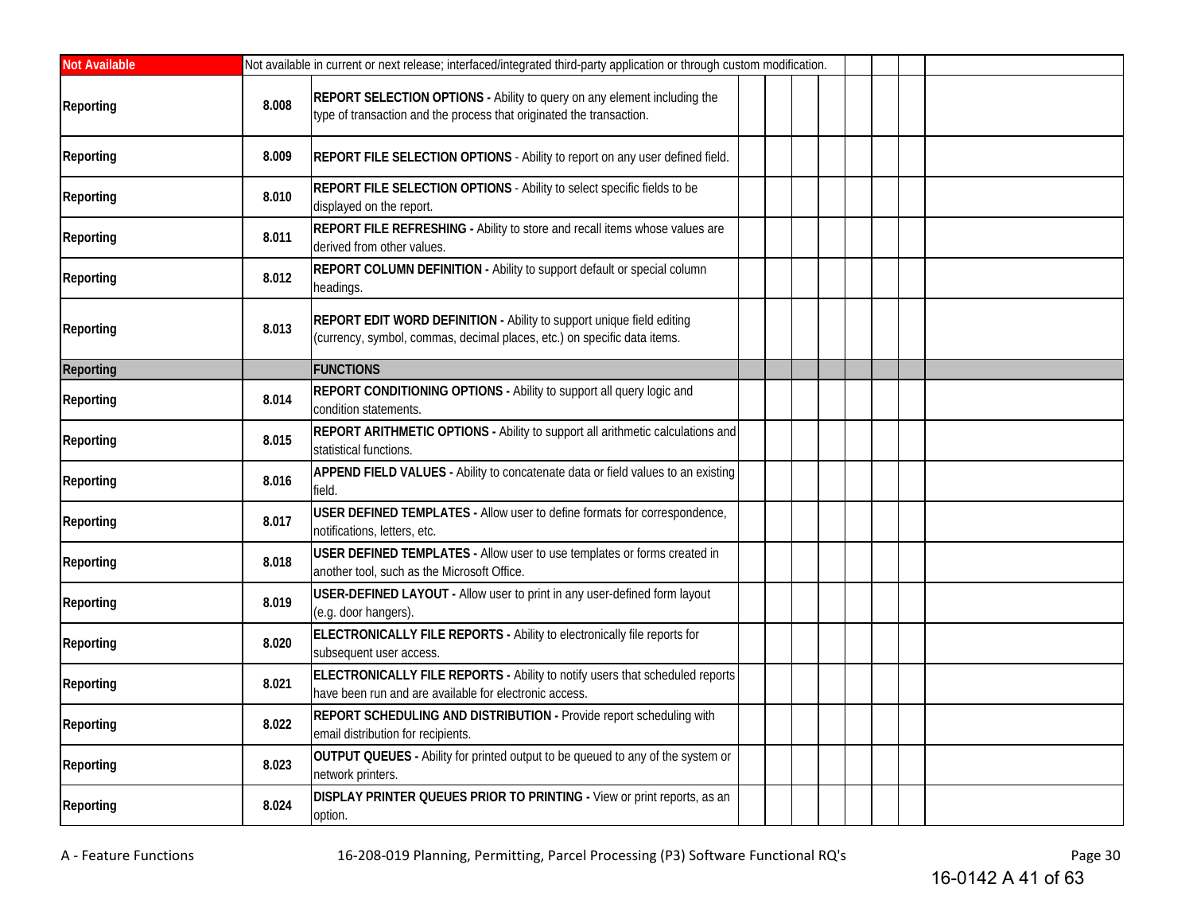| | | | | | | | | | | |
|---|---|---|---|---|---|---|---|---|---|---|
| **Not Available** | Not available in current or next release; interfaced/integrated third-party application or through custom modification. | | | | | | | | | |
| **Reporting** | **8.008** | **REPORT SELECTION OPTIONS -** Ability to query on any element including the type of transaction and the process that originated the transaction. | | | | | | | | |
| **Reporting** | **8.009** | **REPORT FILE SELECTION OPTIONS** - Ability to report on any user defined field. | | | | | | | | |
| **Reporting** | **8.010** | **REPORT FILE SELECTION OPTIONS** - Ability to select specific fields to be displayed on the report. | | | | | | | | |
| **Reporting** | **8.011** | **REPORT FILE REFRESHING -** Ability to store and recall items whose values are derived from other values. | | | | | | | | |
| **Reporting** | **8.012** | **REPORT COLUMN DEFINITION -** Ability to support default or special column headings. | | | | | | | | |
| **Reporting** | **8.013** | **REPORT EDIT WORD DEFINITION -** Ability to support unique field editing (currency, symbol, commas, decimal places, etc.) on specific data items. | | | | | | | | |
| **Reporting** | | **FUNCTIONS** | | | | | | | | |
| **Reporting** | **8.014** | **REPORT CONDITIONING OPTIONS -** Ability to support all query logic and condition statements. | | | | | | | | |
| **Reporting** | **8.015** | **REPORT ARITHMETIC OPTIONS -** Ability to support all arithmetic calculations and statistical functions. | | | | | | | | |
| **Reporting** | **8.016** | **APPEND FIELD VALUES -** Ability to concatenate data or field values to an existing field. | | | | | | | | |
| **Reporting** | **8.017** | **USER DEFINED TEMPLATES -** Allow user to define formats for correspondence, notifications, letters, etc. | | | | | | | | |
| **Reporting** | **8.018** | **USER DEFINED TEMPLATES -** Allow user to use templates or forms created in another tool, such as the Microsoft Office. | | | | | | | | |
| **Reporting** | **8.019** | **USER-DEFINED LAYOUT -** Allow user to print in any user-defined form layout (e.g. door hangers). | | | | | | | | |
| **Reporting** | **8.020** | **ELECTRONICALLY FILE REPORTS -** Ability to electronically file reports for subsequent user access. | | | | | | | | |
| **Reporting** | **8.021** | **ELECTRONICALLY FILE REPORTS -** Ability to notify users that scheduled reports have been run and are available for electronic access. | | | | | | | | |
| **Reporting** | **8.022** | **REPORT SCHEDULING AND DISTRIBUTION -** Provide report scheduling with email distribution for recipients. | | | | | | | | |
| **Reporting** | **8.023** | **OUTPUT QUEUES -** Ability for printed output to be queued to any of the system or network printers. | | | | | | | | |
| **Reporting** | **8.024** | **DISPLAY PRINTER QUEUES PRIOR TO PRINTING -** View or print reports, as an option. | | | | | | | | |

A - Feature Functions

16-208-019 Planning, Permitting, Parcel Processing (P3) Software Functional RQ's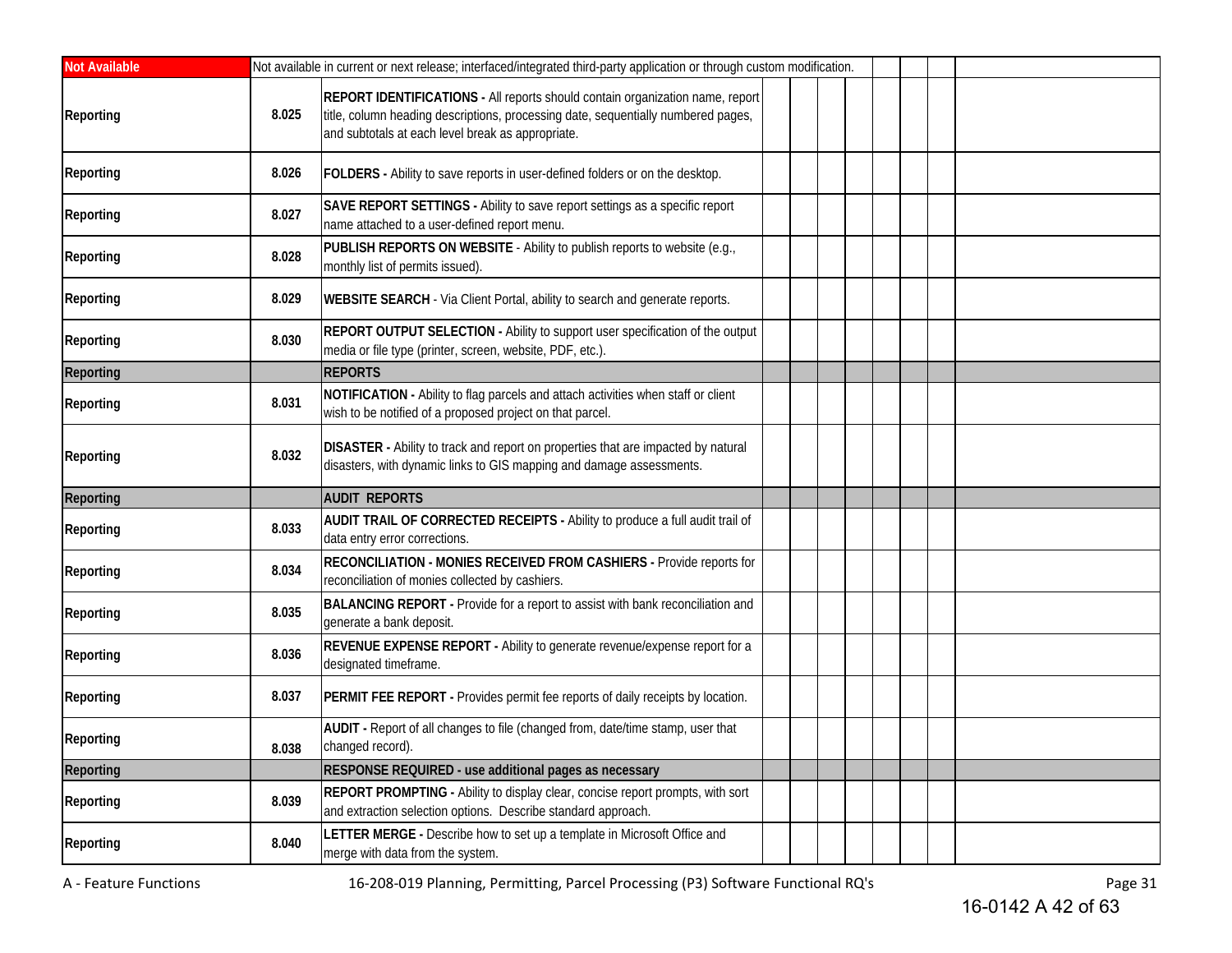| | | | | | | | | | | |
|---|---|---|---|---|---|---|---|---|---|---|
| **Not Available** | Not available in current or next release; interfaced/integrated third-party application or through custom modification. | | | | | | | | | |
| Reporting | 8.025 | **REPORT IDENTIFICATIONS -** All reports should contain organization name, report title, column heading descriptions, processing date, sequentially numbered pages, and subtotals at each level break as appropriate. | | | | | | | | |
| Reporting | 8.026 | **FOLDERS -** Ability to save reports in user-defined folders or on the desktop. | | | | | | | | |
| Reporting | 8.027 | **SAVE REPORT SETTINGS -** Ability to save report settings as a specific report name attached to a user-defined report menu. | | | | | | | | |
| Reporting | 8.028 | **PUBLISH REPORTS ON WEBSITE** - Ability to publish reports to website (e.g., monthly list of permits issued). | | | | | | | | |
| Reporting | 8.029 | **WEBSITE SEARCH** - Via Client Portal, ability to search and generate reports. | | | | | | | | |
| Reporting | 8.030 | **REPORT OUTPUT SELECTION -** Ability to support user specification of the output media or file type (printer, screen, website, PDF, etc.). | | | | | | | | |
| **Reporting** | | **REPORTS** | | | | | | | | |
| Reporting | 8.031 | **NOTIFICATION -** Ability to flag parcels and attach activities when staff or client wish to be notified of a proposed project on that parcel. | | | | | | | | |
| Reporting | 8.032 | **DISASTER -** Ability to track and report on properties that are impacted by natural disasters, with dynamic links to GIS mapping and damage assessments. | | | | | | | | |
| **Reporting** | | **AUDIT REPORTS** | | | | | | | | |
| Reporting | 8.033 | **AUDIT TRAIL OF CORRECTED RECEIPTS -** Ability to produce a full audit trail of data entry error corrections. | | | | | | | | |
| Reporting | 8.034 | **RECONCILIATION - MONIES RECEIVED FROM CASHIERS -** Provide reports for reconciliation of monies collected by cashiers. | | | | | | | | |
| Reporting | 8.035 | **BALANCING REPORT -** Provide for a report to assist with bank reconciliation and generate a bank deposit. | | | | | | | | |
| Reporting | 8.036 | **REVENUE EXPENSE REPORT -** Ability to generate revenue/expense report for a designated timeframe. | | | | | | | | |
| Reporting | 8.037 | **PERMIT FEE REPORT -** Provides permit fee reports of daily receipts by location. | | | | | | | | |
| Reporting | 8.038 | **AUDIT -** Report of all changes to file (changed from, date/time stamp, user that changed record). | | | | | | | | |
| **Reporting** | | **RESPONSE REQUIRED - use additional pages as necessary** | | | | | | | | |
| Reporting | 8.039 | **REPORT PROMPTING -** Ability to display clear, concise report prompts, with sort and extraction selection options. Describe standard approach. | | | | | | | | |
| Reporting | 8.040 | **LETTER MERGE -** Describe how to set up a template in Microsoft Office and merge with data from the system. | | | | | | | | |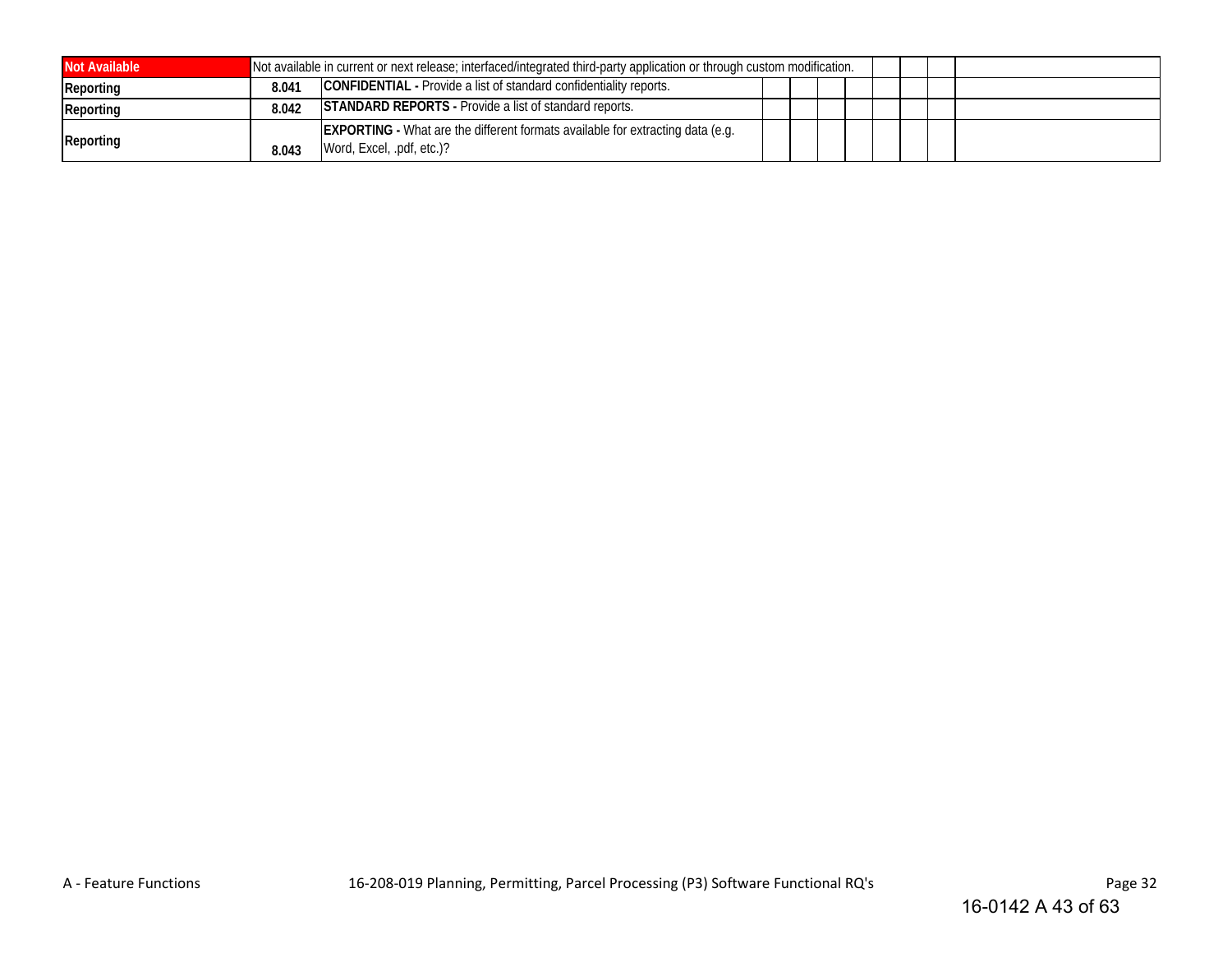| | | | | | | | | | | |
|---|---|---|---|---|---|---|---|---|---|---|
| **Not Available** | Not available in current or next release; interfaced/integrated third-party application or through custom modification. | | | | | | | | | |
| **Reporting** | **8.041** | **CONFIDENTIAL -** Provide a list of standard confidentiality reports. | | | | | | | | |
| **Reporting** | **8.042** | **STANDARD REPORTS -** Provide a list of standard reports. | | | | | | | | |
| **Reporting** | **8.043** | **EXPORTING -** What are the different formats available for extracting data (e.g. Word, Excel, .pdf, etc.)? | | | | | | | | |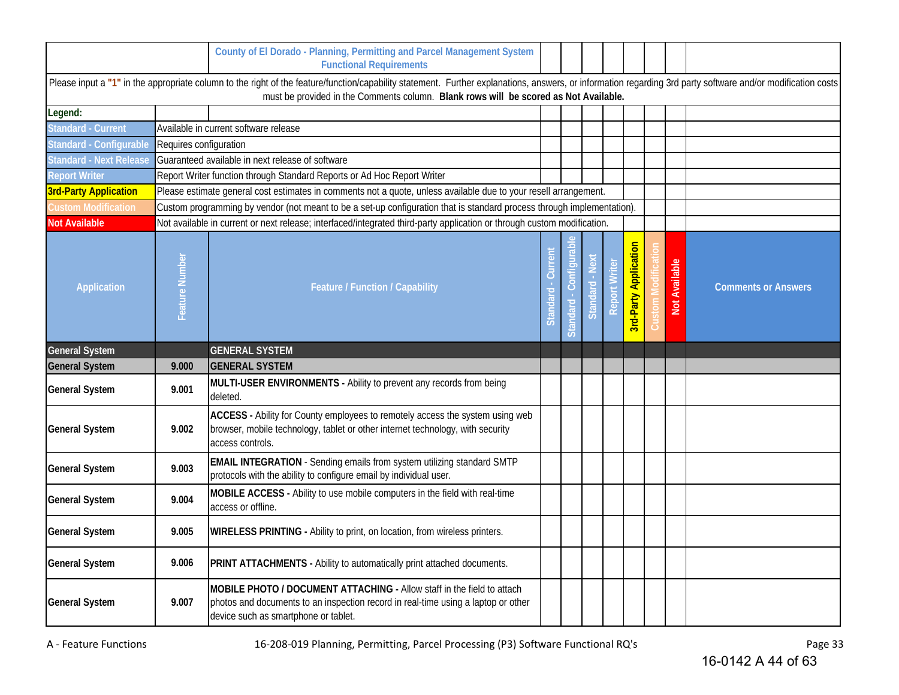## County of El Dorado - Planning, Permitting and Parcel Management System Functional Requirements

Please input a **"1"** in the appropriate column to the right of the feature/function/capability statement. Further explanations, answers, or information regarding 3rd party software and/or modification costs must be provided in the Comments column. **Blank rows will be scored as Not Available.**

**Legend:**

| | |
|---|---|
| Standard - Current | Available in current software release |
| Standard - Configurable | Requires configuration |
| Standard - Next Release | Guaranteed available in next release of software |
| Report Writer | Report Writer function through Standard Reports or Ad Hoc Report Writer |
| 3rd-Party Application | Please estimate general cost estimates in comments not a quote, unless available due to your resell arrangement. |
| Custom Modification | Custom programming by vendor (not meant to be a set-up configuration that is standard process through implementation). |
| Not Available | Not available in current or next release; interfaced/integrated third-party application or through custom modification. |

| Application | Feature Number | Feature / Function / Capability | Standard - Current | Standard - Configurable | Standard - Next | Report Writer | 3rd-Party Application | Custom Modification | Not Available | Comments or Answers |
|---|---|---|---|---|---|---|---|---|---|---|
| General System | | GENERAL SYSTEM | | | | | | | | |
| General System | 9.000 | GENERAL SYSTEM | | | | | | | | |
| General System | 9.001 | **MULTI-USER ENVIRONMENTS -** Ability to prevent any records from being deleted. | | | | | | | | |
| General System | 9.002 | **ACCESS -** Ability for County employees to remotely access the system using web browser, mobile technology, tablet or other internet technology, with security access controls. | | | | | | | | |
| General System | 9.003 | **EMAIL INTEGRATION** - Sending emails from system utilizing standard SMTP protocols with the ability to configure email by individual user. | | | | | | | | |
| General System | 9.004 | **MOBILE ACCESS -** Ability to use mobile computers in the field with real-time access or offline. | | | | | | | | |
| General System | 9.005 | **WIRELESS PRINTING -** Ability to print, on location, from wireless printers. | | | | | | | | |
| General System | 9.006 | **PRINT ATTACHMENTS -** Ability to automatically print attached documents. | | | | | | | | |
| General System | 9.007 | **MOBILE PHOTO / DOCUMENT ATTACHING -** Allow staff in the field to attach photos and documents to an inspection record in real-time using a laptop or other device such as smartphone or tablet. | | | | | | | | |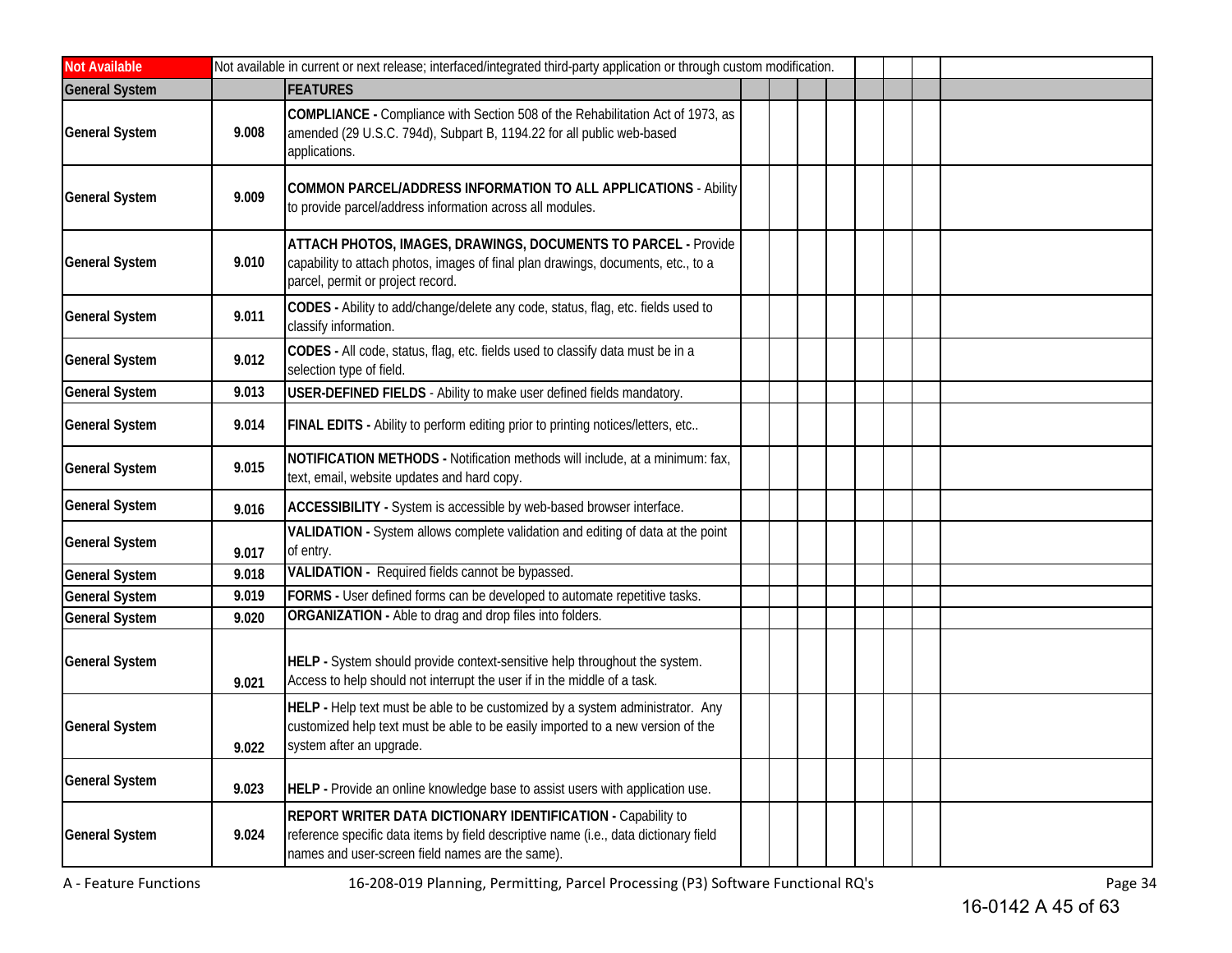| Not Available | Not available in current or next release; interfaced/integrated third-party application or through custom modification. | | | | | | | | | |
|---|---|---|---|---|---|---|---|---|---|---|
| General System | | FEATURES | | | | | | | | |
| General System | 9.008 | **COMPLIANCE -** Compliance with Section 508 of the Rehabilitation Act of 1973, as amended (29 U.S.C. 794d), Subpart B, 1194.22 for all public web-based applications. | | | | | | | | |
| General System | 9.009 | **COMMON PARCEL/ADDRESS INFORMATION TO ALL APPLICATIONS** - Ability to provide parcel/address information across all modules. | | | | | | | | |
| General System | 9.010 | **ATTACH PHOTOS, IMAGES, DRAWINGS, DOCUMENTS TO PARCEL -** Provide capability to attach photos, images of final plan drawings, documents, etc., to a parcel, permit or project record. | | | | | | | | |
| General System | 9.011 | **CODES -** Ability to add/change/delete any code, status, flag, etc. fields used to classify information. | | | | | | | | |
| General System | 9.012 | **CODES -** All code, status, flag, etc. fields used to classify data must be in a selection type of field. | | | | | | | | |
| General System | 9.013 | **USER-DEFINED FIELDS** - Ability to make user defined fields mandatory. | | | | | | | | |
| General System | 9.014 | **FINAL EDITS -** Ability to perform editing prior to printing notices/letters, etc.. | | | | | | | | |
| General System | 9.015 | **NOTIFICATION METHODS -** Notification methods will include, at a minimum: fax, text, email, website updates and hard copy. | | | | | | | | |
| General System | 9.016 | **ACCESSIBILITY -** System is accessible by web-based browser interface. | | | | | | | | |
| General System | 9.017 | **VALIDATION -** System allows complete validation and editing of data at the point of entry. | | | | | | | | |
| General System | 9.018 | **VALIDATION -** Required fields cannot be bypassed. | | | | | | | | |
| General System | 9.019 | **FORMS -** User defined forms can be developed to automate repetitive tasks. | | | | | | | | |
| General System | 9.020 | **ORGANIZATION -** Able to drag and drop files into folders. | | | | | | | | |
| General System | 9.021 | **HELP -** System should provide context-sensitive help throughout the system. Access to help should not interrupt the user if in the middle of a task. | | | | | | | | |
| General System | 9.022 | **HELP -** Help text must be able to be customized by a system administrator. Any customized help text must be able to be easily imported to a new version of the system after an upgrade. | | | | | | | | |
| General System | 9.023 | **HELP -** Provide an online knowledge base to assist users with application use. | | | | | | | | |
| General System | 9.024 | **REPORT WRITER DATA DICTIONARY IDENTIFICATION -** Capability to reference specific data items by field descriptive name (i.e., data dictionary field names and user-screen field names are the same). | | | | | | | | |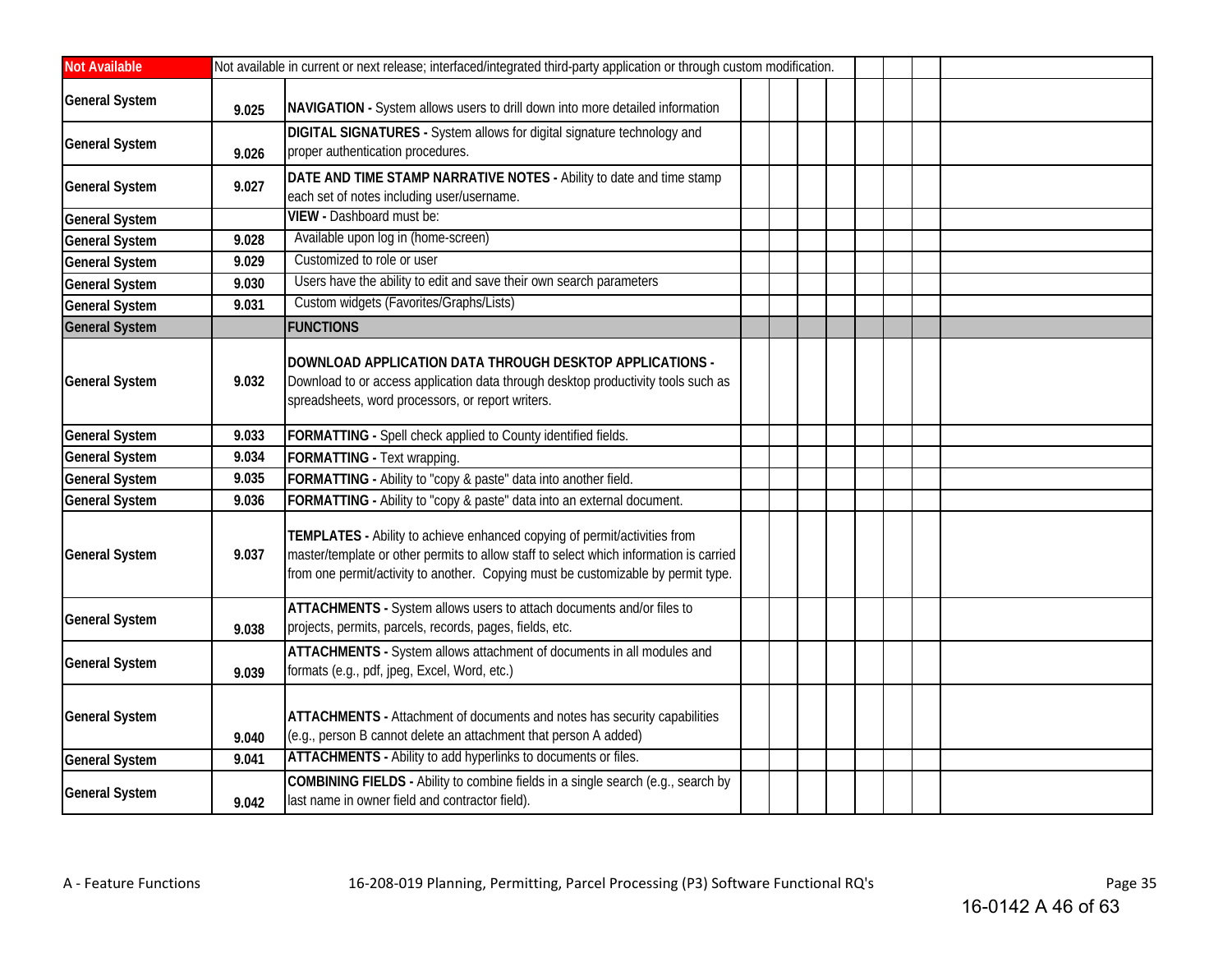| Not Available | Not available in current or next release; interfaced/integrated third-party application or through custom modification. | | | | | | | | | |
|---|---|---|---|---|---|---|---|---|---|---|
| General System | 9.025 | **NAVIGATION -** System allows users to drill down into more detailed information | | | | | | | | |
| General System | 9.026 | **DIGITAL SIGNATURES -** System allows for digital signature technology and proper authentication procedures. | | | | | | | | |
| General System | 9.027 | **DATE AND TIME STAMP NARRATIVE NOTES -** Ability to date and time stamp each set of notes including user/username. | | | | | | | | |
| General System | | **VIEW -** Dashboard must be: | | | | | | | | |
| General System | 9.028 | Available upon log in (home-screen) | | | | | | | | |
| General System | 9.029 | Customized to role or user | | | | | | | | |
| General System | 9.030 | Users have the ability to edit and save their own search parameters | | | | | | | | |
| General System | 9.031 | Custom widgets (Favorites/Graphs/Lists) | | | | | | | | |
| General System | | **FUNCTIONS** | | | | | | | | |
| General System | 9.032 | **DOWNLOAD APPLICATION DATA THROUGH DESKTOP APPLICATIONS -** Download to or access application data through desktop productivity tools such as spreadsheets, word processors, or report writers. | | | | | | | | |
| General System | 9.033 | **FORMATTING -** Spell check applied to County identified fields. | | | | | | | | |
| General System | 9.034 | **FORMATTING -** Text wrapping. | | | | | | | | |
| General System | 9.035 | **FORMATTING -** Ability to "copy & paste" data into another field. | | | | | | | | |
| General System | 9.036 | **FORMATTING -** Ability to "copy & paste" data into an external document. | | | | | | | | |
| General System | 9.037 | **TEMPLATES -** Ability to achieve enhanced copying of permit/activities from master/template or other permits to allow staff to select which information is carried from one permit/activity to another. Copying must be customizable by permit type. | | | | | | | | |
| General System | 9.038 | **ATTACHMENTS -** System allows users to attach documents and/or files to projects, permits, parcels, records, pages, fields, etc. | | | | | | | | |
| General System | 9.039 | **ATTACHMENTS -** System allows attachment of documents in all modules and formats (e.g., pdf, jpeg, Excel, Word, etc.) | | | | | | | | |
| General System | 9.040 | **ATTACHMENTS -** Attachment of documents and notes has security capabilities (e.g., person B cannot delete an attachment that person A added) | | | | | | | | |
| General System | 9.041 | **ATTACHMENTS -** Ability to add hyperlinks to documents or files. | | | | | | | | |
| General System | 9.042 | **COMBINING FIELDS -** Ability to combine fields in a single search (e.g., search by last name in owner field and contractor field). | | | | | | | | |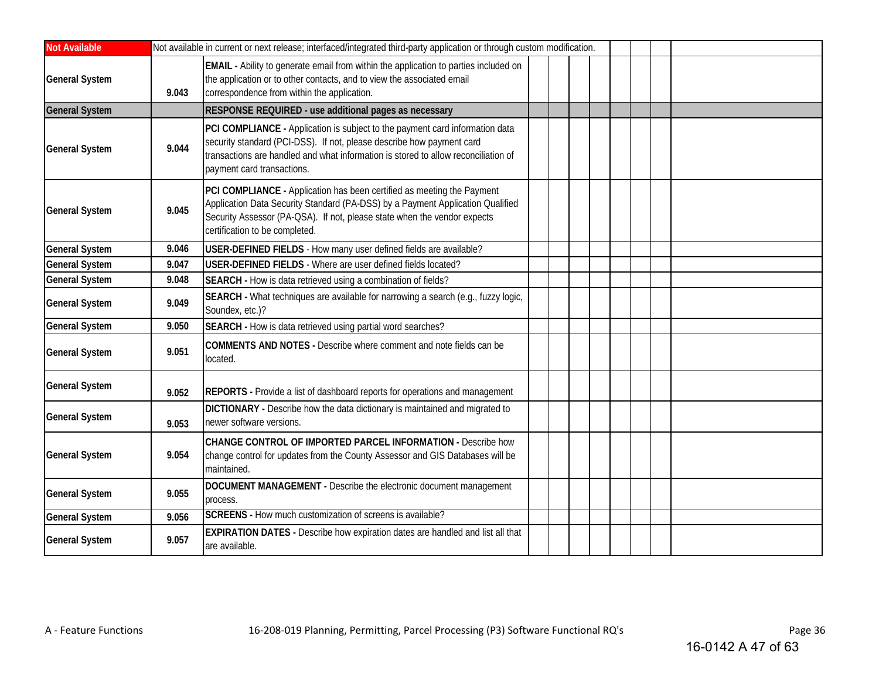| | | | | | | | | | | |
|---|---|---|---|---|---|---|---|---|---|---|
| **Not Available** | Not available in current or next release; interfaced/integrated third-party application or through custom modification. | | | | | | | | | |
| **General System** | **9.043** | **EMAIL -** Ability to generate email from within the application to parties included on the application or to other contacts, and to view the associated email correspondence from within the application. | | | | | | | | |
| **General System** | | **RESPONSE REQUIRED - use additional pages as necessary** | | | | | | | | |
| **General System** | **9.044** | **PCI COMPLIANCE -** Application is subject to the payment card information data security standard (PCI-DSS). If not, please describe how payment card transactions are handled and what information is stored to allow reconciliation of payment card transactions. | | | | | | | | |
| **General System** | **9.045** | **PCI COMPLIANCE -** Application has been certified as meeting the Payment Application Data Security Standard (PA-DSS) by a Payment Application Qualified Security Assessor (PA-QSA). If not, please state when the vendor expects certification to be completed. | | | | | | | | |
| **General System** | **9.046** | **USER-DEFINED FIELDS** - How many user defined fields are available? | | | | | | | | |
| **General System** | **9.047** | **USER-DEFINED FIELDS** - Where are user defined fields located? | | | | | | | | |
| **General System** | **9.048** | **SEARCH -** How is data retrieved using a combination of fields? | | | | | | | | |
| **General System** | **9.049** | **SEARCH -** What techniques are available for narrowing a search (e.g., fuzzy logic, Soundex, etc.)? | | | | | | | | |
| **General System** | **9.050** | **SEARCH -** How is data retrieved using partial word searches? | | | | | | | | |
| **General System** | **9.051** | **COMMENTS AND NOTES -** Describe where comment and note fields can be located. | | | | | | | | |
| **General System** | **9.052** | **REPORTS -** Provide a list of dashboard reports for operations and management | | | | | | | | |
| **General System** | **9.053** | **DICTIONARY -** Describe how the data dictionary is maintained and migrated to newer software versions. | | | | | | | | |
| **General System** | **9.054** | **CHANGE CONTROL OF IMPORTED PARCEL INFORMATION -** Describe how change control for updates from the County Assessor and GIS Databases will be maintained. | | | | | | | | |
| **General System** | **9.055** | **DOCUMENT MANAGEMENT -** Describe the electronic document management process. | | | | | | | | |
| **General System** | **9.056** | **SCREENS -** How much customization of screens is available? | | | | | | | | |
| **General System** | **9.057** | **EXPIRATION DATES -** Describe how expiration dates are handled and list all that are available. | | | | | | | | |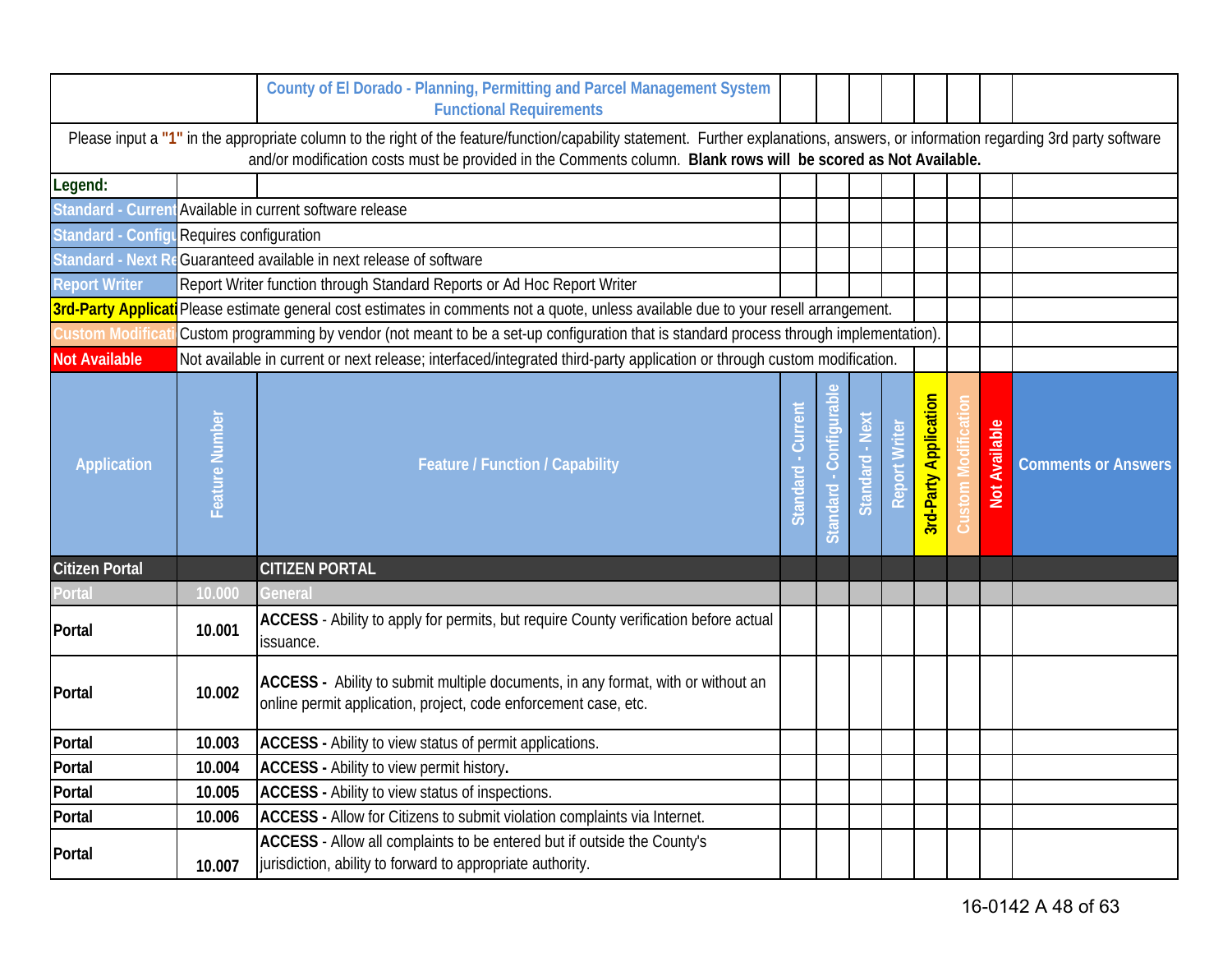## County of El Dorado - Planning, Permitting and Parcel Management System Functional Requirements

Please input a **"1"** in the appropriate column to the right of the feature/function/capability statement. Further explanations, answers, or information regarding 3rd party software and/or modification costs must be provided in the Comments column. **Blank rows will be scored as Not Available.**

**Legend:**

| Legend | Description |
|---|---|
| Standard - Current | Available in current software release |
| Standard - Configurable | Requires configuration |
| Standard - Next Release | Guaranteed available in next release of software |
| Report Writer | Report Writer function through Standard Reports or Ad Hoc Report Writer |
| 3rd-Party Application | Please estimate general cost estimates in comments not a quote, unless available due to your resell arrangement. |
| Custom Modification | Custom programming by vendor (not meant to be a set-up configuration that is standard process through implementation). |
| Not Available | Not available in current or next release; interfaced/integrated third-party application or through custom modification. |

| Application | Feature Number | Feature / Function / Capability | Standard - Current | Standard - Configurable | Standard - Next | Report Writer | 3rd-Party Application | Custom Modification | Not Available | Comments or Answers |
|---|---|---|---|---|---|---|---|---|---|---|
| **Citizen Portal** | | **CITIZEN PORTAL** | | | | | | | | |
| Portal | 10.000 | General | | | | | | | | |
| Portal | 10.001 | **ACCESS** - Ability to apply for permits, but require County verification before actual issuance. | | | | | | | | |
| Portal | 10.002 | **ACCESS -** Ability to submit multiple documents, in any format, with or without an online permit application, project, code enforcement case, etc. | | | | | | | | |
| Portal | 10.003 | **ACCESS -** Ability to view status of permit applications. | | | | | | | | |
| Portal | 10.004 | **ACCESS -** Ability to view permit history. | | | | | | | | |
| Portal | 10.005 | **ACCESS -** Ability to view status of inspections. | | | | | | | | |
| Portal | 10.006 | **ACCESS -** Allow for Citizens to submit violation complaints via Internet. | | | | | | | | |
| Portal | 10.007 | **ACCESS** - Allow all complaints to be entered but if outside the County's jurisdiction, ability to forward to appropriate authority. | | | | | | | | |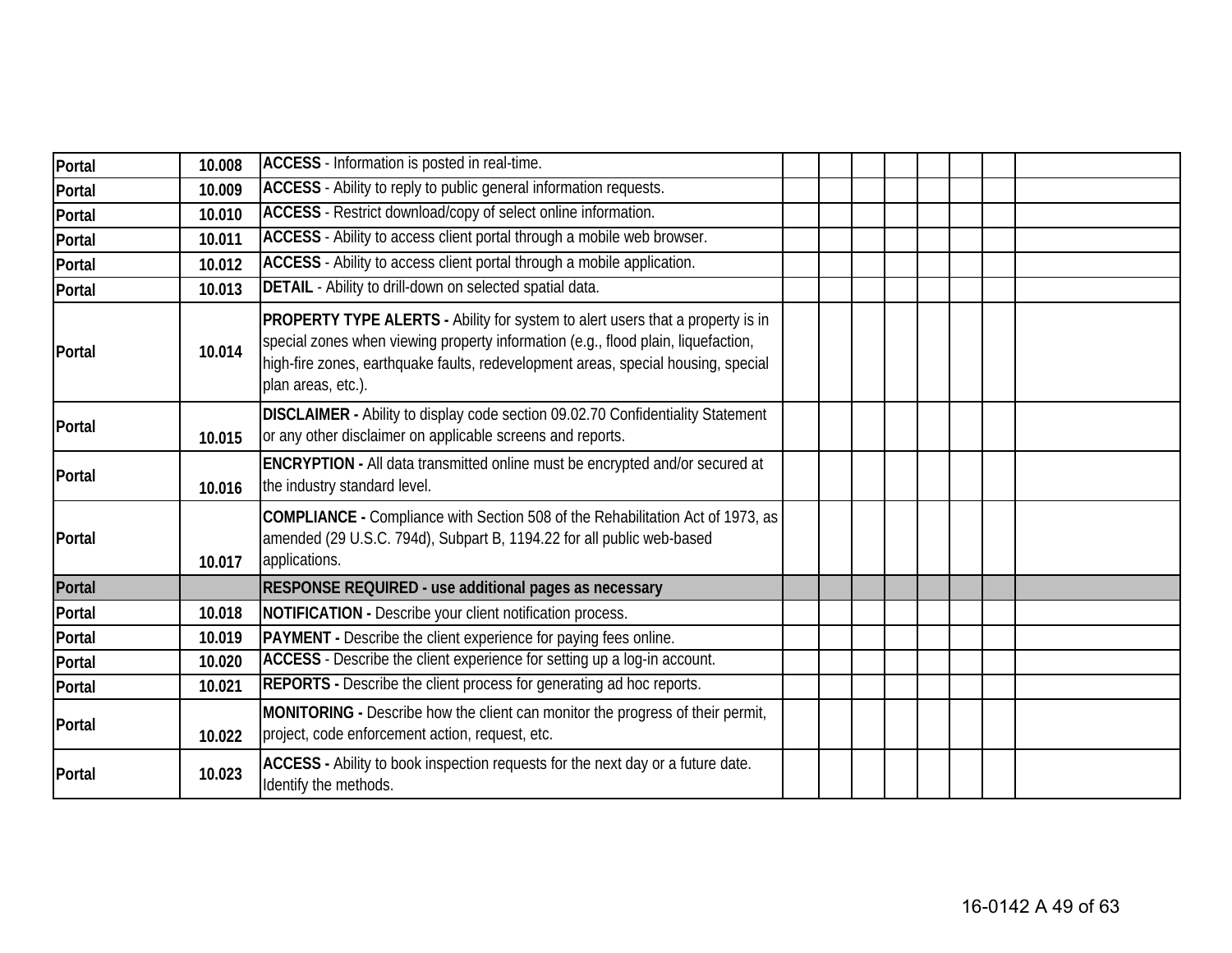| | | | | | | | | | | |
|---|---|---|---|---|---|---|---|---|---|---|
| Portal | 10.008 | **ACCESS** - Information is posted in real-time. | | | | | | | | |
| Portal | 10.009 | **ACCESS** - Ability to reply to public general information requests. | | | | | | | | |
| Portal | 10.010 | **ACCESS** - Restrict download/copy of select online information. | | | | | | | | |
| Portal | 10.011 | **ACCESS** - Ability to access client portal through a mobile web browser. | | | | | | | | |
| Portal | 10.012 | **ACCESS** - Ability to access client portal through a mobile application. | | | | | | | | |
| Portal | 10.013 | **DETAIL** - Ability to drill-down on selected spatial data. | | | | | | | | |
| Portal | 10.014 | **PROPERTY TYPE ALERTS -** Ability for system to alert users that a property is in special zones when viewing property information (e.g., flood plain, liquefaction, high-fire zones, earthquake faults, redevelopment areas, special housing, special plan areas, etc.). | | | | | | | | |
| Portal | 10.015 | **DISCLAIMER -** Ability to display code section 09.02.70 Confidentiality Statement or any other disclaimer on applicable screens and reports. | | | | | | | | |
| Portal | 10.016 | **ENCRYPTION -** All data transmitted online must be encrypted and/or secured at the industry standard level. | | | | | | | | |
| Portal | 10.017 | **COMPLIANCE -** Compliance with Section 508 of the Rehabilitation Act of 1973, as amended (29 U.S.C. 794d), Subpart B, 1194.22 for all public web-based applications. | | | | | | | | |
| **Portal** | | **RESPONSE REQUIRED - use additional pages as necessary** | | | | | | | | |
| Portal | 10.018 | **NOTIFICATION -** Describe your client notification process. | | | | | | | | |
| Portal | 10.019 | **PAYMENT -** Describe the client experience for paying fees online. | | | | | | | | |
| Portal | 10.020 | **ACCESS** - Describe the client experience for setting up a log-in account. | | | | | | | | |
| Portal | 10.021 | **REPORTS -** Describe the client process for generating ad hoc reports. | | | | | | | | |
| Portal | 10.022 | **MONITORING -** Describe how the client can monitor the progress of their permit, project, code enforcement action, request, etc. | | | | | | | | |
| Portal | 10.023 | **ACCESS -** Ability to book inspection requests for the next day or a future date. Identify the methods. | | | | | | | | |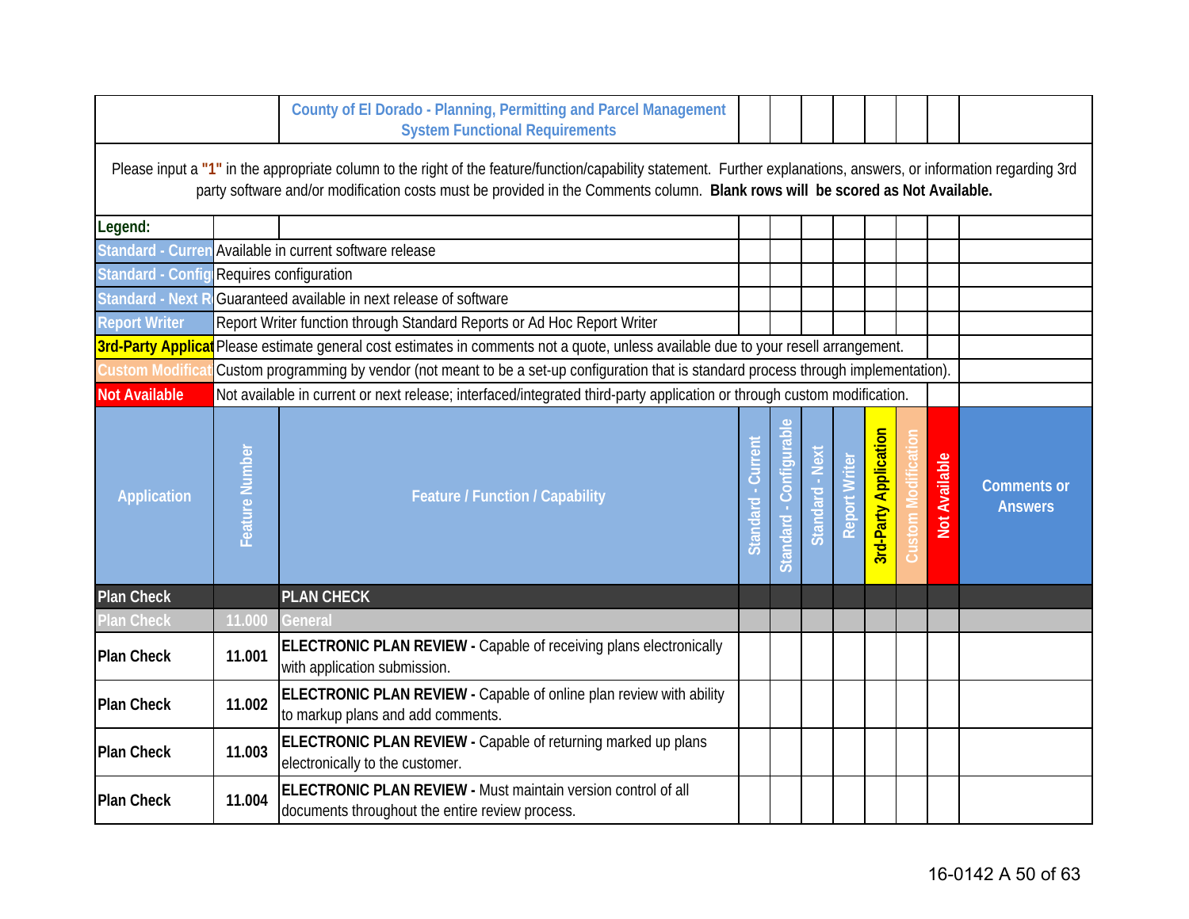**County of El Dorado - Planning, Permitting and Parcel Management System Functional Requirements**

Please input a **"1"** in the appropriate column to the right of the feature/function/capability statement. Further explanations, answers, or information regarding 3rd party software and/or modification costs must be provided in the Comments column. **Blank rows will be scored as Not Available.**

**Legend:**

| Legend | Description |
|---|---|
| Standard - Current | Available in current software release |
| Standard - Config | Requires configuration |
| Standard - Next R | Guaranteed available in next release of software |
| Report Writer | Report Writer function through Standard Reports or Ad Hoc Report Writer |
| 3rd-Party Applicat | Please estimate general cost estimates in comments not a quote, unless available due to your resell arrangement. |
| Custom Modificat | Custom programming by vendor (not meant to be a set-up configuration that is standard process through implementation). |
| Not Available | Not available in current or next release; interfaced/integrated third-party application or through custom modification. |

| Application | Feature Number | Feature / Function / Capability | Standard - Current | Standard - Configurable | Standard - Next | Report Writer | 3rd-Party Application | Custom Modification | Not Available | Comments or Answers |
|---|---|---|---|---|---|---|---|---|---|---|
| Plan Check | | PLAN CHECK | | | | | | | | |
| Plan Check | 11.000 | General | | | | | | | | |
| Plan Check | 11.001 | **ELECTRONIC PLAN REVIEW -** Capable of receiving plans electronically with application submission. | | | | | | | | |
| Plan Check | 11.002 | **ELECTRONIC PLAN REVIEW -** Capable of online plan review with ability to markup plans and add comments. | | | | | | | | |
| Plan Check | 11.003 | **ELECTRONIC PLAN REVIEW -** Capable of returning marked up plans electronically to the customer. | | | | | | | | |
| Plan Check | 11.004 | **ELECTRONIC PLAN REVIEW -** Must maintain version control of all documents throughout the entire review process. | | | | | | | | |

16-0142 A 50 of 63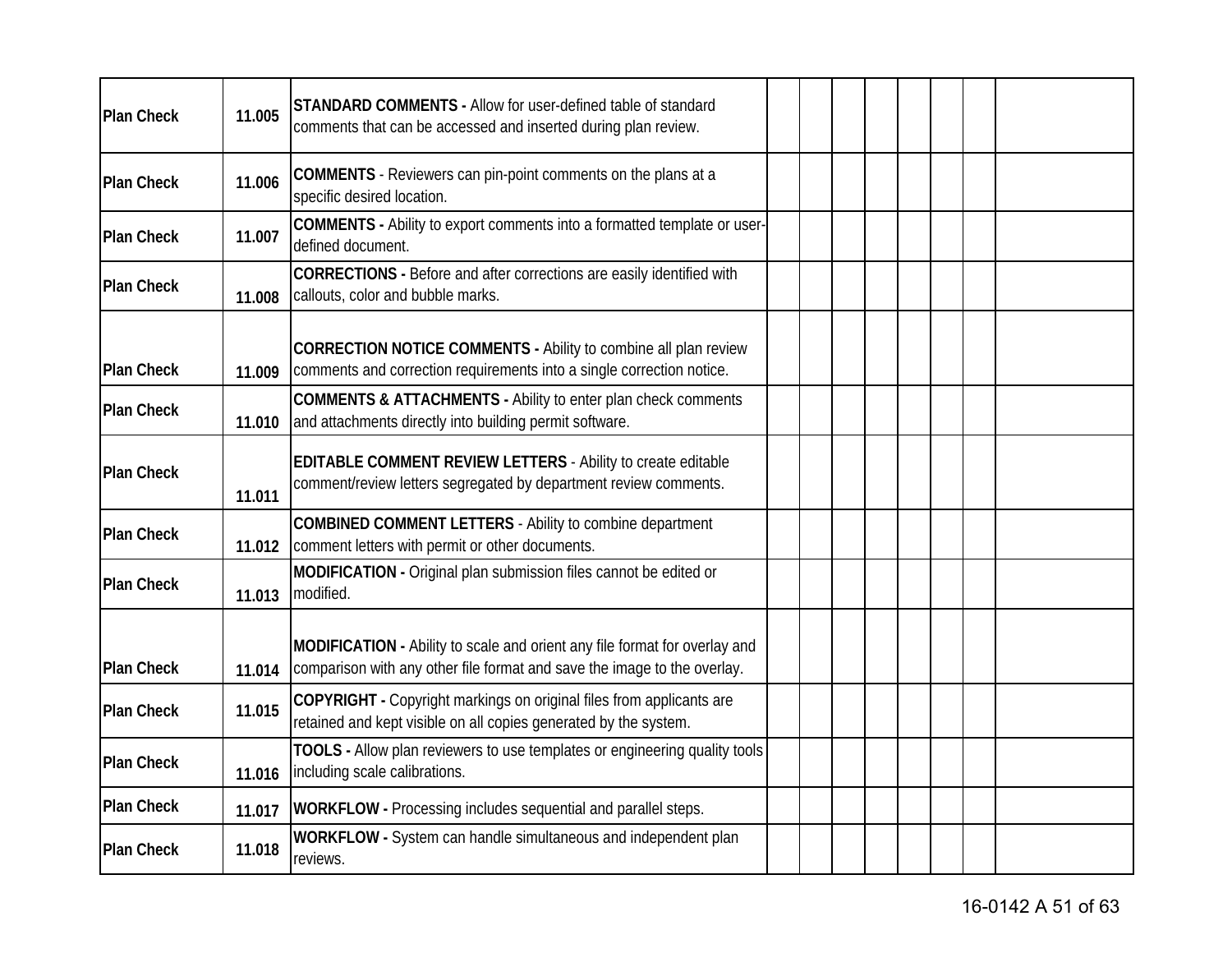| | | | | | | | | | | |
|---|---|---|---|---|---|---|---|---|---|---|
| Plan Check | 11.005 | **STANDARD COMMENTS -** Allow for user-defined table of standard comments that can be accessed and inserted during plan review. | | | | | | | | |
| Plan Check | 11.006 | **COMMENTS** - Reviewers can pin-point comments on the plans at a specific desired location. | | | | | | | | |
| Plan Check | 11.007 | **COMMENTS -** Ability to export comments into a formatted template or user-defined document. | | | | | | | | |
| Plan Check | 11.008 | **CORRECTIONS -** Before and after corrections are easily identified with callouts, color and bubble marks. | | | | | | | | |
| Plan Check | 11.009 | **CORRECTION NOTICE COMMENTS -** Ability to combine all plan review comments and correction requirements into a single correction notice. | | | | | | | | |
| Plan Check | 11.010 | **COMMENTS & ATTACHMENTS -** Ability to enter plan check comments and attachments directly into building permit software. | | | | | | | | |
| Plan Check | 11.011 | **EDITABLE COMMENT REVIEW LETTERS** - Ability to create editable comment/review letters segregated by department review comments. | | | | | | | | |
| Plan Check | 11.012 | **COMBINED COMMENT LETTERS** - Ability to combine department comment letters with permit or other documents. | | | | | | | | |
| Plan Check | 11.013 | **MODIFICATION -** Original plan submission files cannot be edited or modified. | | | | | | | | |
| Plan Check | 11.014 | **MODIFICATION -** Ability to scale and orient any file format for overlay and comparison with any other file format and save the image to the overlay. | | | | | | | | |
| Plan Check | 11.015 | **COPYRIGHT -** Copyright markings on original files from applicants are retained and kept visible on all copies generated by the system. | | | | | | | | |
| Plan Check | 11.016 | **TOOLS -** Allow plan reviewers to use templates or engineering quality tools including scale calibrations. | | | | | | | | |
| Plan Check | 11.017 | **WORKFLOW -** Processing includes sequential and parallel steps. | | | | | | | | |
| Plan Check | 11.018 | **WORKFLOW -** System can handle simultaneous and independent plan reviews. | | | | | | | | |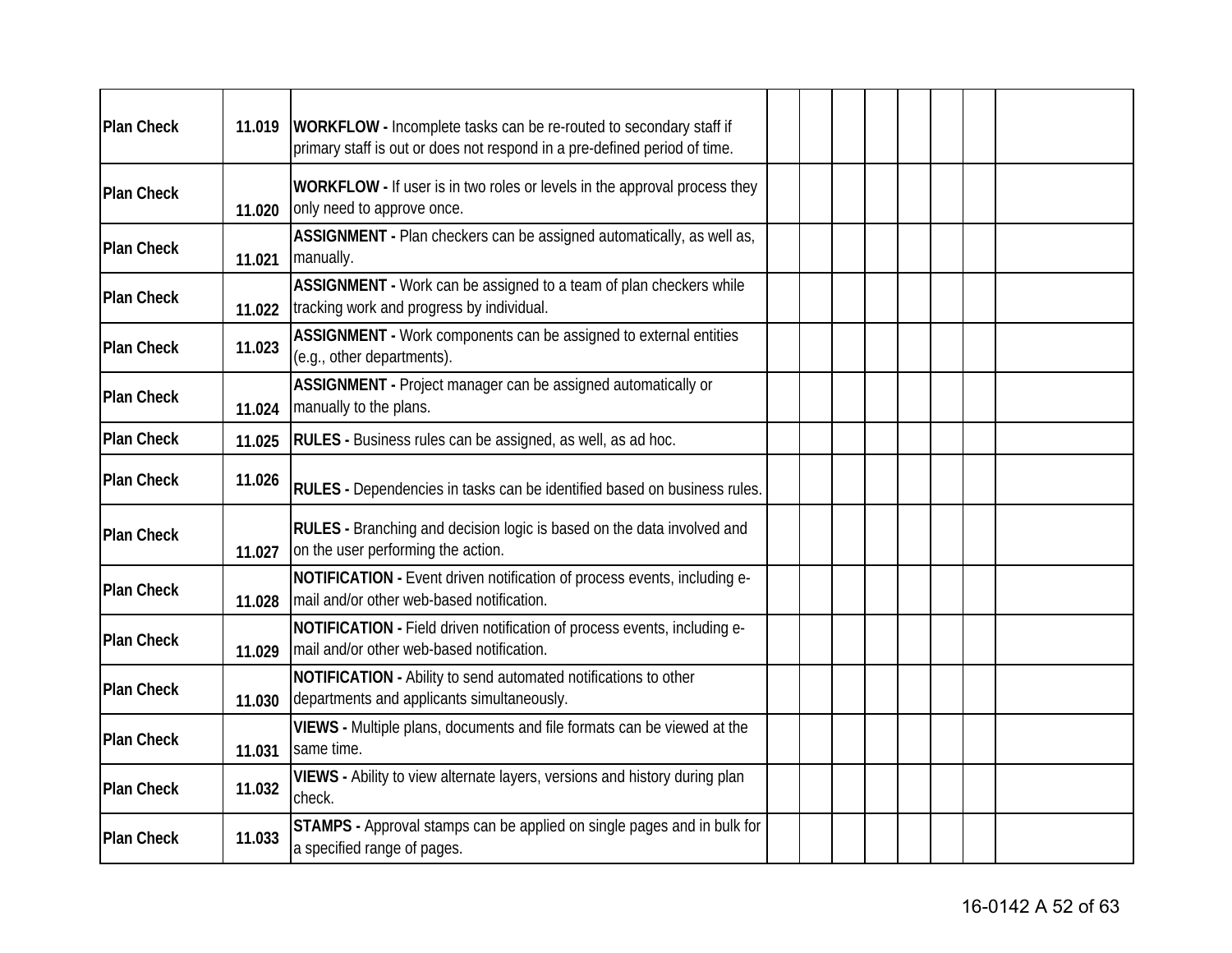| | | | | | | | | | | |
|---|---|---|---|---|---|---|---|---|---|---|
| Plan Check | 11.019 | **WORKFLOW -** Incomplete tasks can be re-routed to secondary staff if primary staff is out or does not respond in a pre-defined period of time. | | | | | | | | |
| Plan Check | 11.020 | **WORKFLOW -** If user is in two roles or levels in the approval process they only need to approve once. | | | | | | | | |
| Plan Check | 11.021 | **ASSIGNMENT -** Plan checkers can be assigned automatically, as well as, manually. | | | | | | | | |
| Plan Check | 11.022 | **ASSIGNMENT -** Work can be assigned to a team of plan checkers while tracking work and progress by individual. | | | | | | | | |
| Plan Check | 11.023 | **ASSIGNMENT -** Work components can be assigned to external entities (e.g., other departments). | | | | | | | | |
| Plan Check | 11.024 | **ASSIGNMENT -** Project manager can be assigned automatically or manually to the plans. | | | | | | | | |
| Plan Check | 11.025 | **RULES -** Business rules can be assigned, as well, as ad hoc. | | | | | | | | |
| Plan Check | 11.026 | **RULES -** Dependencies in tasks can be identified based on business rules. | | | | | | | | |
| Plan Check | 11.027 | **RULES -** Branching and decision logic is based on the data involved and on the user performing the action. | | | | | | | | |
| Plan Check | 11.028 | **NOTIFICATION -** Event driven notification of process events, including e-mail and/or other web-based notification. | | | | | | | | |
| Plan Check | 11.029 | **NOTIFICATION -** Field driven notification of process events, including e-mail and/or other web-based notification. | | | | | | | | |
| Plan Check | 11.030 | **NOTIFICATION -** Ability to send automated notifications to other departments and applicants simultaneously. | | | | | | | | |
| Plan Check | 11.031 | **VIEWS -** Multiple plans, documents and file formats can be viewed at the same time. | | | | | | | | |
| Plan Check | 11.032 | **VIEWS -** Ability to view alternate layers, versions and history during plan check. | | | | | | | | |
| Plan Check | 11.033 | **STAMPS -** Approval stamps can be applied on single pages and in bulk for a specified range of pages. | | | | | | | | |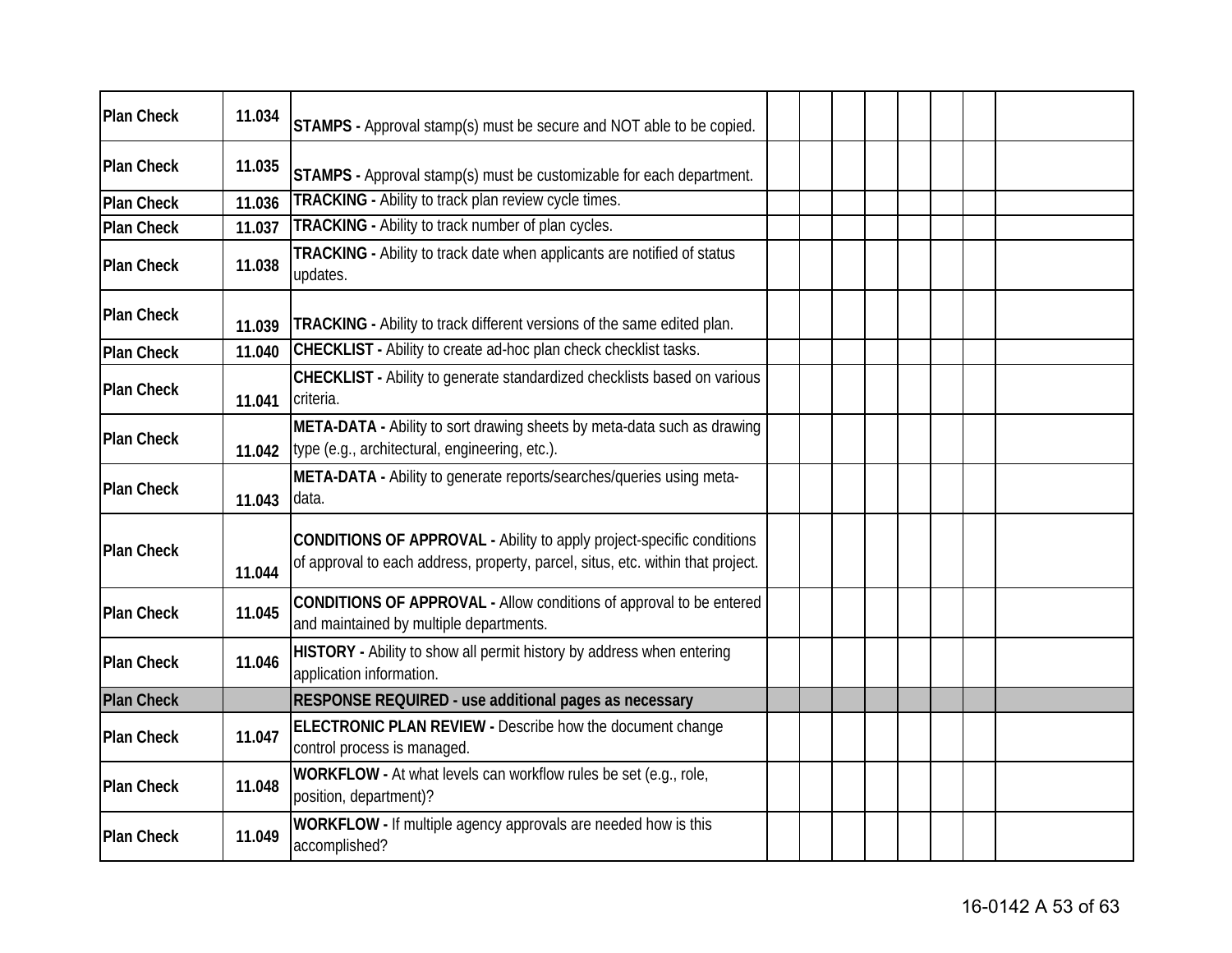| | | | | | | | | | | |
|---|---|---|---|---|---|---|---|---|---|---|
| Plan Check | 11.034 | **STAMPS -** Approval stamp(s) must be secure and NOT able to be copied. | | | | | | | | |
| Plan Check | 11.035 | **STAMPS -** Approval stamp(s) must be customizable for each department. | | | | | | | | |
| Plan Check | 11.036 | **TRACKING -** Ability to track plan review cycle times. | | | | | | | | |
| Plan Check | 11.037 | **TRACKING -** Ability to track number of plan cycles. | | | | | | | | |
| Plan Check | 11.038 | **TRACKING -** Ability to track date when applicants are notified of status updates. | | | | | | | | |
| Plan Check | 11.039 | **TRACKING -** Ability to track different versions of the same edited plan. | | | | | | | | |
| Plan Check | 11.040 | **CHECKLIST -** Ability to create ad-hoc plan check checklist tasks. | | | | | | | | |
| Plan Check | 11.041 | **CHECKLIST -** Ability to generate standardized checklists based on various criteria. | | | | | | | | |
| Plan Check | 11.042 | **META-DATA -** Ability to sort drawing sheets by meta-data such as drawing type (e.g., architectural, engineering, etc.). | | | | | | | | |
| Plan Check | 11.043 | **META-DATA -** Ability to generate reports/searches/queries using meta-data. | | | | | | | | |
| Plan Check | 11.044 | **CONDITIONS OF APPROVAL -** Ability to apply project-specific conditions of approval to each address, property, parcel, situs, etc. within that project. | | | | | | | | |
| Plan Check | 11.045 | **CONDITIONS OF APPROVAL -** Allow conditions of approval to be entered and maintained by multiple departments. | | | | | | | | |
| Plan Check | 11.046 | **HISTORY -** Ability to show all permit history by address when entering application information. | | | | | | | | |
| **Plan Check** | | **RESPONSE REQUIRED - use additional pages as necessary** | | | | | | | | |
| Plan Check | 11.047 | **ELECTRONIC PLAN REVIEW -** Describe how the document change control process is managed. | | | | | | | | |
| Plan Check | 11.048 | **WORKFLOW -** At what levels can workflow rules be set (e.g., role, position, department)? | | | | | | | | |
| Plan Check | 11.049 | **WORKFLOW -** If multiple agency approvals are needed how is this accomplished? | | | | | | | | |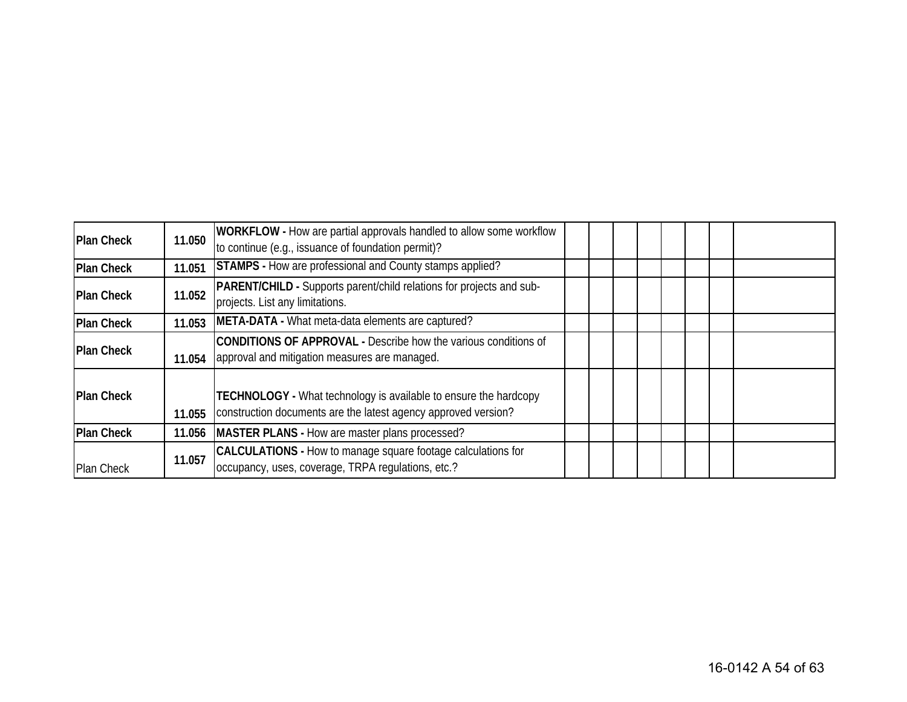| | | | | | | | | | | |
|---|---|---|---|---|---|---|---|---|---|---|
| **Plan Check** | **11.050** | **WORKFLOW -** How are partial approvals handled to allow some workflow to continue (e.g., issuance of foundation permit)? | | | | | | | | |
| **Plan Check** | **11.051** | **STAMPS -** How are professional and County stamps applied? | | | | | | | | |
| **Plan Check** | **11.052** | **PARENT/CHILD -** Supports parent/child relations for projects and sub-projects. List any limitations. | | | | | | | | |
| **Plan Check** | **11.053** | **META-DATA -** What meta-data elements are captured? | | | | | | | | |
| **Plan Check** | **11.054** | **CONDITIONS OF APPROVAL -** Describe how the various conditions of approval and mitigation measures are managed. | | | | | | | | |
| **Plan Check** | **11.055** | **TECHNOLOGY -** What technology is available to ensure the hardcopy construction documents are the latest agency approved version? | | | | | | | | |
| **Plan Check** | **11.056** | **MASTER PLANS -** How are master plans processed? | | | | | | | | |
| Plan Check | **11.057** | **CALCULATIONS -** How to manage square footage calculations for occupancy, uses, coverage, TRPA regulations, etc.? | | | | | | | | |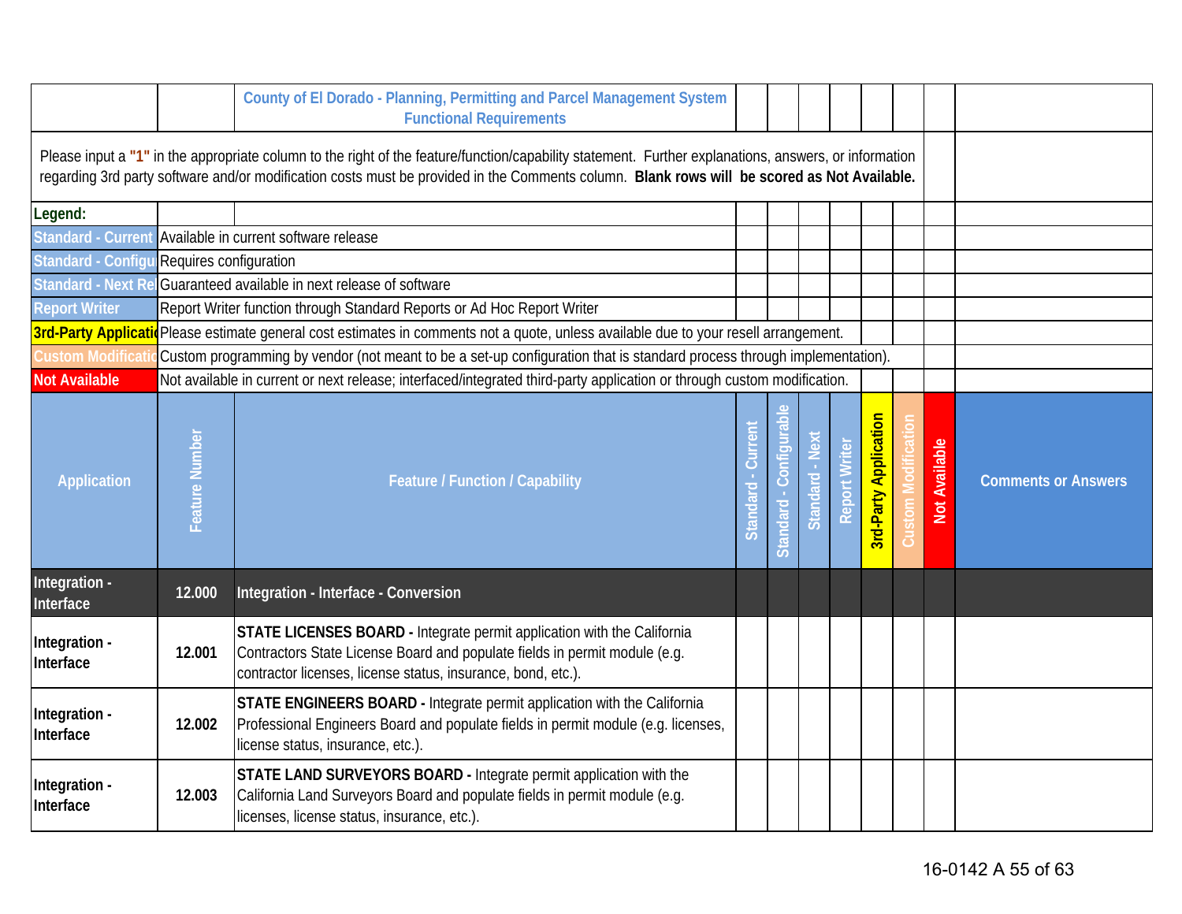## County of El Dorado - Planning, Permitting and Parcel Management System Functional Requirements

Please input a **"1"** in the appropriate column to the right of the feature/function/capability statement. Further explanations, answers, or information regarding 3rd party software and/or modification costs must be provided in the Comments column. **Blank rows will be scored as Not Available.**

**Legend:**

| Legend | Description |
|---|---|
| Standard - Current | Available in current software release |
| Standard - Configurable | Requires configuration |
| Standard - Next Release | Guaranteed available in next release of software |
| Report Writer | Report Writer function through Standard Reports or Ad Hoc Report Writer |
| 3rd-Party Application | Please estimate general cost estimates in comments not a quote, unless available due to your resell arrangement. |
| Custom Modification | Custom programming by vendor (not meant to be a set-up configuration that is standard process through implementation). |
| Not Available | Not available in current or next release; interfaced/integrated third-party application or through custom modification. |

| Application | Feature Number | Feature / Function / Capability | Standard - Current | Standard - Configurable | Standard - Next | Report Writer | 3rd-Party Application | Custom Modification | Not Available | Comments or Answers |
|---|---|---|---|---|---|---|---|---|---|---|
| Integration - Interface | 12.000 | Integration - Interface - Conversion | | | | | | | | |
| Integration - Interface | 12.001 | **STATE LICENSES BOARD -** Integrate permit application with the California Contractors State License Board and populate fields in permit module (e.g. contractor licenses, license status, insurance, bond, etc.). | | | | | | | | |
| Integration - Interface | 12.002 | **STATE ENGINEERS BOARD -** Integrate permit application with the California Professional Engineers Board and populate fields in permit module (e.g. licenses, license status, insurance, etc.). | | | | | | | | |
| Integration - Interface | 12.003 | **STATE LAND SURVEYORS BOARD -** Integrate permit application with the California Land Surveyors Board and populate fields in permit module (e.g. licenses, license status, insurance, etc.). | | | | | | | | |

16-0142 A 55 of 63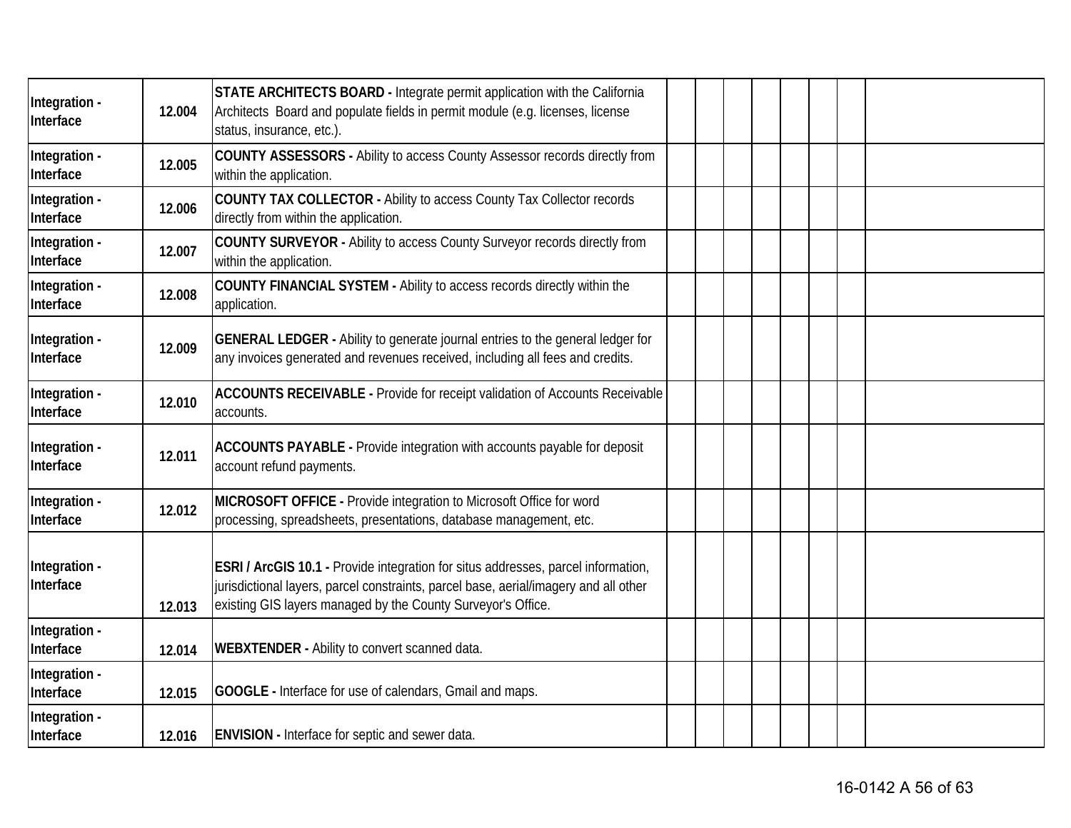| | | | | | | | | | | |
|---|---|---|---|---|---|---|---|---|---|---|
| Integration - Interface | 12.004 | **STATE ARCHITECTS BOARD -** Integrate permit application with the California Architects Board and populate fields in permit module (e.g. licenses, license status, insurance, etc.). | | | | | | | | |
| Integration - Interface | 12.005 | **COUNTY ASSESSORS -** Ability to access County Assessor records directly from within the application. | | | | | | | | |
| Integration - Interface | 12.006 | **COUNTY TAX COLLECTOR -** Ability to access County Tax Collector records directly from within the application. | | | | | | | | |
| Integration - Interface | 12.007 | **COUNTY SURVEYOR -** Ability to access County Surveyor records directly from within the application. | | | | | | | | |
| Integration - Interface | 12.008 | **COUNTY FINANCIAL SYSTEM -** Ability to access records directly within the application. | | | | | | | | |
| Integration - Interface | 12.009 | **GENERAL LEDGER -** Ability to generate journal entries to the general ledger for any invoices generated and revenues received, including all fees and credits. | | | | | | | | |
| Integration - Interface | 12.010 | **ACCOUNTS RECEIVABLE -** Provide for receipt validation of Accounts Receivable accounts. | | | | | | | | |
| Integration - Interface | 12.011 | **ACCOUNTS PAYABLE -** Provide integration with accounts payable for deposit account refund payments. | | | | | | | | |
| Integration - Interface | 12.012 | **MICROSOFT OFFICE -** Provide integration to Microsoft Office for word processing, spreadsheets, presentations, database management, etc. | | | | | | | | |
| Integration - Interface | 12.013 | **ESRI / ArcGIS 10.1 -** Provide integration for situs addresses, parcel information, jurisdictional layers, parcel constraints, parcel base, aerial/imagery and all other existing GIS layers managed by the County Surveyor's Office. | | | | | | | | |
| Integration - Interface | 12.014 | **WEBXTENDER -** Ability to convert scanned data. | | | | | | | | |
| Integration - Interface | 12.015 | **GOOGLE -** Interface for use of calendars, Gmail and maps. | | | | | | | | |
| Integration - Interface | 12.016 | **ENVISION -** Interface for septic and sewer data. | | | | | | | | |

16-0142 A 56 of 63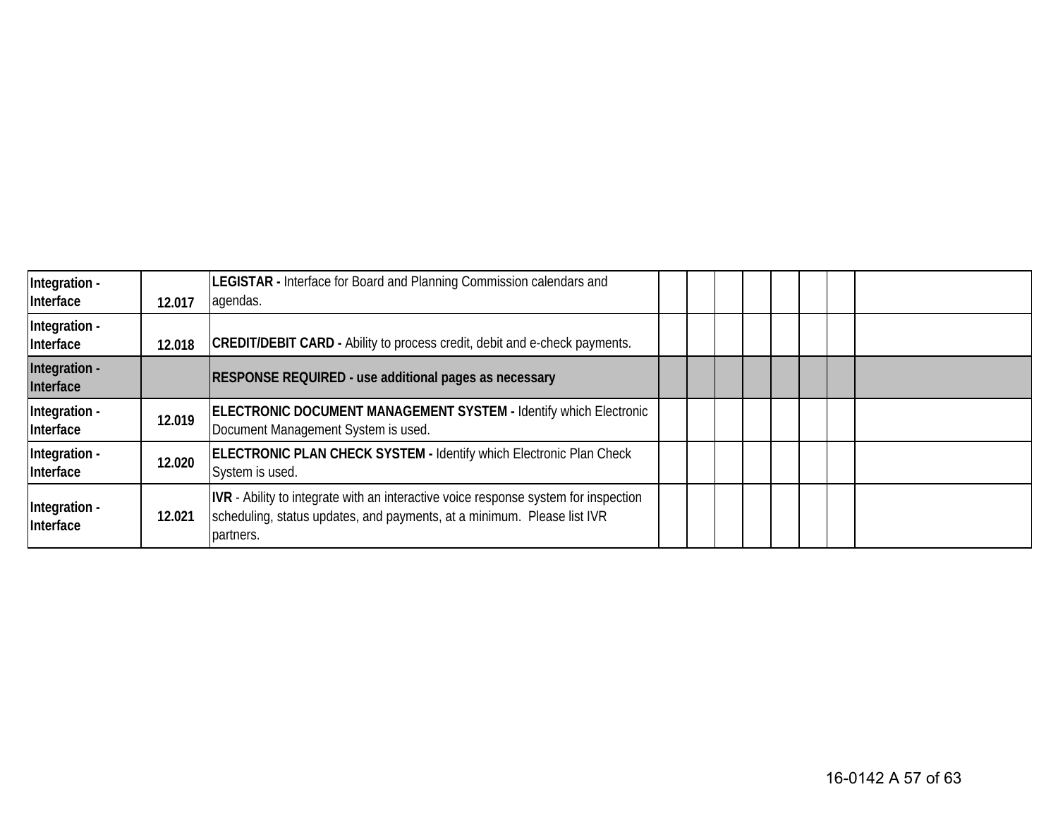| | | | | | | | | | | |
|---|---|---|---|---|---|---|---|---|---|---|
| Integration - Interface | 12.017 | **LEGISTAR -** Interface for Board and Planning Commission calendars and agendas. | | | | | | | | |
| Integration - Interface | 12.018 | **CREDIT/DEBIT CARD -** Ability to process credit, debit and e-check payments. | | | | | | | | |
| **Integration - Interface** | | **RESPONSE REQUIRED - use additional pages as necessary** | | | | | | | | |
| Integration - Interface | 12.019 | **ELECTRONIC DOCUMENT MANAGEMENT SYSTEM -** Identify which Electronic Document Management System is used. | | | | | | | | |
| Integration - Interface | 12.020 | **ELECTRONIC PLAN CHECK SYSTEM -** Identify which Electronic Plan Check System is used. | | | | | | | | |
| Integration - Interface | 12.021 | **IVR** - Ability to integrate with an interactive voice response system for inspection scheduling, status updates, and payments, at a minimum. Please list IVR partners. | | | | | | | | |

16-0142 A 57 of 63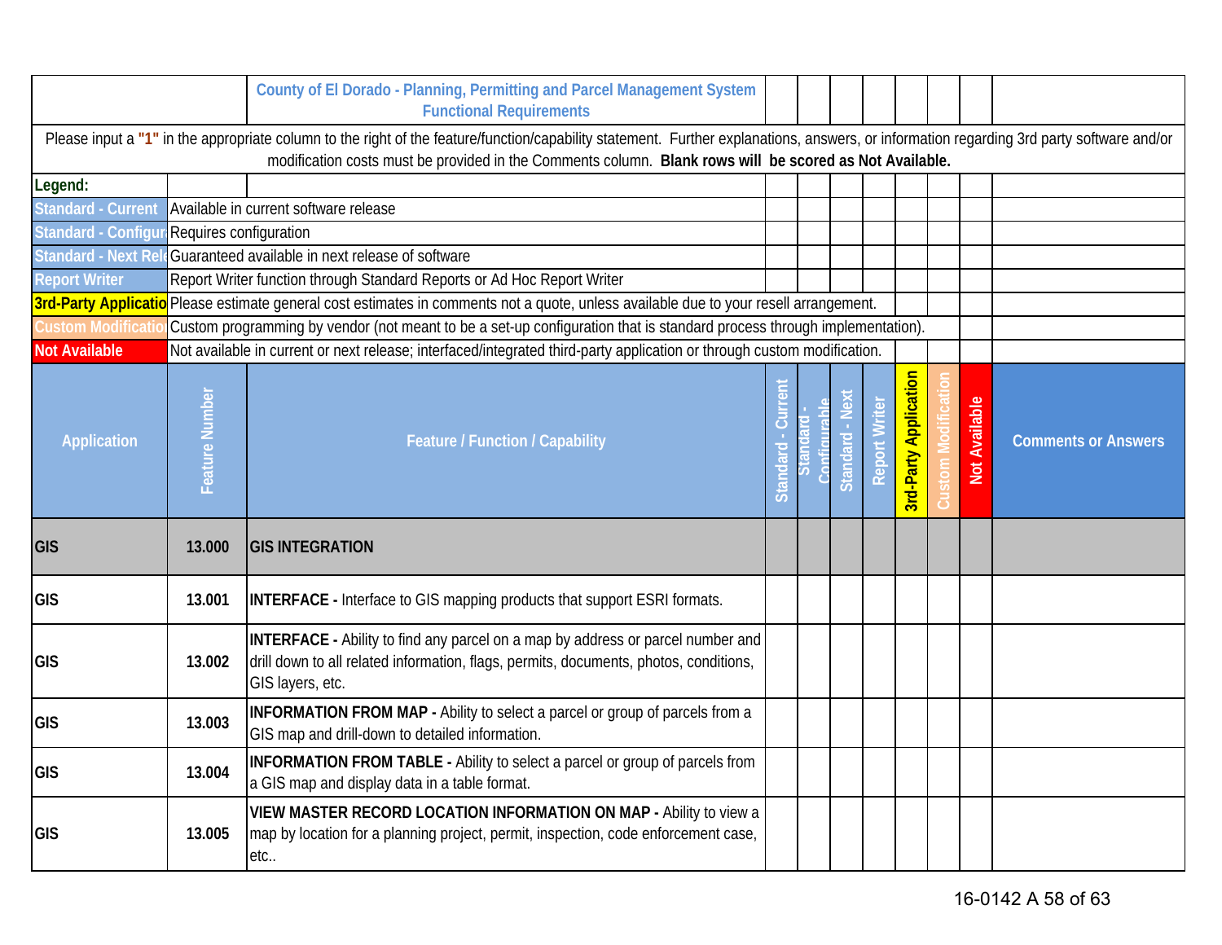**County of El Dorado - Planning, Permitting and Parcel Management System Functional Requirements**

Please input a **"1"** in the appropriate column to the right of the feature/function/capability statement. Further explanations, answers, or information regarding 3rd party software and/or modification costs must be provided in the Comments column. **Blank rows will be scored as Not Available.**

**Legend:**

| | |
|---|---|
| Standard - Current | Available in current software release |
| Standard - Configurable | Requires configuration |
| Standard - Next Release | Guaranteed available in next release of software |
| Report Writer | Report Writer function through Standard Reports or Ad Hoc Report Writer |
| 3rd-Party Application | Please estimate general cost estimates in comments not a quote, unless available due to your resell arrangement. |
| Custom Modification | Custom programming by vendor (not meant to be a set-up configuration that is standard process through implementation). |
| Not Available | Not available in current or next release; interfaced/integrated third-party application or through custom modification. |

| Application | Feature Number | Feature / Function / Capability | Standard - Current | Standard - Configurable | Standard - Next | Report Writer | 3rd-Party Application | Custom Modification | Not Available | Comments or Answers |
|---|---|---|---|---|---|---|---|---|---|---|
| **GIS** | **13.000** | **GIS INTEGRATION** | | | | | | | | |
| **GIS** | **13.001** | **INTERFACE -** Interface to GIS mapping products that support ESRI formats. | | | | | | | | |
| **GIS** | **13.002** | **INTERFACE -** Ability to find any parcel on a map by address or parcel number and drill down to all related information, flags, permits, documents, photos, conditions, GIS layers, etc. | | | | | | | | |
| **GIS** | **13.003** | **INFORMATION FROM MAP -** Ability to select a parcel or group of parcels from a GIS map and drill-down to detailed information. | | | | | | | | |
| **GIS** | **13.004** | **INFORMATION FROM TABLE -** Ability to select a parcel or group of parcels from a GIS map and display data in a table format. | | | | | | | | |
| **GIS** | **13.005** | **VIEW MASTER RECORD LOCATION INFORMATION ON MAP -** Ability to view a map by location for a planning project, permit, inspection, code enforcement case, etc.. | | | | | | | | |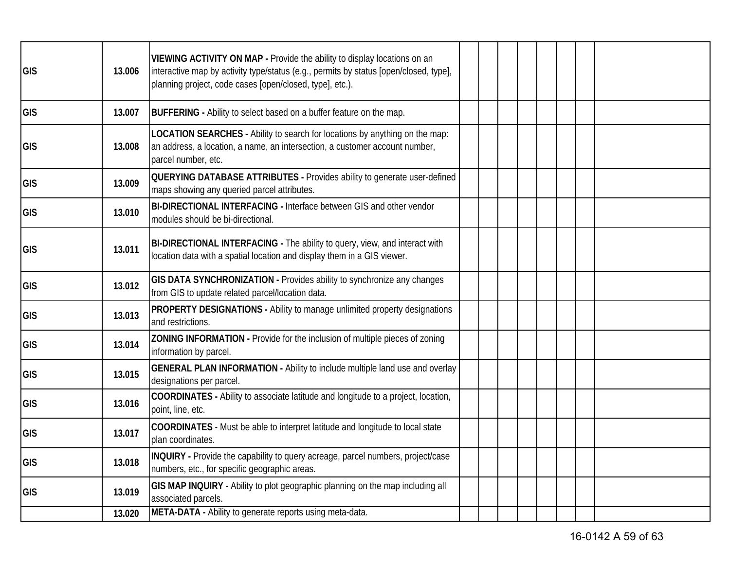| | | | | | | | | | | |
|---|---|---|---|---|---|---|---|---|---|---|
| GIS | 13.006 | **VIEWING ACTIVITY ON MAP -** Provide the ability to display locations on an interactive map by activity type/status (e.g., permits by status [open/closed, type], planning project, code cases [open/closed, type], etc.). | | | | | | | | |
| GIS | 13.007 | **BUFFERING -** Ability to select based on a buffer feature on the map. | | | | | | | | |
| GIS | 13.008 | **LOCATION SEARCHES -** Ability to search for locations by anything on the map: an address, a location, a name, an intersection, a customer account number, parcel number, etc. | | | | | | | | |
| GIS | 13.009 | **QUERYING DATABASE ATTRIBUTES -** Provides ability to generate user-defined maps showing any queried parcel attributes. | | | | | | | | |
| GIS | 13.010 | **BI-DIRECTIONAL INTERFACING -** Interface between GIS and other vendor modules should be bi-directional. | | | | | | | | |
| GIS | 13.011 | **BI-DIRECTIONAL INTERFACING -** The ability to query, view, and interact with location data with a spatial location and display them in a GIS viewer. | | | | | | | | |
| GIS | 13.012 | **GIS DATA SYNCHRONIZATION -** Provides ability to synchronize any changes from GIS to update related parcel/location data. | | | | | | | | |
| GIS | 13.013 | **PROPERTY DESIGNATIONS -** Ability to manage unlimited property designations and restrictions. | | | | | | | | |
| GIS | 13.014 | **ZONING INFORMATION -** Provide for the inclusion of multiple pieces of zoning information by parcel. | | | | | | | | |
| GIS | 13.015 | **GENERAL PLAN INFORMATION -** Ability to include multiple land use and overlay designations per parcel. | | | | | | | | |
| GIS | 13.016 | **COORDINATES -** Ability to associate latitude and longitude to a project, location, point, line, etc. | | | | | | | | |
| GIS | 13.017 | **COORDINATES** - Must be able to interpret latitude and longitude to local state plan coordinates. | | | | | | | | |
| GIS | 13.018 | **INQUIRY -** Provide the capability to query acreage, parcel numbers, project/case numbers, etc., for specific geographic areas. | | | | | | | | |
| GIS | 13.019 | **GIS MAP INQUIRY** - Ability to plot geographic planning on the map including all associated parcels. | | | | | | | | |
| | 13.020 | **META-DATA -** Ability to generate reports using meta-data. | | | | | | | | |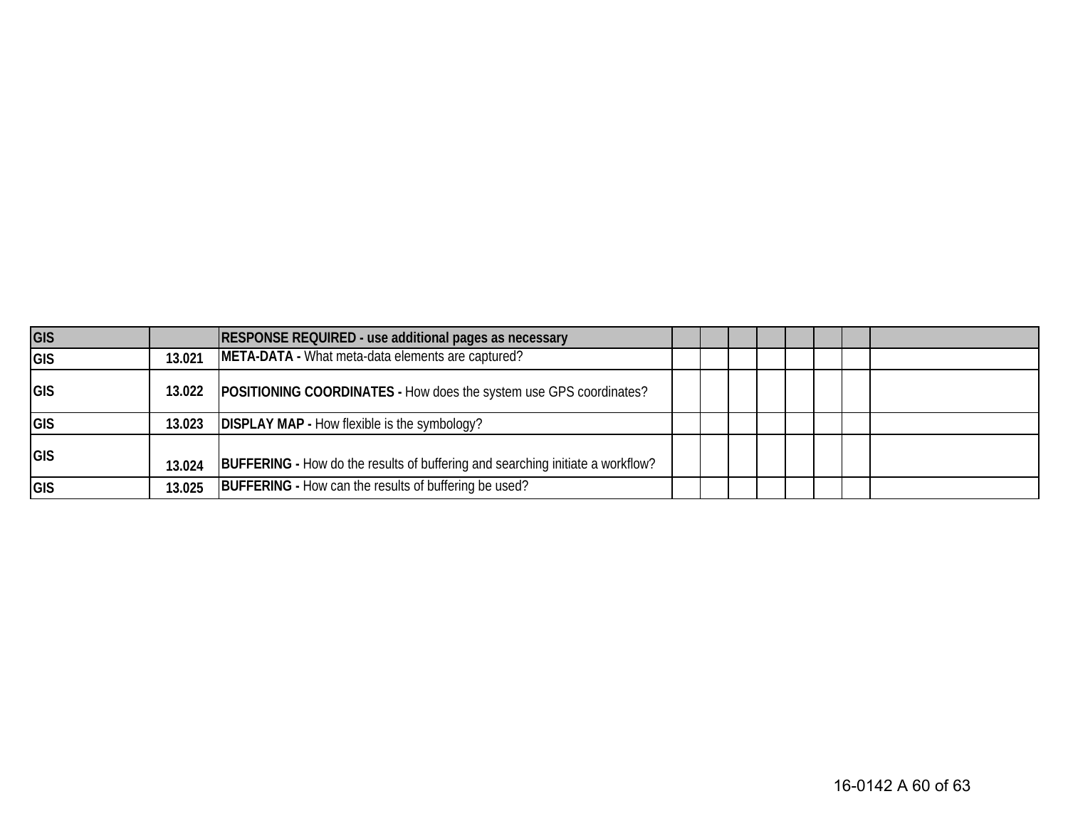| GIS | | RESPONSE REQUIRED - use additional pages as necessary | | | | | | | | |
|---|---|---|---|---|---|---|---|---|---|---|
| GIS | 13.021 | **META-DATA -** What meta-data elements are captured? | | | | | | | | |
| GIS | 13.022 | **POSITIONING COORDINATES -** How does the system use GPS coordinates? | | | | | | | | |
| GIS | 13.023 | **DISPLAY MAP -** How flexible is the symbology? | | | | | | | | |
| GIS | 13.024 | **BUFFERING -** How do the results of buffering and searching initiate a workflow? | | | | | | | | |
| GIS | 13.025 | **BUFFERING -** How can the results of buffering be used? | | | | | | | | |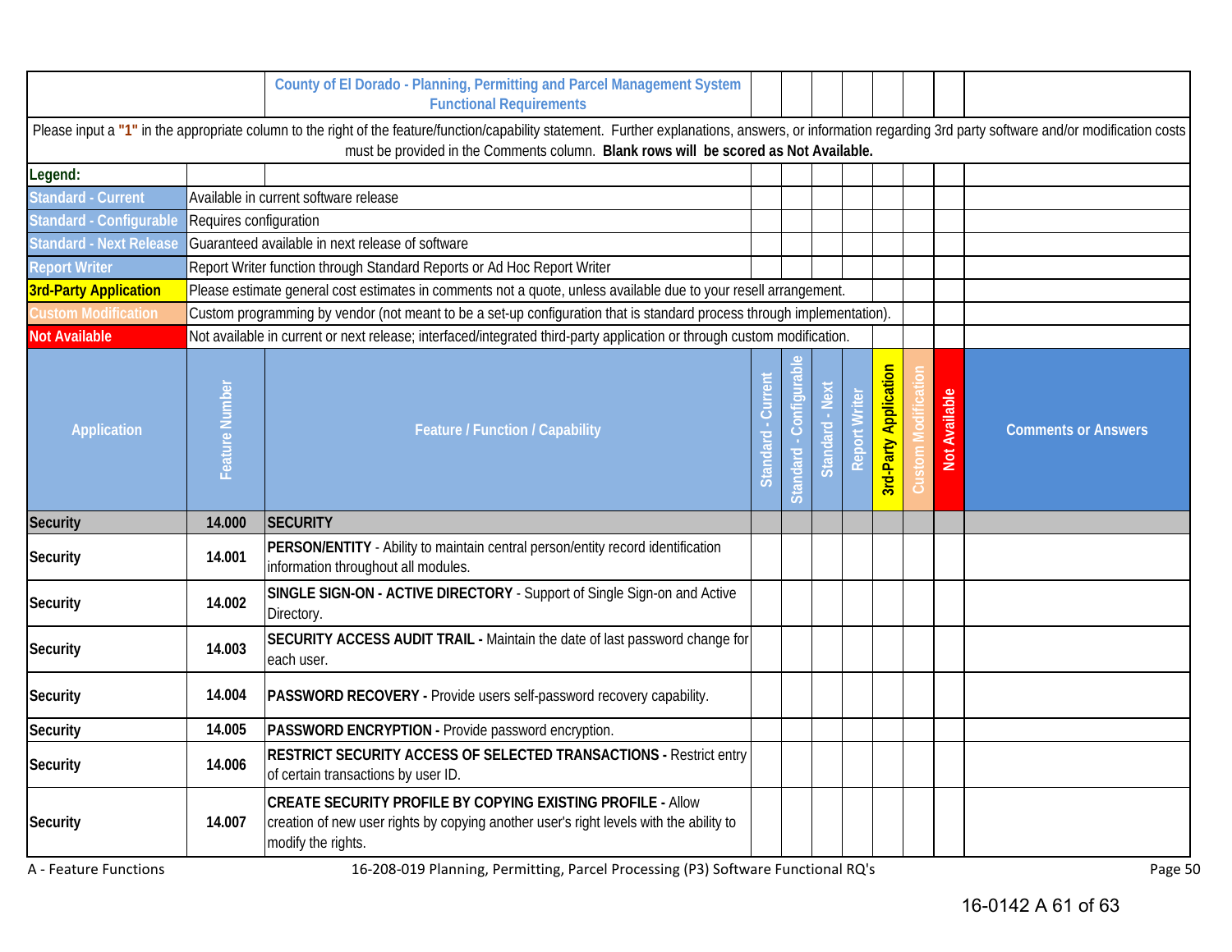| | | County of El Dorado - Planning, Permitting and Parcel Management System Functional Requirements | | | | | | | | |
|---|---|---|---|---|---|---|---|---|---|---|

Please input a **"1"** in the appropriate column to the right of the feature/function/capability statement. Further explanations, answers, or information regarding 3rd party software and/or modification costs must be provided in the Comments column. **Blank rows will be scored as Not Available.**

| Legend: | |
|---|---|
| Standard - Current | Available in current software release |
| Standard - Configurable | Requires configuration |
| Standard - Next Release | Guaranteed available in next release of software |
| Report Writer | Report Writer function through Standard Reports or Ad Hoc Report Writer |
| 3rd-Party Application | Please estimate general cost estimates in comments not a quote, unless available due to your resell arrangement. |
| Custom Modification | Custom programming by vendor (not meant to be a set-up configuration that is standard process through implementation). |
| Not Available | Not available in current or next release; interfaced/integrated third-party application or through custom modification. |

| Application | Feature Number | Feature / Function / Capability | Standard - Current | Standard - Configurable | Standard - Next | Report Writer | 3rd-Party Application | Custom Modification | Not Available | Comments or Answers |
|---|---|---|---|---|---|---|---|---|---|---|
| **Security** | **14.000** | **SECURITY** | | | | | | | | |
| **Security** | **14.001** | **PERSON/ENTITY** - Ability to maintain central person/entity record identification information throughout all modules. | | | | | | | | |
| **Security** | **14.002** | **SINGLE SIGN-ON - ACTIVE DIRECTORY** - Support of Single Sign-on and Active Directory. | | | | | | | | |
| **Security** | **14.003** | **SECURITY ACCESS AUDIT TRAIL -** Maintain the date of last password change for each user. | | | | | | | | |
| **Security** | **14.004** | **PASSWORD RECOVERY -** Provide users self-password recovery capability. | | | | | | | | |
| **Security** | **14.005** | **PASSWORD ENCRYPTION -** Provide password encryption. | | | | | | | | |
| **Security** | **14.006** | **RESTRICT SECURITY ACCESS OF SELECTED TRANSACTIONS -** Restrict entry of certain transactions by user ID. | | | | | | | | |
| **Security** | **14.007** | **CREATE SECURITY PROFILE BY COPYING EXISTING PROFILE -** Allow creation of new user rights by copying another user's right levels with the ability to modify the rights. | | | | | | | | |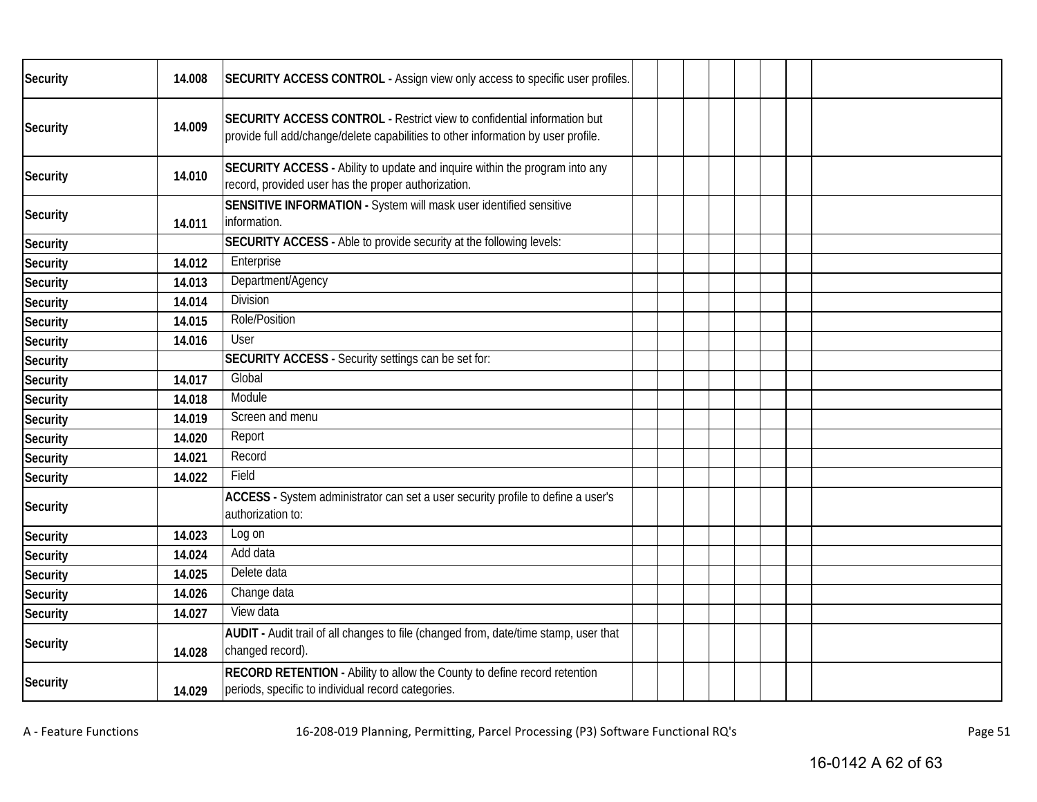| | | | | | | | | | | |
|---|---|---|---|---|---|---|---|---|---|---|
| Security | 14.008 | **SECURITY ACCESS CONTROL -** Assign view only access to specific user profiles. | | | | | | | | |
| Security | 14.009 | **SECURITY ACCESS CONTROL -** Restrict view to confidential information but provide full add/change/delete capabilities to other information by user profile. | | | | | | | | |
| Security | 14.010 | **SECURITY ACCESS -** Ability to update and inquire within the program into any record, provided user has the proper authorization. | | | | | | | | |
| Security | 14.011 | **SENSITIVE INFORMATION -** System will mask user identified sensitive information. | | | | | | | | |
| Security | | **SECURITY ACCESS -** Able to provide security at the following levels: | | | | | | | | |
| Security | 14.012 | Enterprise | | | | | | | | |
| Security | 14.013 | Department/Agency | | | | | | | | |
| Security | 14.014 | Division | | | | | | | | |
| Security | 14.015 | Role/Position | | | | | | | | |
| Security | 14.016 | User | | | | | | | | |
| Security | | **SECURITY ACCESS -** Security settings can be set for: | | | | | | | | |
| Security | 14.017 | Global | | | | | | | | |
| Security | 14.018 | Module | | | | | | | | |
| Security | 14.019 | Screen and menu | | | | | | | | |
| Security | 14.020 | Report | | | | | | | | |
| Security | 14.021 | Record | | | | | | | | |
| Security | 14.022 | Field | | | | | | | | |
| Security | | **ACCESS -** System administrator can set a user security profile to define a user's authorization to: | | | | | | | | |
| Security | 14.023 | Log on | | | | | | | | |
| Security | 14.024 | Add data | | | | | | | | |
| Security | 14.025 | Delete data | | | | | | | | |
| Security | 14.026 | Change data | | | | | | | | |
| Security | 14.027 | View data | | | | | | | | |
| Security | 14.028 | **AUDIT -** Audit trail of all changes to file (changed from, date/time stamp, user that changed record). | | | | | | | | |
| Security | 14.029 | **RECORD RETENTION -** Ability to allow the County to define record retention periods, specific to individual record categories. | | | | | | | | |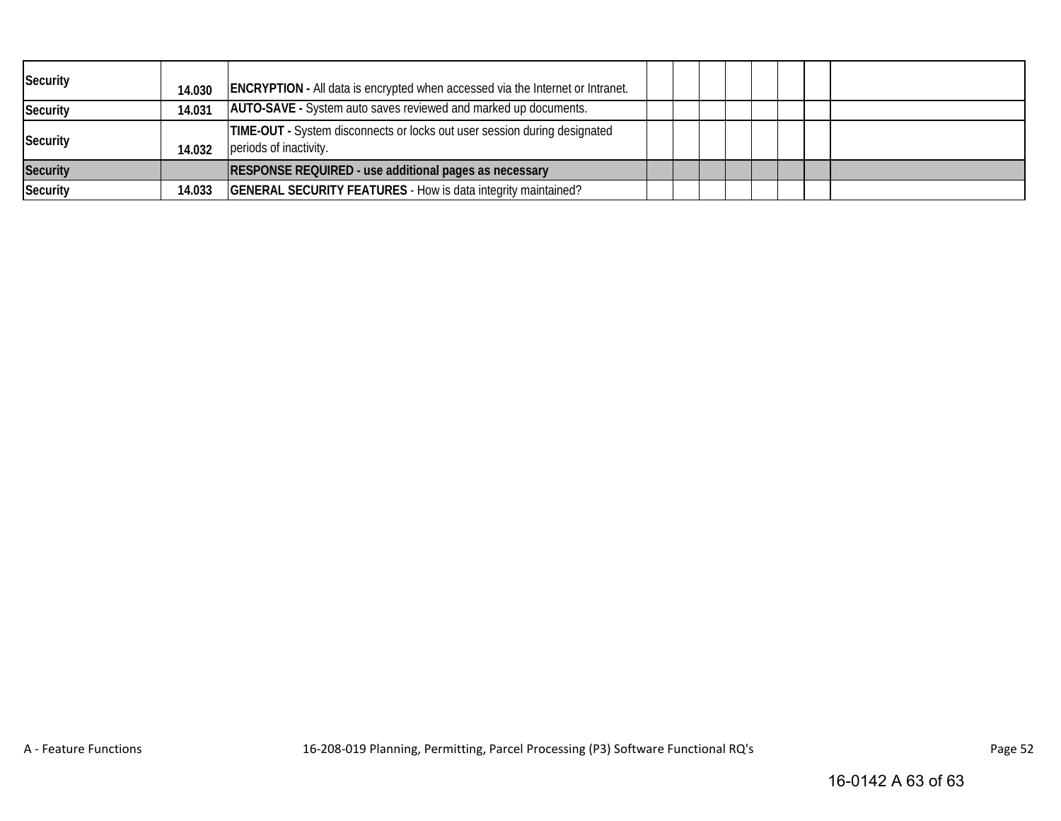| | | | | | | | | | | |
|---|---|---|---|---|---|---|---|---|---|---|
| Security | 14.030 | **ENCRYPTION -** All data is encrypted when accessed via the Internet or Intranet. | | | | | | | | |
| Security | 14.031 | **AUTO-SAVE -** System auto saves reviewed and marked up documents. | | | | | | | | |
| Security | 14.032 | **TIME-OUT -** System disconnects or locks out user session during designated periods of inactivity. | | | | | | | | |
| **Security** | | **RESPONSE REQUIRED - use additional pages as necessary** | | | | | | | | |
| Security | 14.033 | **GENERAL SECURITY FEATURES** - How is data integrity maintained? | | | | | | | | |